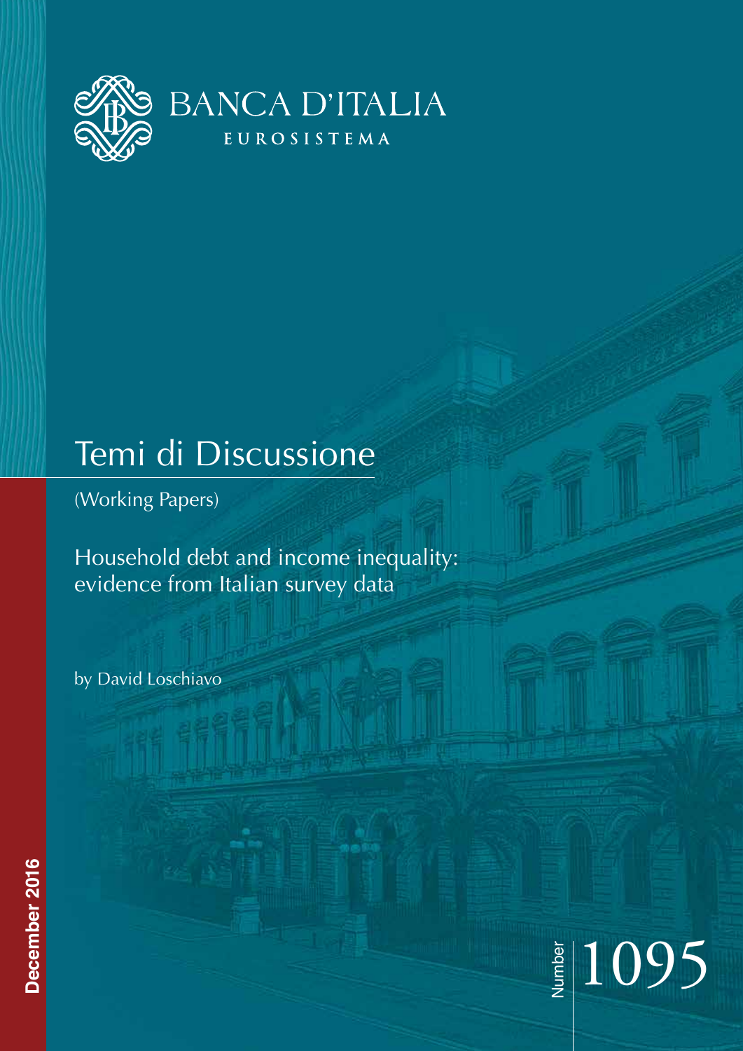BANCA D'ITALIA

EUROSISTEMA

# Temi di Discussione

(Working Papers)

## Household debt and income inequality: evidence from Italian survey data

by David Loschiavo

December 2016

Number 1095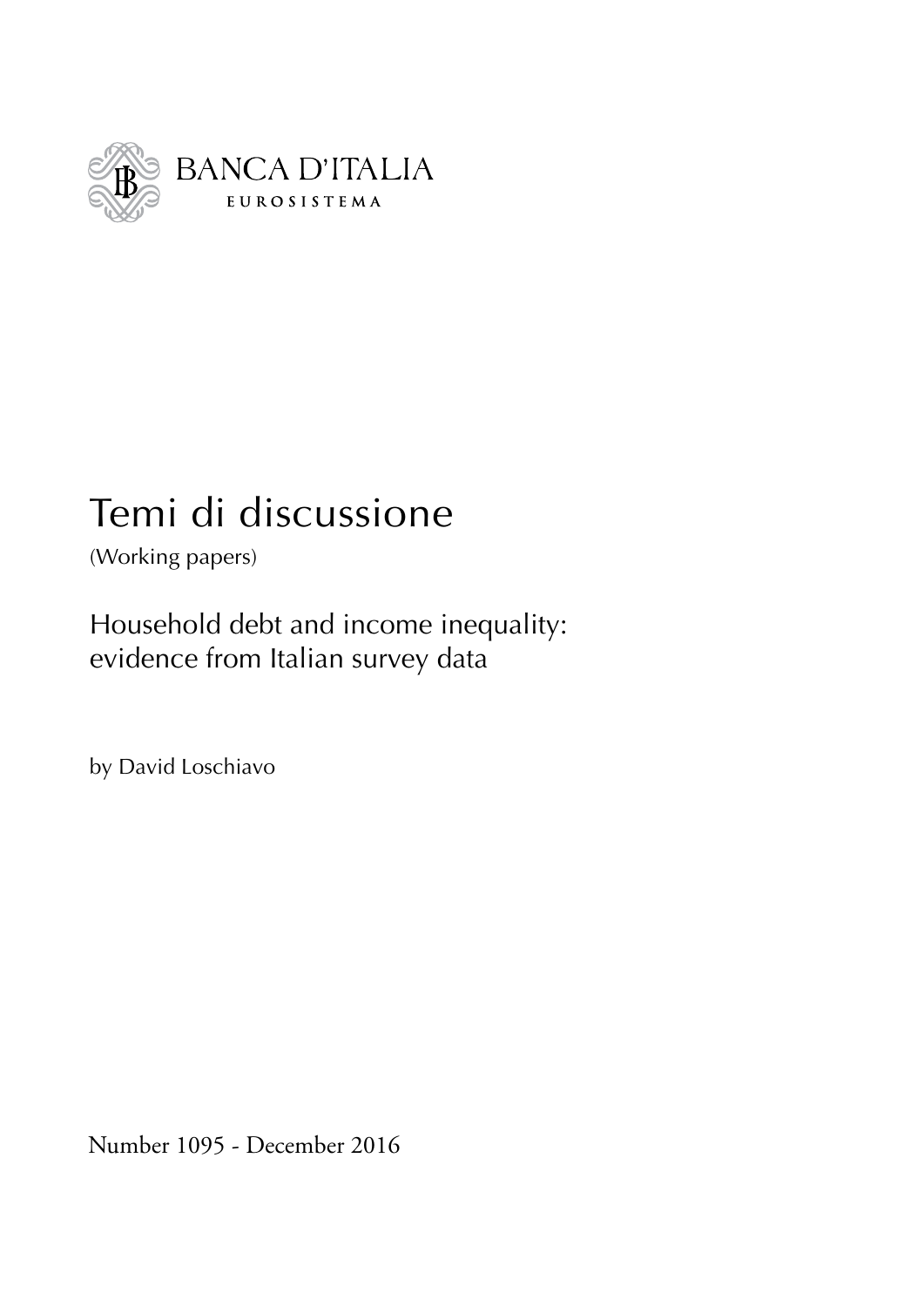BANCA D'ITALIA

EUROSISTEMA

# Temi di discussione

(Working papers)

## Household debt and income inequality: evidence from Italian survey data

by David Loschiavo

Number 1095 - December 2016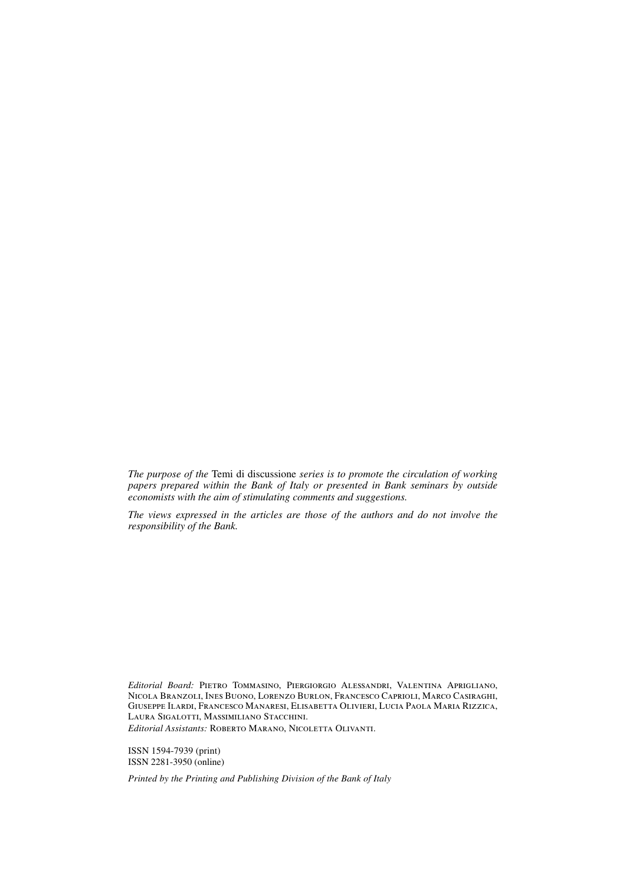*The purpose of the* Temi di discussione *series is to promote the circulation of working papers prepared within the Bank of Italy or presented in Bank seminars by outside economists with the aim of stimulating comments and suggestions.*

*The views expressed in the articles are those of the authors and do not involve the responsibility of the Bank.*

*Editorial Board:* Pietro Tommasino, Piergiorgio Alessandri, Valentina Aprigliano, Nicola Branzoli, Ines Buono, Lorenzo Burlon, Francesco Caprioli, Marco Casiraghi, Giuseppe Ilardi, Francesco Manaresi, Elisabetta Olivieri, Lucia Paola Maria Rizzica, Laura Sigalotti, Massimiliano Stacchini.
*Editorial Assistants:* Roberto Marano, Nicoletta Olivanti.

ISSN 1594-7939 (print)
ISSN 2281-3950 (online)

*Printed by the Printing and Publishing Division of the Bank of Italy*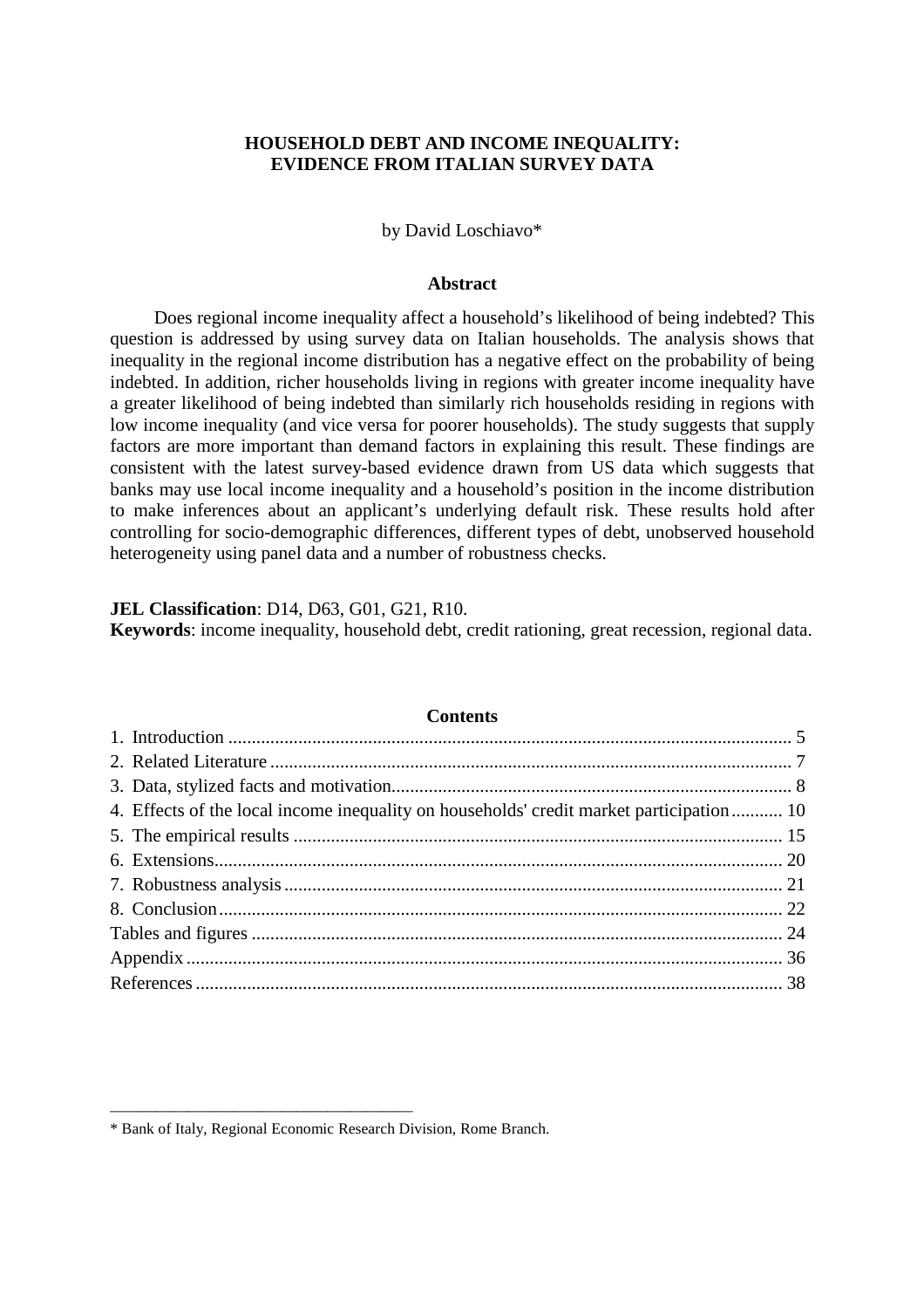**HOUSEHOLD DEBT AND INCOME INEQUALITY:
EVIDENCE FROM ITALIAN SURVEY DATA**

by David Loschiavo*

**Abstract**

Does regional income inequality affect a household's likelihood of being indebted? This question is addressed by using survey data on Italian households. The analysis shows that inequality in the regional income distribution has a negative effect on the probability of being indebted. In addition, richer households living in regions with greater income inequality have a greater likelihood of being indebted than similarly rich households residing in regions with low income inequality (and vice versa for poorer households). The study suggests that supply factors are more important than demand factors in explaining this result. These findings are consistent with the latest survey-based evidence drawn from US data which suggests that banks may use local income inequality and a household's position in the income distribution to make inferences about an applicant's underlying default risk. These results hold after controlling for socio-demographic differences, different types of debt, unobserved household heterogeneity using panel data and a number of robustness checks.

**JEL Classification**: D14, D63, G01, G21, R10.
**Keywords**: income inequality, household debt, credit rationing, great recession, regional data.

**Contents**

1. Introduction ........ 5
2. Related Literature ........ 7
3. Data, stylized facts and motivation ........ 8
4. Effects of the local income inequality on households' credit market participation ........ 10
5. The empirical results ........ 15
6. Extensions ........ 20
7. Robustness analysis ........ 21
8. Conclusion ........ 22

Tables and figures ........ 24
Appendix ........ 36
References ........ 38

* Bank of Italy, Regional Economic Research Division, Rome Branch.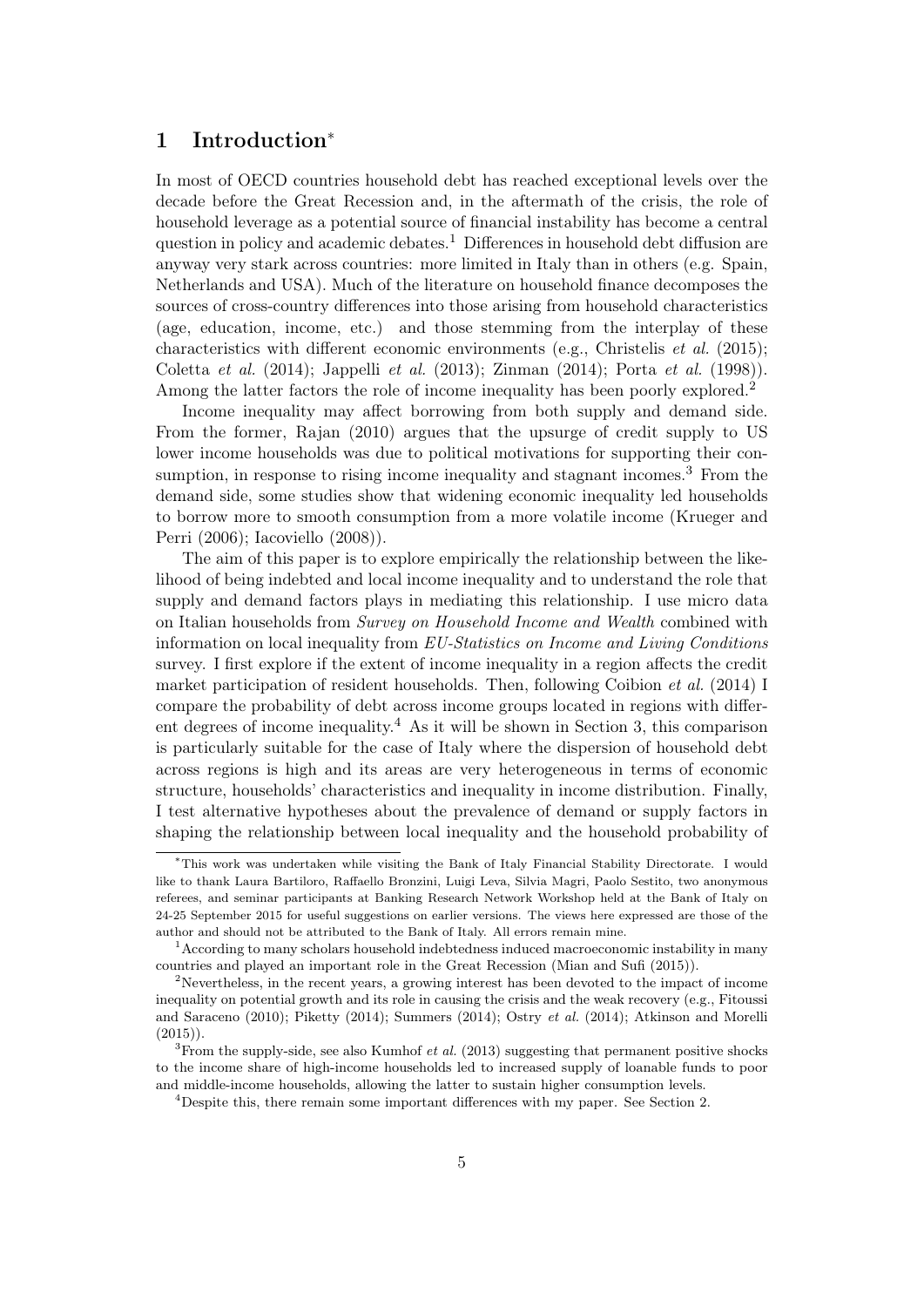# 1 Introduction[*]

In most of OECD countries household debt has reached exceptional levels over the decade before the Great Recession and, in the aftermath of the crisis, the role of household leverage as a potential source of financial instability has become a central question in policy and academic debates.[1] Differences in household debt diffusion are anyway very stark across countries: more limited in Italy than in others (e.g. Spain, Netherlands and USA). Much of the literature on household finance decomposes the sources of cross-country differences into those arising from household characteristics (age, education, income, etc.) and those stemming from the interplay of these characteristics with different economic environments (e.g., Christelis *et al.* (2015); Coletta *et al.* (2014); Jappelli *et al.* (2013); Zinman (2014); Porta *et al.* (1998)). Among the latter factors the role of income inequality has been poorly explored.[2]

Income inequality may affect borrowing from both supply and demand side. From the former, Rajan (2010) argues that the upsurge of credit supply to US lower income households was due to political motivations for supporting their consumption, in response to rising income inequality and stagnant incomes.[3] From the demand side, some studies show that widening economic inequality led households to borrow more to smooth consumption from a more volatile income (Krueger and Perri (2006); Iacoviello (2008)).

The aim of this paper is to explore empirically the relationship between the likelihood of being indebted and local income inequality and to understand the role that supply and demand factors plays in mediating this relationship. I use micro data on Italian households from *Survey on Household Income and Wealth* combined with information on local inequality from *EU-Statistics on Income and Living Conditions* survey. I first explore if the extent of income inequality in a region affects the credit market participation of resident households. Then, following Coibion *et al.* (2014) I compare the probability of debt across income groups located in regions with different degrees of income inequality.[4] As it will be shown in Section 3, this comparison is particularly suitable for the case of Italy where the dispersion of household debt across regions is high and its areas are very heterogeneous in terms of economic structure, households' characteristics and inequality in income distribution. Finally, I test alternative hypotheses about the prevalence of demand or supply factors in shaping the relationship between local inequality and the household probability of

---

[*] This work was undertaken while visiting the Bank of Italy Financial Stability Directorate. I would like to thank Laura Bartiloro, Raffaello Bronzini, Luigi Leva, Silvia Magri, Paolo Sestito, two anonymous referees, and seminar participants at Banking Research Network Workshop held at the Bank of Italy on 24-25 September 2015 for useful suggestions on earlier versions. The views here expressed are those of the author and should not be attributed to the Bank of Italy. All errors remain mine.

[1] According to many scholars household indebtedness induced macroeconomic instability in many countries and played an important role in the Great Recession (Mian and Sufi (2015)).

[2] Nevertheless, in the recent years, a growing interest has been devoted to the impact of income inequality on potential growth and its role in causing the crisis and the weak recovery (e.g., Fitoussi and Saraceno (2010); Piketty (2014); Summers (2014); Ostry *et al.* (2014); Atkinson and Morelli (2015)).

[3] From the supply-side, see also Kumhof *et al.* (2013) suggesting that permanent positive shocks to the income share of high-income households led to increased supply of loanable funds to poor and middle-income households, allowing the latter to sustain higher consumption levels.

[4] Despite this, there remain some important differences with my paper. See Section 2.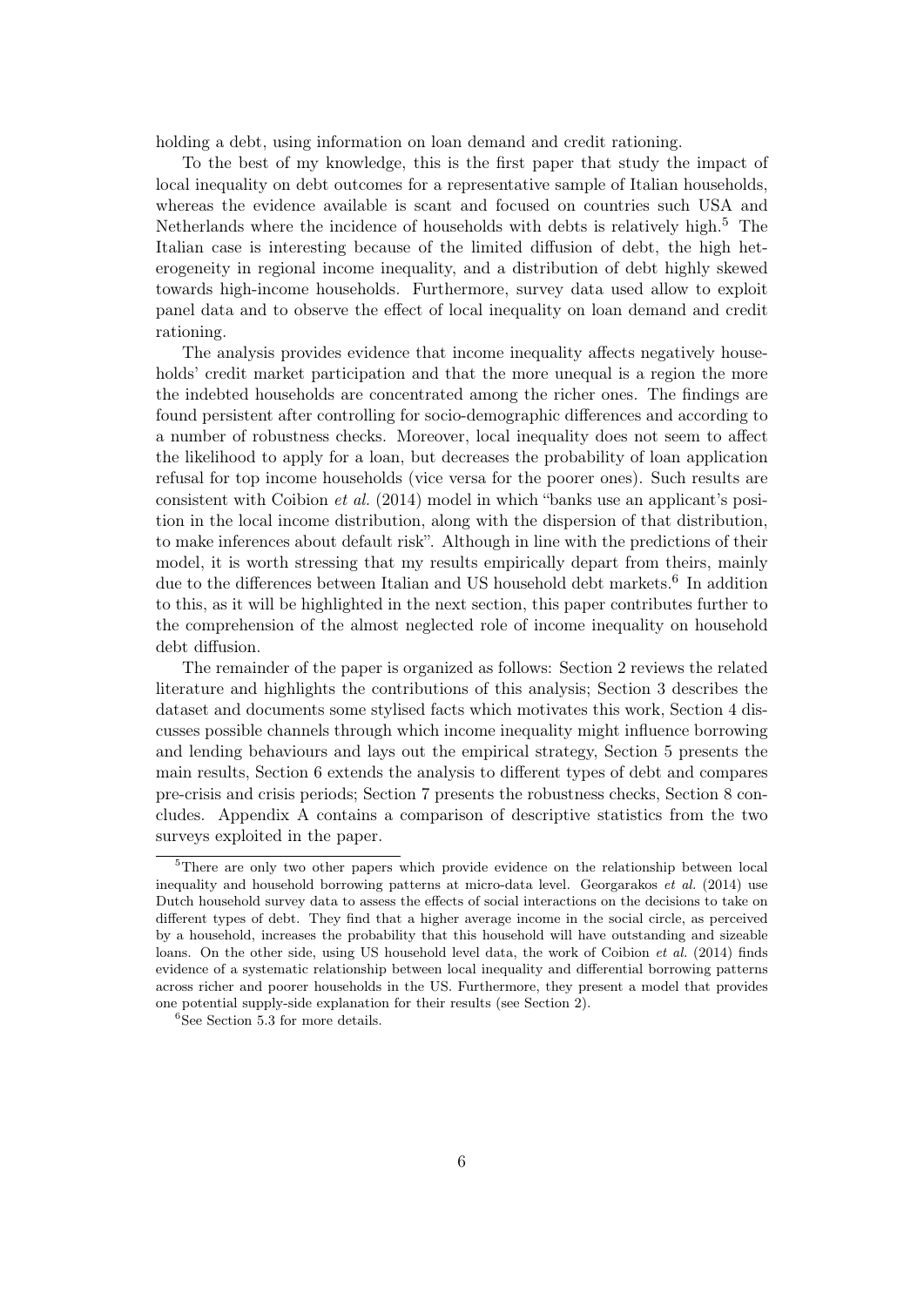holding a debt, using information on loan demand and credit rationing.

To the best of my knowledge, this is the first paper that study the impact of local inequality on debt outcomes for a representative sample of Italian households, whereas the evidence available is scant and focused on countries such USA and Netherlands where the incidence of households with debts is relatively high.[5] The Italian case is interesting because of the limited diffusion of debt, the high heterogeneity in regional income inequality, and a distribution of debt highly skewed towards high-income households. Furthermore, survey data used allow to exploit panel data and to observe the effect of local inequality on loan demand and credit rationing.

The analysis provides evidence that income inequality affects negatively households' credit market participation and that the more unequal is a region the more the indebted households are concentrated among the richer ones. The findings are found persistent after controlling for socio-demographic differences and according to a number of robustness checks. Moreover, local inequality does not seem to affect the likelihood to apply for a loan, but decreases the probability of loan application refusal for top income households (vice versa for the poorer ones). Such results are consistent with Coibion *et al.* (2014) model in which "banks use an applicant's position in the local income distribution, along with the dispersion of that distribution, to make inferences about default risk". Although in line with the predictions of their model, it is worth stressing that my results empirically depart from theirs, mainly due to the differences between Italian and US household debt markets.[6] In addition to this, as it will be highlighted in the next section, this paper contributes further to the comprehension of the almost neglected role of income inequality on household debt diffusion.

The remainder of the paper is organized as follows: Section 2 reviews the related literature and highlights the contributions of this analysis; Section 3 describes the dataset and documents some stylised facts which motivates this work, Section 4 discusses possible channels through which income inequality might influence borrowing and lending behaviours and lays out the empirical strategy, Section 5 presents the main results, Section 6 extends the analysis to different types of debt and compares pre-crisis and crisis periods; Section 7 presents the robustness checks, Section 8 concludes. Appendix A contains a comparison of descriptive statistics from the two surveys exploited in the paper.

---

[5] There are only two other papers which provide evidence on the relationship between local inequality and household borrowing patterns at micro-data level. Georgarakos *et al.* (2014) use Dutch household survey data to assess the effects of social interactions on the decisions to take on different types of debt. They find that a higher average income in the social circle, as perceived by a household, increases the probability that this household will have outstanding and sizeable loans. On the other side, using US household level data, the work of Coibion *et al.* (2014) finds evidence of a systematic relationship between local inequality and differential borrowing patterns across richer and poorer households in the US. Furthermore, they present a model that provides one potential supply-side explanation for their results (see Section 2).

[6] See Section 5.3 for more details.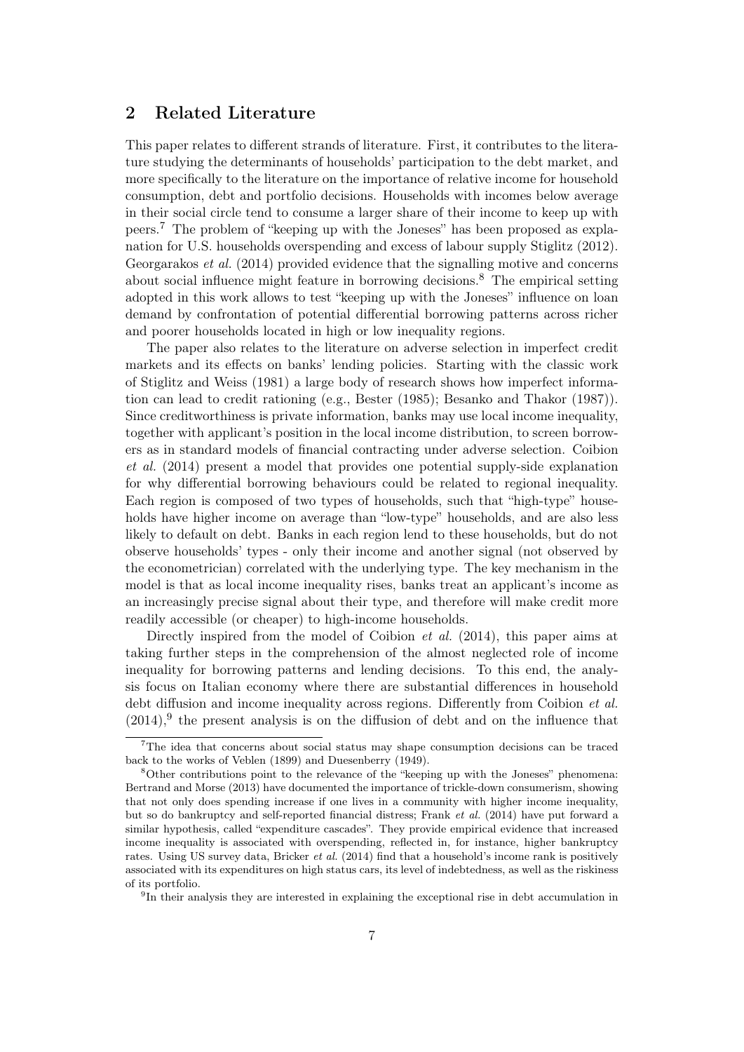## 2 Related Literature

This paper relates to different strands of literature. First, it contributes to the literature studying the determinants of households' participation to the debt market, and more specifically to the literature on the importance of relative income for household consumption, debt and portfolio decisions. Households with incomes below average in their social circle tend to consume a larger share of their income to keep up with peers.[7] The problem of "keeping up with the Joneses" has been proposed as explanation for U.S. households overspending and excess of labour supply Stiglitz (2012). Georgarakos *et al.* (2014) provided evidence that the signalling motive and concerns about social influence might feature in borrowing decisions.[8] The empirical setting adopted in this work allows to test "keeping up with the Joneses" influence on loan demand by confrontation of potential differential borrowing patterns across richer and poorer households located in high or low inequality regions.

The paper also relates to the literature on adverse selection in imperfect credit markets and its effects on banks' lending policies. Starting with the classic work of Stiglitz and Weiss (1981) a large body of research shows how imperfect information can lead to credit rationing (e.g., Bester (1985); Besanko and Thakor (1987)). Since creditworthiness is private information, banks may use local income inequality, together with applicant's position in the local income distribution, to screen borrowers as in standard models of financial contracting under adverse selection. Coibion *et al.* (2014) present a model that provides one potential supply-side explanation for why differential borrowing behaviours could be related to regional inequality. Each region is composed of two types of households, such that "high-type" households have higher income on average than "low-type" households, and are also less likely to default on debt. Banks in each region lend to these households, but do not observe households' types - only their income and another signal (not observed by the econometrician) correlated with the underlying type. The key mechanism in the model is that as local income inequality rises, banks treat an applicant's income as an increasingly precise signal about their type, and therefore will make credit more readily accessible (or cheaper) to high-income households.

Directly inspired from the model of Coibion *et al.* (2014), this paper aims at taking further steps in the comprehension of the almost neglected role of income inequality for borrowing patterns and lending decisions. To this end, the analysis focus on Italian economy where there are substantial differences in household debt diffusion and income inequality across regions. Differently from Coibion *et al.* (2014),[9] the present analysis is on the diffusion of debt and on the influence that

---

[7] The idea that concerns about social status may shape consumption decisions can be traced back to the works of Veblen (1899) and Duesenberry (1949).

[8] Other contributions point to the relevance of the "keeping up with the Joneses" phenomena: Bertrand and Morse (2013) have documented the importance of trickle-down consumerism, showing that not only does spending increase if one lives in a community with higher income inequality, but so do bankruptcy and self-reported financial distress; Frank *et al.* (2014) have put forward a similar hypothesis, called "expenditure cascades". They provide empirical evidence that increased income inequality is associated with overspending, reflected in, for instance, higher bankruptcy rates. Using US survey data, Bricker *et al.* (2014) find that a household's income rank is positively associated with its expenditures on high status cars, its level of indebtedness, as well as the riskiness of its portfolio.

[9] In their analysis they are interested in explaining the exceptional rise in debt accumulation in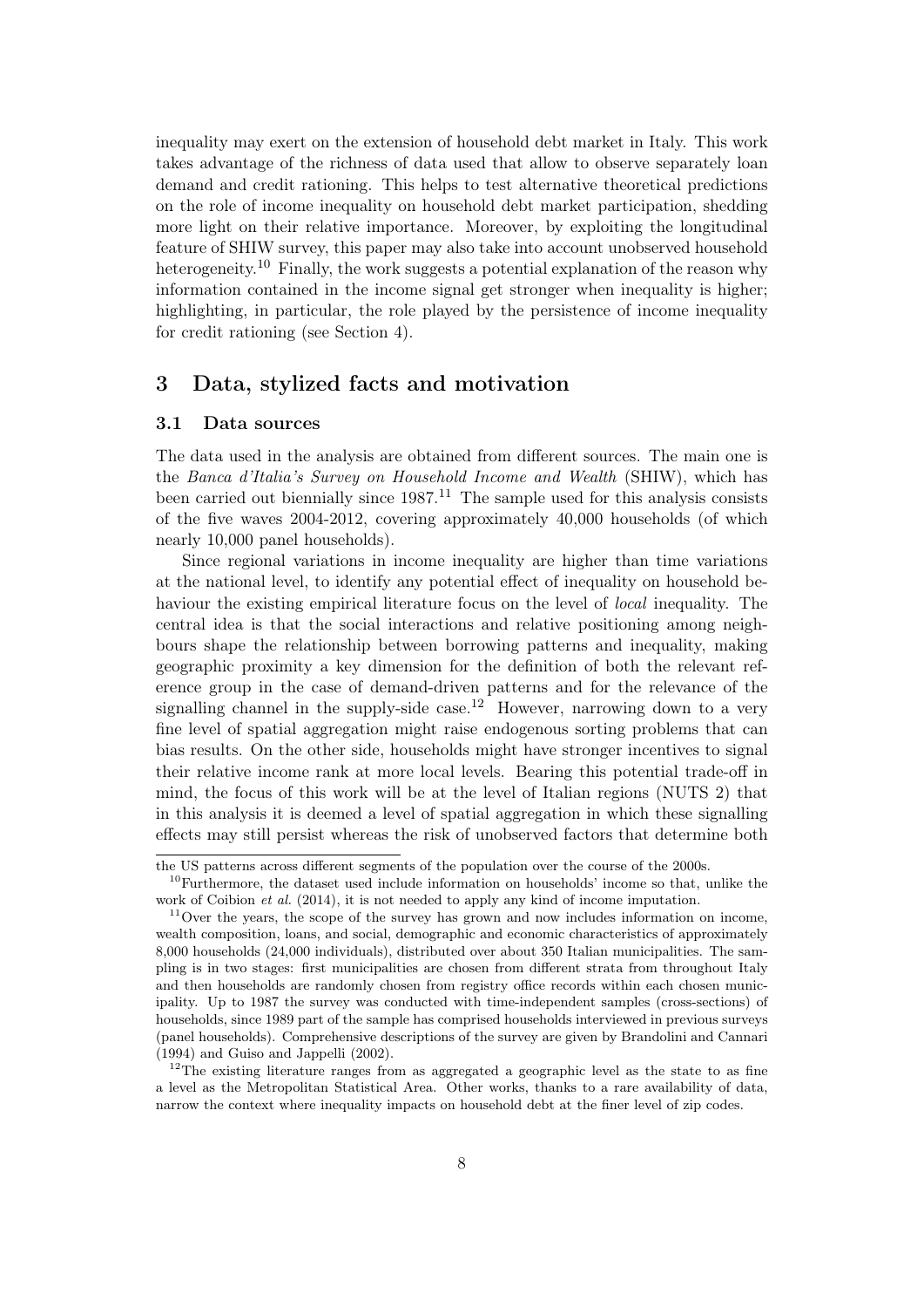inequality may exert on the extension of household debt market in Italy. This work takes advantage of the richness of data used that allow to observe separately loan demand and credit rationing. This helps to test alternative theoretical predictions on the role of income inequality on household debt market participation, shedding more light on their relative importance. Moreover, by exploiting the longitudinal feature of SHIW survey, this paper may also take into account unobserved household heterogeneity.[10] Finally, the work suggests a potential explanation of the reason why information contained in the income signal get stronger when inequality is higher; highlighting, in particular, the role played by the persistence of income inequality for credit rationing (see Section 4).

## 3 Data, stylized facts and motivation

### 3.1 Data sources

The data used in the analysis are obtained from different sources. The main one is the *Banca d'Italia's Survey on Household Income and Wealth* (SHIW), which has been carried out biennially since 1987.[11] The sample used for this analysis consists of the five waves 2004-2012, covering approximately 40,000 households (of which nearly 10,000 panel households).

Since regional variations in income inequality are higher than time variations at the national level, to identify any potential effect of inequality on household behaviour the existing empirical literature focus on the level of *local* inequality. The central idea is that the social interactions and relative positioning among neighbours shape the relationship between borrowing patterns and inequality, making geographic proximity a key dimension for the definition of both the relevant reference group in the case of demand-driven patterns and for the relevance of the signalling channel in the supply-side case.[12] However, narrowing down to a very fine level of spatial aggregation might raise endogenous sorting problems that can bias results. On the other side, households might have stronger incentives to signal their relative income rank at more local levels. Bearing this potential trade-off in mind, the focus of this work will be at the level of Italian regions (NUTS 2) that in this analysis it is deemed a level of spatial aggregation in which these signalling effects may still persist whereas the risk of unobserved factors that determine both

---

the US patterns across different segments of the population over the course of the 2000s.

[10] Furthermore, the dataset used include information on households' income so that, unlike the work of Coibion *et al.* (2014), it is not needed to apply any kind of income imputation.

[11] Over the years, the scope of the survey has grown and now includes information on income, wealth composition, loans, and social, demographic and economic characteristics of approximately 8,000 households (24,000 individuals), distributed over about 350 Italian municipalities. The sampling is in two stages: first municipalities are chosen from different strata from throughout Italy and then households are randomly chosen from registry office records within each chosen municipality. Up to 1987 the survey was conducted with time-independent samples (cross-sections) of households, since 1989 part of the sample has comprised households interviewed in previous surveys (panel households). Comprehensive descriptions of the survey are given by Brandolini and Cannari (1994) and Guiso and Jappelli (2002).

[12] The existing literature ranges from as aggregated a geographic level as the state to as fine a level as the Metropolitan Statistical Area. Other works, thanks to a rare availability of data, narrow the context where inequality impacts on household debt at the finer level of zip codes.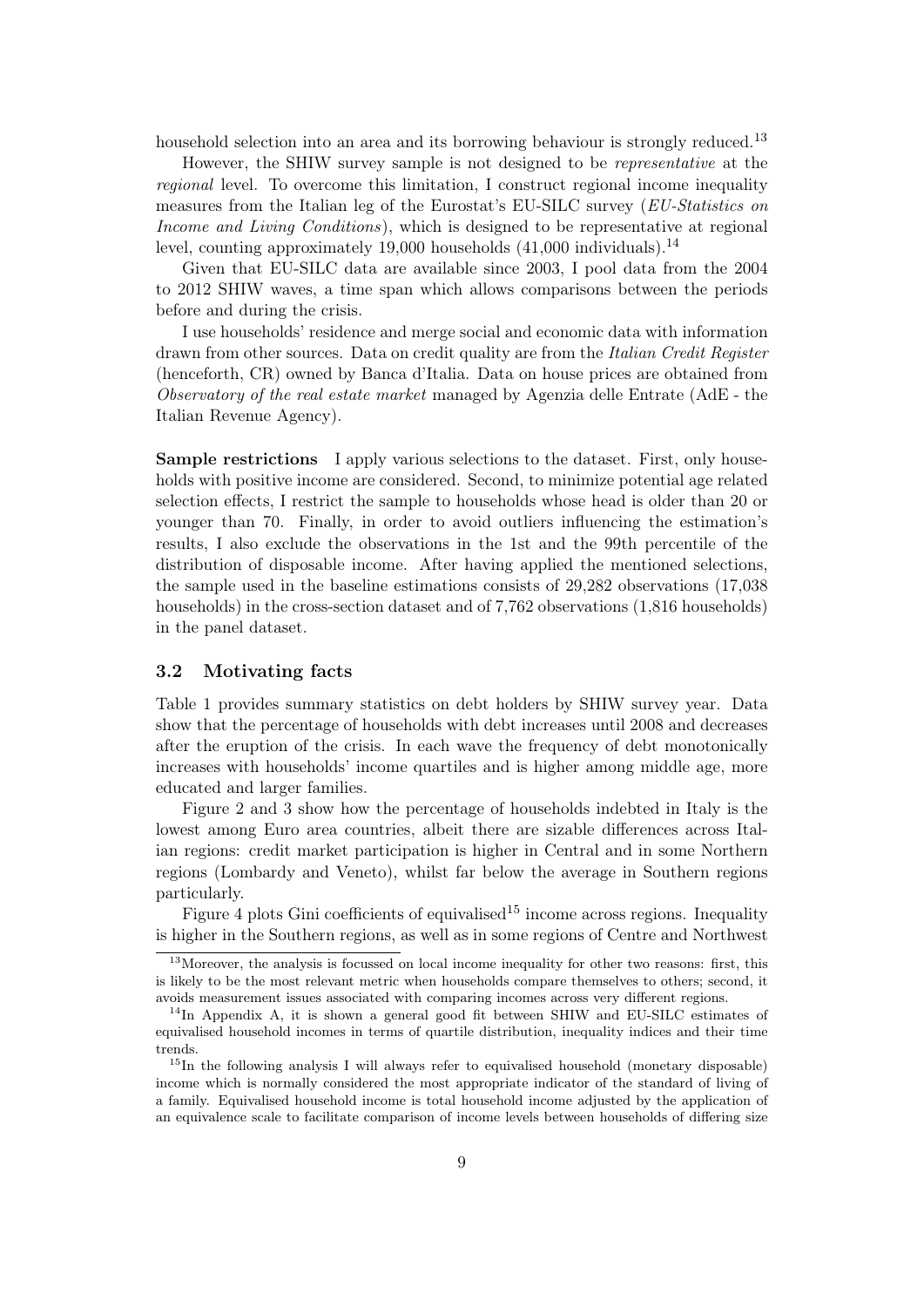household selection into an area and its borrowing behaviour is strongly reduced.[13]

However, the SHIW survey sample is not designed to be *representative* at the *regional* level. To overcome this limitation, I construct regional income inequality measures from the Italian leg of the Eurostat's EU-SILC survey (*EU-Statistics on Income and Living Conditions*), which is designed to be representative at regional level, counting approximately 19,000 households (41,000 individuals).[14]

Given that EU-SILC data are available since 2003, I pool data from the 2004 to 2012 SHIW waves, a time span which allows comparisons between the periods before and during the crisis.

I use households' residence and merge social and economic data with information drawn from other sources. Data on credit quality are from the *Italian Credit Register* (henceforth, CR) owned by Banca d'Italia. Data on house prices are obtained from *Observatory of the real estate market* managed by Agenzia delle Entrate (AdE - the Italian Revenue Agency).

**Sample restrictions** I apply various selections to the dataset. First, only households with positive income are considered. Second, to minimize potential age related selection effects, I restrict the sample to households whose head is older than 20 or younger than 70. Finally, in order to avoid outliers influencing the estimation's results, I also exclude the observations in the 1st and the 99th percentile of the distribution of disposable income. After having applied the mentioned selections, the sample used in the baseline estimations consists of 29,282 observations (17,038 households) in the cross-section dataset and of 7,762 observations (1,816 households) in the panel dataset.

### 3.2 Motivating facts

Table 1 provides summary statistics on debt holders by SHIW survey year. Data show that the percentage of households with debt increases until 2008 and decreases after the eruption of the crisis. In each wave the frequency of debt monotonically increases with households' income quartiles and is higher among middle age, more educated and larger families.

Figure 2 and 3 show how the percentage of households indebted in Italy is the lowest among Euro area countries, albeit there are sizable differences across Italian regions: credit market participation is higher in Central and in some Northern regions (Lombardy and Veneto), whilst far below the average in Southern regions particularly.

Figure 4 plots Gini coefficients of equivalised[15] income across regions. Inequality is higher in the Southern regions, as well as in some regions of Centre and Northwest

[13] Moreover, the analysis is focussed on local income inequality for other two reasons: first, this is likely to be the most relevant metric when households compare themselves to others; second, it avoids measurement issues associated with comparing incomes across very different regions.

[14] In Appendix A, it is shown a general good fit between SHIW and EU-SILC estimates of equivalised household incomes in terms of quartile distribution, inequality indices and their time trends.

[15] In the following analysis I will always refer to equivalised household (monetary disposable) income which is normally considered the most appropriate indicator of the standard of living of a family. Equivalised household income is total household income adjusted by the application of an equivalence scale to facilitate comparison of income levels between households of differing size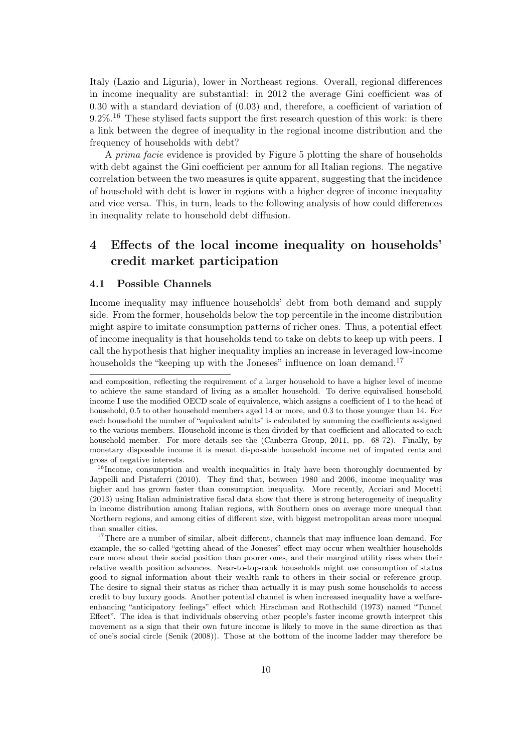Italy (Lazio and Liguria), lower in Northeast regions. Overall, regional differences in income inequality are substantial: in 2012 the average Gini coefficient was of 0.30 with a standard deviation of (0.03) and, therefore, a coefficient of variation of 9.2%.[16] These stylised facts support the first research question of this work: is there a link between the degree of inequality in the regional income distribution and the frequency of households with debt?

A *prima facie* evidence is provided by Figure 5 plotting the share of households with debt against the Gini coefficient per annum for all Italian regions. The negative correlation between the two measures is quite apparent, suggesting that the incidence of household with debt is lower in regions with a higher degree of income inequality and vice versa. This, in turn, leads to the following analysis of how could differences in inequality relate to household debt diffusion.

# 4 Effects of the local income inequality on households' credit market participation

## 4.1 Possible Channels

Income inequality may influence households' debt from both demand and supply side. From the former, households below the top percentile in the income distribution might aspire to imitate consumption patterns of richer ones. Thus, a potential effect of income inequality is that households tend to take on debts to keep up with peers. I call the hypothesis that higher inequality implies an increase in leveraged low-income households the "keeping up with the Joneses" influence on loan demand.[17]

---

and composition, reflecting the requirement of a larger household to have a higher level of income to achieve the same standard of living as a smaller household. To derive equivalised household income I use the modified OECD scale of equivalence, which assigns a coefficient of 1 to the head of household, 0.5 to other household members aged 14 or more, and 0.3 to those younger than 14. For each household the number of "equivalent adults" is calculated by summing the coefficients assigned to the various members. Household income is then divided by that coefficient and allocated to each household member. For more details see the (Canberra Group, 2011, pp. 68-72). Finally, by monetary disposable income it is meant disposable household income net of imputed rents and gross of negative interests.

[16] Income, consumption and wealth inequalities in Italy have been thoroughly documented by Jappelli and Pistaferri (2010). They find that, between 1980 and 2006, income inequality was higher and has grown faster than consumption inequality. More recently, Acciari and Mocetti (2013) using Italian administrative fiscal data show that there is strong heterogeneity of inequality in income distribution among Italian regions, with Southern ones on average more unequal than Northern regions, and among cities of different size, with biggest metropolitan areas more unequal than smaller cities.

[17] There are a number of similar, albeit different, channels that may influence loan demand. For example, the so-called "getting ahead of the Joneses" effect may occur when wealthier households care more about their social position than poorer ones, and their marginal utility rises when their relative wealth position advances. Near-to-top-rank households might use consumption of status good to signal information about their wealth rank to others in their social or reference group. The desire to signal their status as richer than actually it is may push some households to access credit to buy luxury goods. Another potential channel is when increased inequality have a welfare-enhancing "anticipatory feelings" effect which Hirschman and Rothschild (1973) named "Tunnel Effect". The idea is that individuals observing other people's faster income growth interpret this movement as a sign that their own future income is likely to move in the same direction as that of one's social circle (Senik (2008)). Those at the bottom of the income ladder may therefore be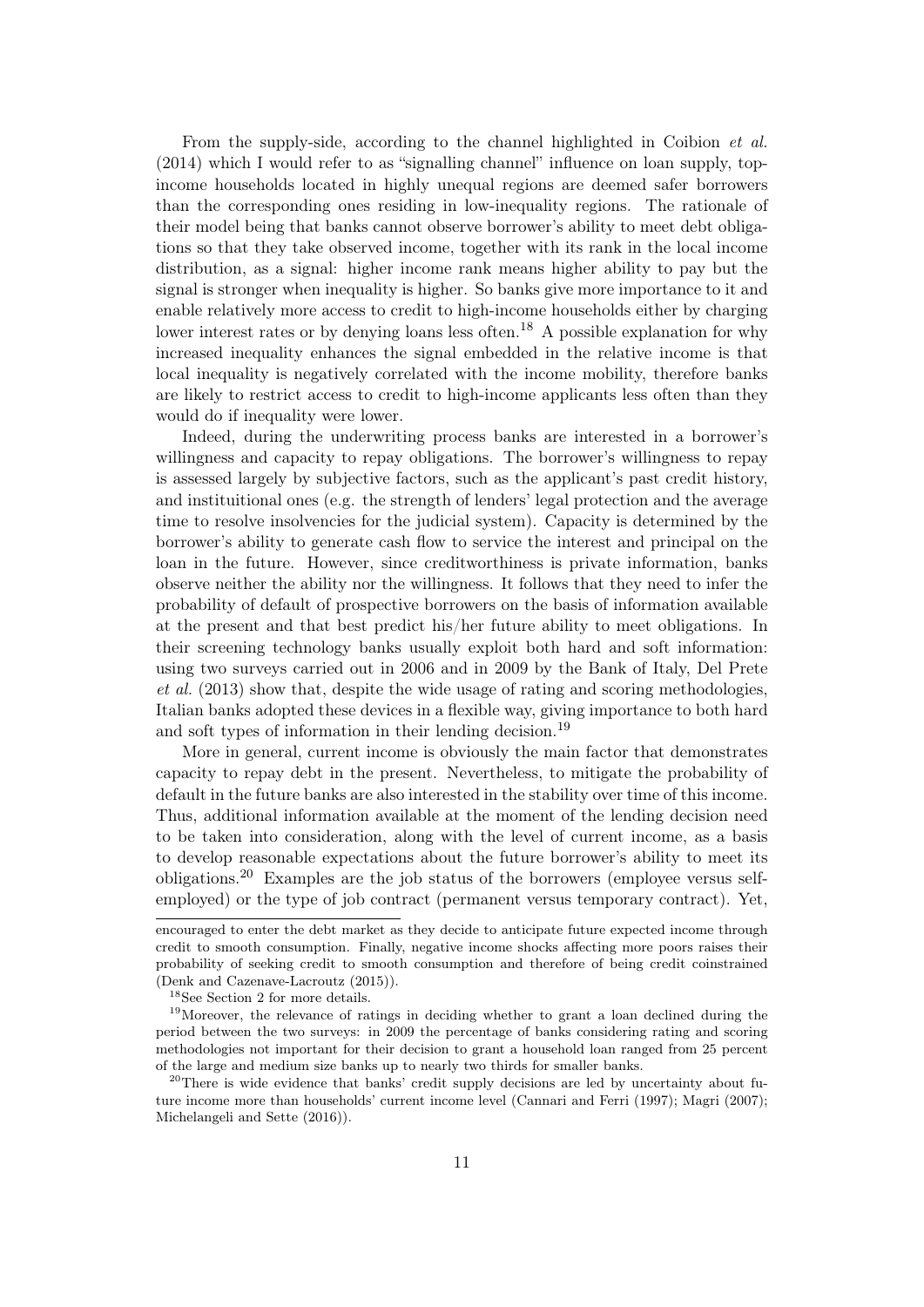From the supply-side, according to the channel highlighted in Coibion *et al.* (2014) which I would refer to as "signalling channel" influence on loan supply, top-income households located in highly unequal regions are deemed safer borrowers than the corresponding ones residing in low-inequality regions. The rationale of their model being that banks cannot observe borrower's ability to meet debt obligations so that they take observed income, together with its rank in the local income distribution, as a signal: higher income rank means higher ability to pay but the signal is stronger when inequality is higher. So banks give more importance to it and enable relatively more access to credit to high-income households either by charging lower interest rates or by denying loans less often.[18] A possible explanation for why increased inequality enhances the signal embedded in the relative income is that local inequality is negatively correlated with the income mobility, therefore banks are likely to restrict access to credit to high-income applicants less often than they would do if inequality were lower.

Indeed, during the underwriting process banks are interested in a borrower's willingness and capacity to repay obligations. The borrower's willingness to repay is assessed largely by subjective factors, such as the applicant's past credit history, and instituitional ones (e.g. the strength of lenders' legal protection and the average time to resolve insolvencies for the judicial system). Capacity is determined by the borrower's ability to generate cash flow to service the interest and principal on the loan in the future. However, since creditworthiness is private information, banks observe neither the ability nor the willingness. It follows that they need to infer the probability of default of prospective borrowers on the basis of information available at the present and that best predict his/her future ability to meet obligations. In their screening technology banks usually exploit both hard and soft information: using two surveys carried out in 2006 and in 2009 by the Bank of Italy, Del Prete *et al.* (2013) show that, despite the wide usage of rating and scoring methodologies, Italian banks adopted these devices in a flexible way, giving importance to both hard and soft types of information in their lending decision.[19]

More in general, current income is obviously the main factor that demonstrates capacity to repay debt in the present. Nevertheless, to mitigate the probability of default in the future banks are also interested in the stability over time of this income. Thus, additional information available at the moment of the lending decision need to be taken into consideration, along with the level of current income, as a basis to develop reasonable expectations about the future borrower's ability to meet its obligations.[20] Examples are the job status of the borrowers (employee versus self-employed) or the type of job contract (permanent versus temporary contract). Yet,

encouraged to enter the debt market as they decide to anticipate future expected income through credit to smooth consumption. Finally, negative income shocks affecting more poors raises their probability of seeking credit to smooth consumption and therefore of being credit coinstrained (Denk and Cazenave-Lacroutz (2015)).

[18] See Section 2 for more details.

[19] Moreover, the relevance of ratings in deciding whether to grant a loan declined during the period between the two surveys: in 2009 the percentage of banks considering rating and scoring methodologies not important for their decision to grant a household loan ranged from 25 percent of the large and medium size banks up to nearly two thirds for smaller banks.

[20] There is wide evidence that banks' credit supply decisions are led by uncertainty about future income more than households' current income level (Cannari and Ferri (1997); Magri (2007); Michelangeli and Sette (2016)).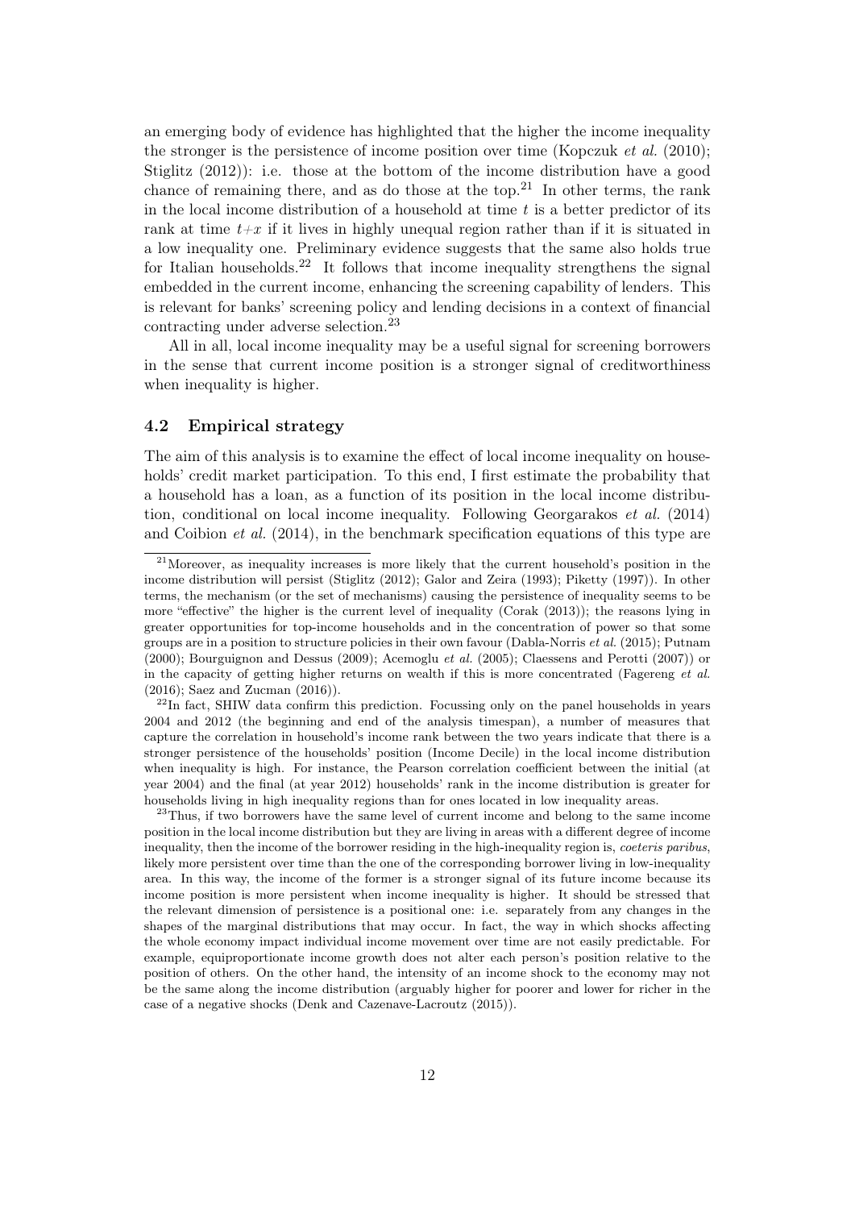an emerging body of evidence has highlighted that the higher the income inequality the stronger is the persistence of income position over time (Kopczuk *et al.* (2010); Stiglitz (2012)): i.e. those at the bottom of the income distribution have a good chance of remaining there, and as do those at the top.[21] In other terms, the rank in the local income distribution of a household at time $t$ is a better predictor of its rank at time $t{+}x$ if it lives in highly unequal region rather than if it is situated in a low inequality one. Preliminary evidence suggests that the same also holds true for Italian households.[22] It follows that income inequality strengthens the signal embedded in the current income, enhancing the screening capability of lenders. This is relevant for banks' screening policy and lending decisions in a context of financial contracting under adverse selection.[23]

All in all, local income inequality may be a useful signal for screening borrowers in the sense that current income position is a stronger signal of creditworthiness when inequality is higher.

### 4.2 Empirical strategy

The aim of this analysis is to examine the effect of local income inequality on households' credit market participation. To this end, I first estimate the probability that a household has a loan, as a function of its position in the local income distribution, conditional on local income inequality. Following Georgarakos *et al.* (2014) and Coibion *et al.* (2014), in the benchmark specification equations of this type are

---

[21] Moreover, as inequality increases is more likely that the current household's position in the income distribution will persist (Stiglitz (2012); Galor and Zeira (1993); Piketty (1997)). In other terms, the mechanism (or the set of mechanisms) causing the persistence of inequality seems to be more "effective" the higher is the current level of inequality (Corak (2013)); the reasons lying in greater opportunities for top-income households and in the concentration of power so that some groups are in a position to structure policies in their own favour (Dabla-Norris *et al.* (2015); Putnam (2000); Bourguignon and Dessus (2009); Acemoglu *et al.* (2005); Claessens and Perotti (2007)) or in the capacity of getting higher returns on wealth if this is more concentrated (Fagereng *et al.* (2016); Saez and Zucman (2016)).

[22] In fact, SHIW data confirm this prediction. Focussing only on the panel households in years 2004 and 2012 (the beginning and end of the analysis timespan), a number of measures that capture the correlation in household's income rank between the two years indicate that there is a stronger persistence of the households' position (Income Decile) in the local income distribution when inequality is high. For instance, the Pearson correlation coefficient between the initial (at year 2004) and the final (at year 2012) households' rank in the income distribution is greater for households living in high inequality regions than for ones located in low inequality areas.

[23] Thus, if two borrowers have the same level of current income and belong to the same income position in the local income distribution but they are living in areas with a different degree of income inequality, then the income of the borrower residing in the high-inequality region is, *coeteris paribus*, likely more persistent over time than the one of the corresponding borrower living in low-inequality area. In this way, the income of the former is a stronger signal of its future income because its income position is more persistent when income inequality is higher. It should be stressed that the relevant dimension of persistence is a positional one: i.e. separately from any changes in the shapes of the marginal distributions that may occur. In fact, the way in which shocks affecting the whole economy impact individual income movement over time are not easily predictable. For example, equiproportionate income growth does not alter each person's position relative to the position of others. On the other hand, the intensity of an income shock to the economy may not be the same along the income distribution (arguably higher for poorer and lower for richer in the case of a negative shocks (Denk and Cazenave-Lacroutz (2015)).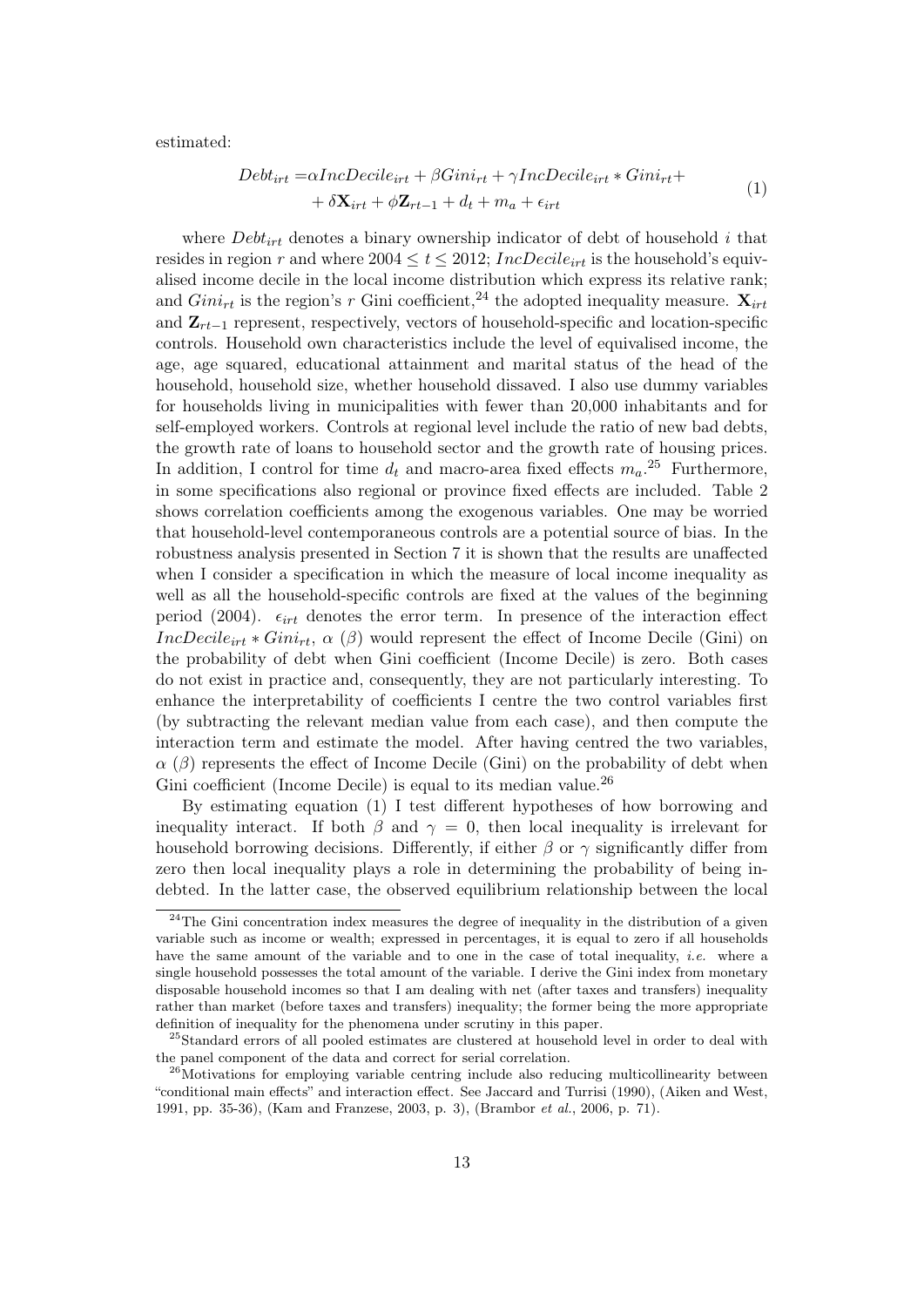estimated:

$$
\begin{aligned}
Debt_{irt} = & \alpha IncDecile_{irt} + \beta Gini_{rt} + \gamma IncDecile_{irt} * Gini_{rt} + \\
& + \delta \mathbf{X}_{irt} + \phi \mathbf{Z}_{rt-1} + d_t + m_a + \epsilon_{irt}
\end{aligned}
\tag{1}
$$

where $Debt_{irt}$ denotes a binary ownership indicator of debt of household $i$ that resides in region $r$ and where $2004 \leq t \leq 2012$; $IncDecile_{irt}$ is the household's equivalised income decile in the local income distribution which express its relative rank; and $Gini_{rt}$ is the region's $r$ Gini coefficient,[24] the adopted inequality measure. $\mathbf{X}_{irt}$ and $\mathbf{Z}_{rt-1}$ represent, respectively, vectors of household-specific and location-specific controls. Household own characteristics include the level of equivalised income, the age, age squared, educational attainment and marital status of the head of the household, household size, whether household dissaved. I also use dummy variables for households living in municipalities with fewer than 20,000 inhabitants and for self-employed workers. Controls at regional level include the ratio of new bad debts, the growth rate of loans to household sector and the growth rate of housing prices. In addition, I control for time $d_t$ and macro-area fixed effects $m_a$.[25] Furthermore, in some specifications also regional or province fixed effects are included. Table 2 shows correlation coefficients among the exogenous variables. One may be worried that household-level contemporaneous controls are a potential source of bias. In the robustness analysis presented in Section 7 it is shown that the results are unaffected when I consider a specification in which the measure of local income inequality as well as all the household-specific controls are fixed at the values of the beginning period (2004). $\epsilon_{irt}$ denotes the error term. In presence of the interaction effect $IncDecile_{irt} * Gini_{rt}$, $\alpha$ ($\beta$) would represent the effect of Income Decile (Gini) on the probability of debt when Gini coefficient (Income Decile) is zero. Both cases do not exist in practice and, consequently, they are not particularly interesting. To enhance the interpretability of coefficients I centre the two control variables first (by subtracting the relevant median value from each case), and then compute the interaction term and estimate the model. After having centred the two variables, $\alpha$ ($\beta$) represents the effect of Income Decile (Gini) on the probability of debt when Gini coefficient (Income Decile) is equal to its median value.[26]

By estimating equation (1) I test different hypotheses of how borrowing and inequality interact. If both $\beta$ and $\gamma = 0$, then local inequality is irrelevant for household borrowing decisions. Differently, if either $\beta$ or $\gamma$ significantly differ from zero then local inequality plays a role in determining the probability of being indebted. In the latter case, the observed equilibrium relationship between the local

[24] The Gini concentration index measures the degree of inequality in the distribution of a given variable such as income or wealth; expressed in percentages, it is equal to zero if all households have the same amount of the variable and to one in the case of total inequality, *i.e.* where a single household possesses the total amount of the variable. I derive the Gini index from monetary disposable household incomes so that I am dealing with net (after taxes and transfers) inequality rather than market (before taxes and transfers) inequality; the former being the more appropriate definition of inequality for the phenomena under scrutiny in this paper.

[25] Standard errors of all pooled estimates are clustered at household level in order to deal with the panel component of the data and correct for serial correlation.

[26] Motivations for employing variable centring include also reducing multicollinearity between "conditional main effects" and interaction effect. See Jaccard and Turrisi (1990), (Aiken and West, 1991, pp. 35-36), (Kam and Franzese, 2003, p. 3), (Brambor *et al.*, 2006, p. 71).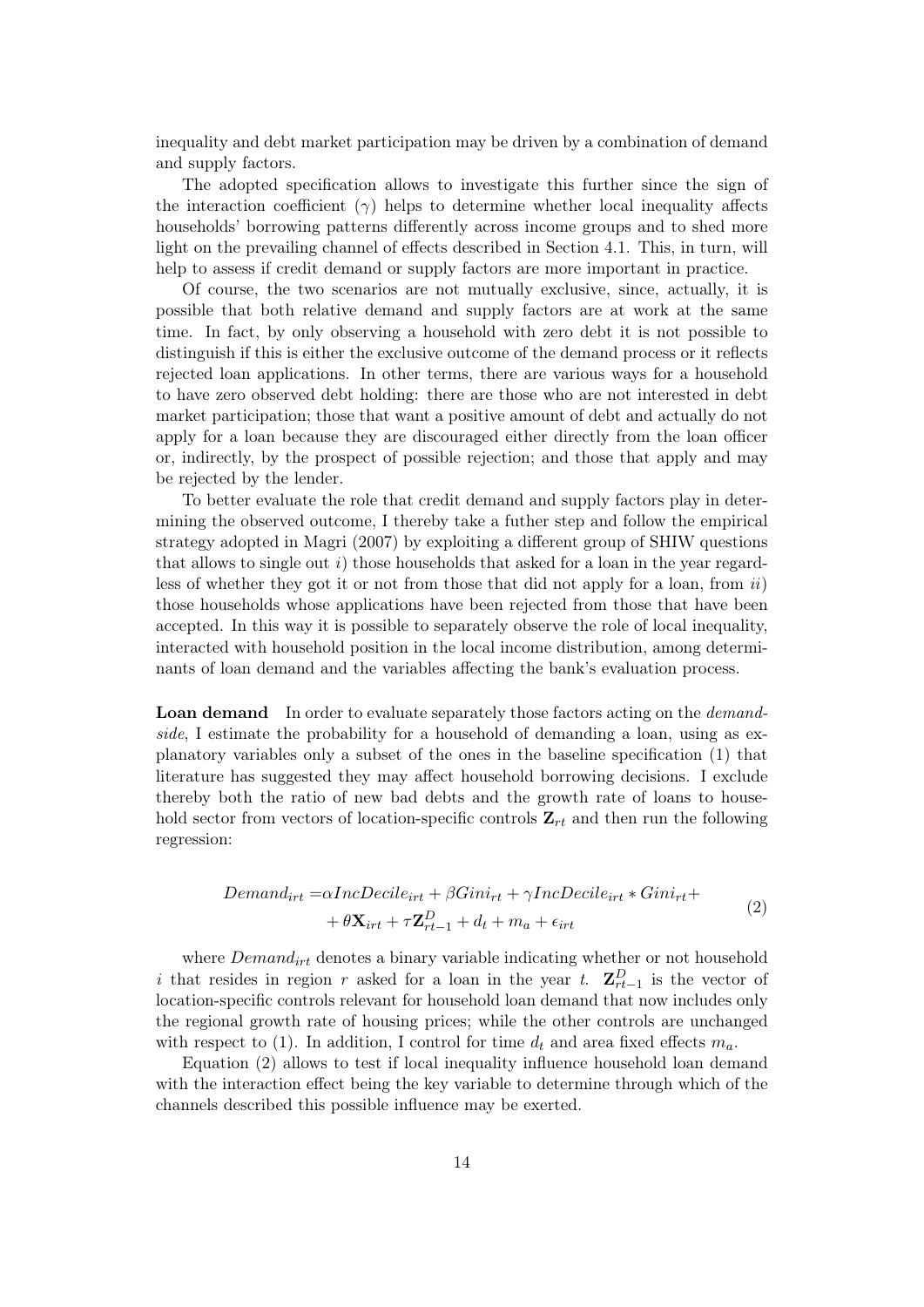inequality and debt market participation may be driven by a combination of demand and supply factors.

The adopted specification allows to investigate this further since the sign of the interaction coefficient ($\gamma$) helps to determine whether local inequality affects households' borrowing patterns differently across income groups and to shed more light on the prevailing channel of effects described in Section 4.1. This, in turn, will help to assess if credit demand or supply factors are more important in practice.

Of course, the two scenarios are not mutually exclusive, since, actually, it is possible that both relative demand and supply factors are at work at the same time. In fact, by only observing a household with zero debt it is not possible to distinguish if this is either the exclusive outcome of the demand process or it reflects rejected loan applications. In other terms, there are various ways for a household to have zero observed debt holding: there are those who are not interested in debt market participation; those that want a positive amount of debt and actually do not apply for a loan because they are discouraged either directly from the loan officer or, indirectly, by the prospect of possible rejection; and those that apply and may be rejected by the lender.

To better evaluate the role that credit demand and supply factors play in determining the observed outcome, I thereby take a futher step and follow the empirical strategy adopted in Magri (2007) by exploiting a different group of SHIW questions that allows to single out *i*) those households that asked for a loan in the year regardless of whether they got it or not from those that did not apply for a loan, from *ii*) those households whose applications have been rejected from those that have been accepted. In this way it is possible to separately observe the role of local inequality, interacted with household position in the local income distribution, among determinants of loan demand and the variables affecting the bank's evaluation process.

**Loan demand** In order to evaluate separately those factors acting on the *demand-side*, I estimate the probability for a household of demanding a loan, using as explanatory variables only a subset of the ones in the baseline specification (1) that literature has suggested they may affect household borrowing decisions. I exclude thereby both the ratio of new bad debts and the growth rate of loans to household sector from vectors of location-specific controls $\mathbf{Z}_{rt}$ and then run the following regression:

$$\begin{aligned} Demand_{irt} = & \alpha IncDecile_{irt} + \beta Gini_{rt} + \gamma IncDecile_{irt} * Gini_{rt} + \\ & + \theta \mathbf{X}_{irt} + \tau \mathbf{Z}^{D}_{rt-1} + d_t + m_a + \epsilon_{irt} \end{aligned} \tag{2}$$

where $Demand_{irt}$ denotes a binary variable indicating whether or not household $i$ that resides in region $r$ asked for a loan in the year $t$. $\mathbf{Z}^{D}_{rt-1}$ is the vector of location-specific controls relevant for household loan demand that now includes only the regional growth rate of housing prices; while the other controls are unchanged with respect to (1). In addition, I control for time $d_t$ and area fixed effects $m_a$.

Equation (2) allows to test if local inequality influence household loan demand with the interaction effect being the key variable to determine through which of the channels described this possible influence may be exerted.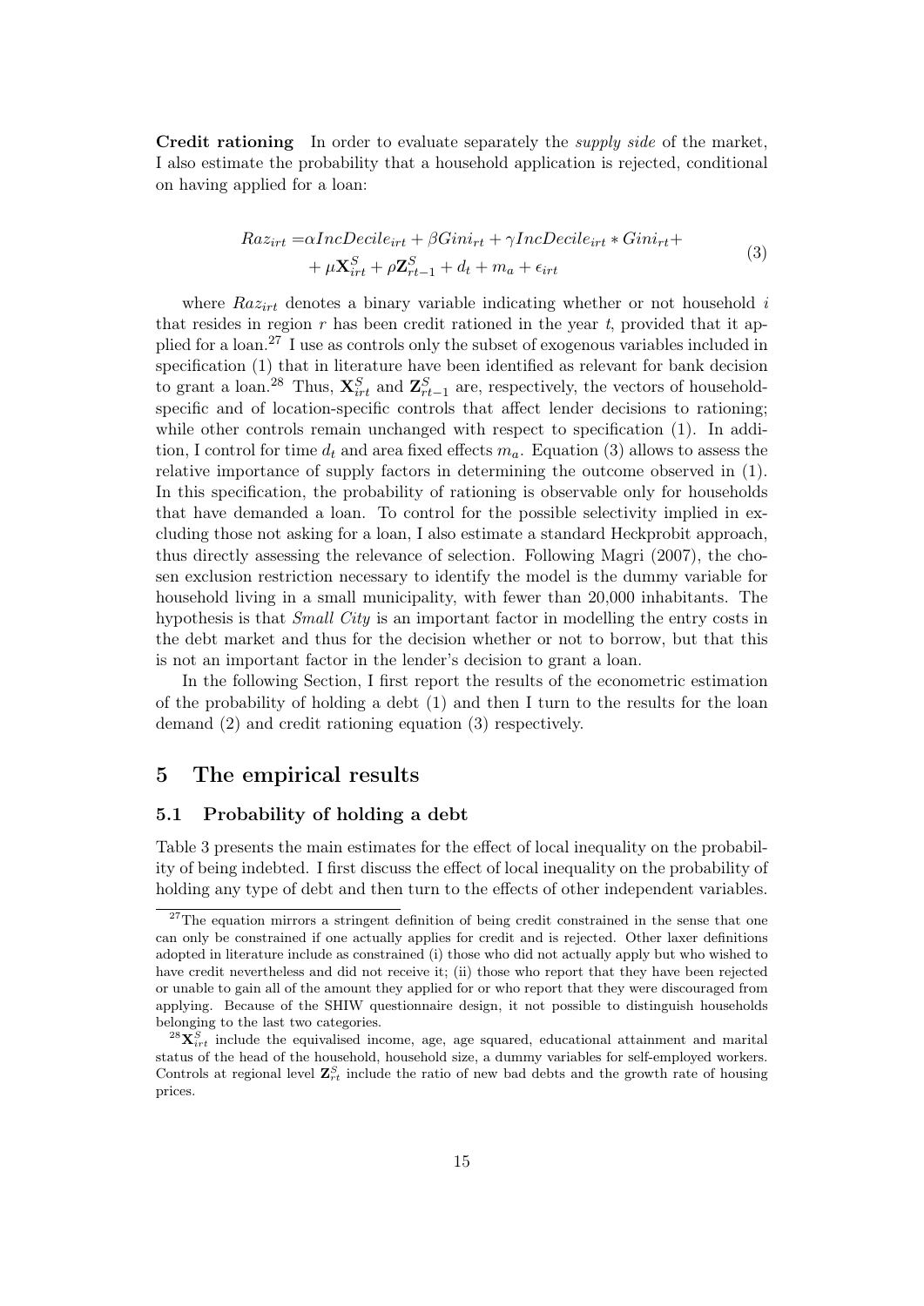**Credit rationing** In order to evaluate separately the *supply side* of the market, I also estimate the probability that a household application is rejected, conditional on having applied for a loan:

$$
\begin{aligned}
Raz_{irt} =& \alpha IncDecile_{irt} + \beta Gini_{rt} + \gamma IncDecile_{irt} * Gini_{rt} + \\
& + \mu \mathbf{X}^{S}_{irt} + \rho \mathbf{Z}^{S}_{rt-1} + d_t + m_a + \epsilon_{irt}
\end{aligned}
\tag{3}
$$

where $Raz_{irt}$ denotes a binary variable indicating whether or not household $i$ that resides in region $r$ has been credit rationed in the year $t$, provided that it applied for a loan.[27] I use as controls only the subset of exogenous variables included in specification (1) that in literature have been identified as relevant for bank decision to grant a loan.[28] Thus, $\mathbf{X}^{S}_{irt}$ and $\mathbf{Z}^{S}_{rt-1}$ are, respectively, the vectors of household-specific and of location-specific controls that affect lender decisions to rationing; while other controls remain unchanged with respect to specification (1). In addition, I control for time $d_t$ and area fixed effects $m_a$. Equation (3) allows to assess the relative importance of supply factors in determining the outcome observed in (1). In this specification, the probability of rationing is observable only for households that have demanded a loan. To control for the possible selectivity implied in excluding those not asking for a loan, I also estimate a standard Heckprobit approach, thus directly assessing the relevance of selection. Following Magri (2007), the chosen exclusion restriction necessary to identify the model is the dummy variable for household living in a small municipality, with fewer than 20,000 inhabitants. The hypothesis is that *Small City* is an important factor in modelling the entry costs in the debt market and thus for the decision whether or not to borrow, but that this is not an important factor in the lender's decision to grant a loan.

In the following Section, I first report the results of the econometric estimation of the probability of holding a debt (1) and then I turn to the results for the loan demand (2) and credit rationing equation (3) respectively.

## 5 The empirical results

### 5.1 Probability of holding a debt

Table 3 presents the main estimates for the effect of local inequality on the probability of being indebted. I first discuss the effect of local inequality on the probability of holding any type of debt and then turn to the effects of other independent variables.

---

[27] The equation mirrors a stringent definition of being credit constrained in the sense that one can only be constrained if one actually applies for credit and is rejected. Other laxer definitions adopted in literature include as constrained (i) those who did not actually apply but who wished to have credit nevertheless and did not receive it; (ii) those who report that they have been rejected or unable to gain all of the amount they applied for or who report that they were discouraged from applying. Because of the SHIW questionnaire design, it not possible to distinguish households belonging to the last two categories.

[28] $\mathbf{X}^{S}_{irt}$ include the equivalised income, age, age squared, educational attainment and marital status of the head of the household, household size, a dummy variables for self-employed workers. Controls at regional level $\mathbf{Z}^{S}_{rt}$ include the ratio of new bad debts and the growth rate of housing prices.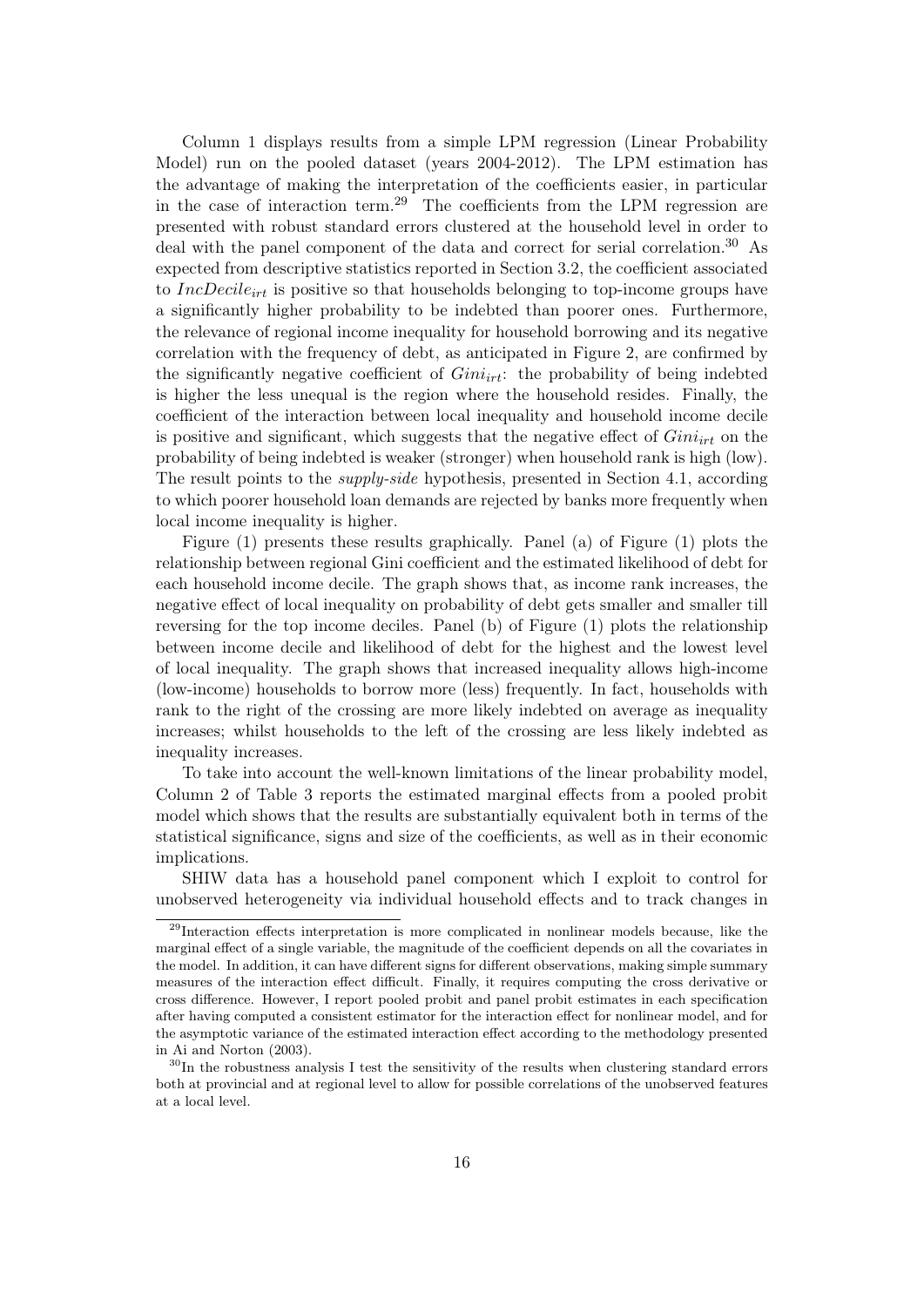Column 1 displays results from a simple LPM regression (Linear Probability Model) run on the pooled dataset (years 2004-2012). The LPM estimation has the advantage of making the interpretation of the coefficients easier, in particular in the case of interaction term.[29] The coefficients from the LPM regression are presented with robust standard errors clustered at the household level in order to deal with the panel component of the data and correct for serial correlation.[30] As expected from descriptive statistics reported in Section 3.2, the coefficient associated to $IncDecile_{irt}$ is positive so that households belonging to top-income groups have a significantly higher probability to be indebted than poorer ones. Furthermore, the relevance of regional income inequality for household borrowing and its negative correlation with the frequency of debt, as anticipated in Figure 2, are confirmed by the significantly negative coefficient of $Gini_{irt}$: the probability of being indebted is higher the less unequal is the region where the household resides. Finally, the coefficient of the interaction between local inequality and household income decile is positive and significant, which suggests that the negative effect of $Gini_{irt}$ on the probability of being indebted is weaker (stronger) when household rank is high (low). The result points to the *supply-side* hypothesis, presented in Section 4.1, according to which poorer household loan demands are rejected by banks more frequently when local income inequality is higher.

Figure (1) presents these results graphically. Panel (a) of Figure (1) plots the relationship between regional Gini coefficient and the estimated likelihood of debt for each household income decile. The graph shows that, as income rank increases, the negative effect of local inequality on probability of debt gets smaller and smaller till reversing for the top income deciles. Panel (b) of Figure (1) plots the relationship between income decile and likelihood of debt for the highest and the lowest level of local inequality. The graph shows that increased inequality allows high-income (low-income) households to borrow more (less) frequently. In fact, households with rank to the right of the crossing are more likely indebted on average as inequality increases; whilst households to the left of the crossing are less likely indebted as inequality increases.

To take into account the well-known limitations of the linear probability model, Column 2 of Table 3 reports the estimated marginal effects from a pooled probit model which shows that the results are substantially equivalent both in terms of the statistical significance, signs and size of the coefficients, as well as in their economic implications.

SHIW data has a household panel component which I exploit to control for unobserved heterogeneity via individual household effects and to track changes in

[29] Interaction effects interpretation is more complicated in nonlinear models because, like the marginal effect of a single variable, the magnitude of the coefficient depends on all the covariates in the model. In addition, it can have different signs for different observations, making simple summary measures of the interaction effect difficult. Finally, it requires computing the cross derivative or cross difference. However, I report pooled probit and panel probit estimates in each specification after having computed a consistent estimator for the interaction effect for nonlinear model, and for the asymptotic variance of the estimated interaction effect according to the methodology presented in Ai and Norton (2003).

[30] In the robustness analysis I test the sensitivity of the results when clustering standard errors both at provincial and at regional level to allow for possible correlations of the unobserved features at a local level.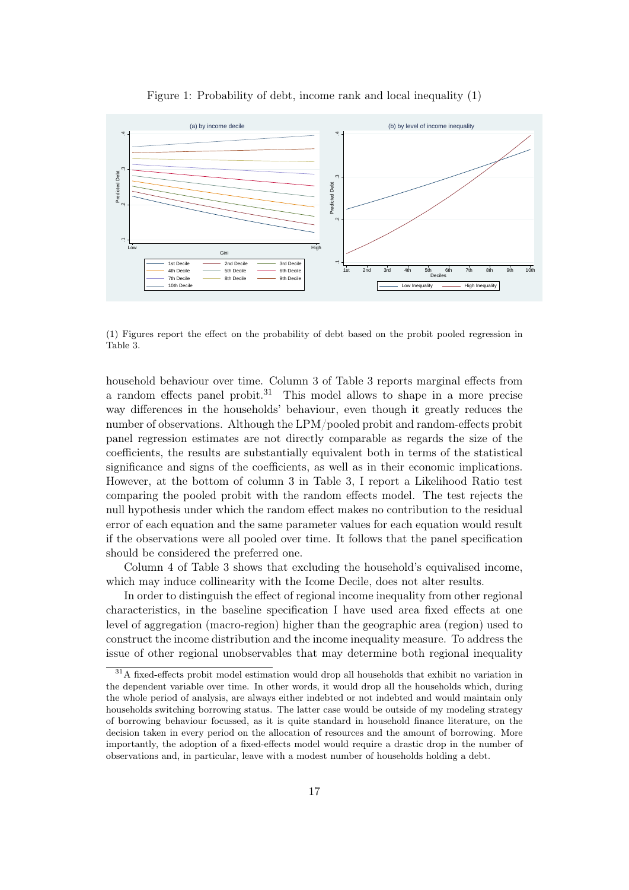Figure 1: Probability of debt, income rank and local inequality (1)

(1) Figures report the effect on the probability of debt based on the probit pooled regression in Table 3.

household behaviour over time. Column 3 of Table 3 reports marginal effects from a random effects panel probit.[31] This model allows to shape in a more precise way differences in the households' behaviour, even though it greatly reduces the number of observations. Although the LPM/pooled probit and random-effects probit panel regression estimates are not directly comparable as regards the size of the coefficients, the results are substantially equivalent both in terms of the statistical significance and signs of the coefficients, as well as in their economic implications. However, at the bottom of column 3 in Table 3, I report a Likelihood Ratio test comparing the pooled probit with the random effects model. The test rejects the null hypothesis under which the random effect makes no contribution to the residual error of each equation and the same parameter values for each equation would result if the observations were all pooled over time. It follows that the panel specification should be considered the preferred one.

Column 4 of Table 3 shows that excluding the household's equivalised income, which may induce collinearity with the Icome Decile, does not alter results.

In order to distinguish the effect of regional income inequality from other regional characteristics, in the baseline specification I have used area fixed effects at one level of aggregation (macro-region) higher than the geographic area (region) used to construct the income distribution and the income inequality measure. To address the issue of other regional unobservables that may determine both regional inequality

[31] A fixed-effects probit model estimation would drop all households that exhibit no variation in the dependent variable over time. In other words, it would drop all the households which, during the whole period of analysis, are always either indebted or not indebted and would maintain only households switching borrowing status. The latter case would be outside of my modeling strategy of borrowing behaviour focussed, as it is quite standard in household finance literature, on the decision taken in every period on the allocation of resources and the amount of borrowing. More importantly, the adoption of a fixed-effects model would require a drastic drop in the number of observations and, in particular, leave with a modest number of households holding a debt.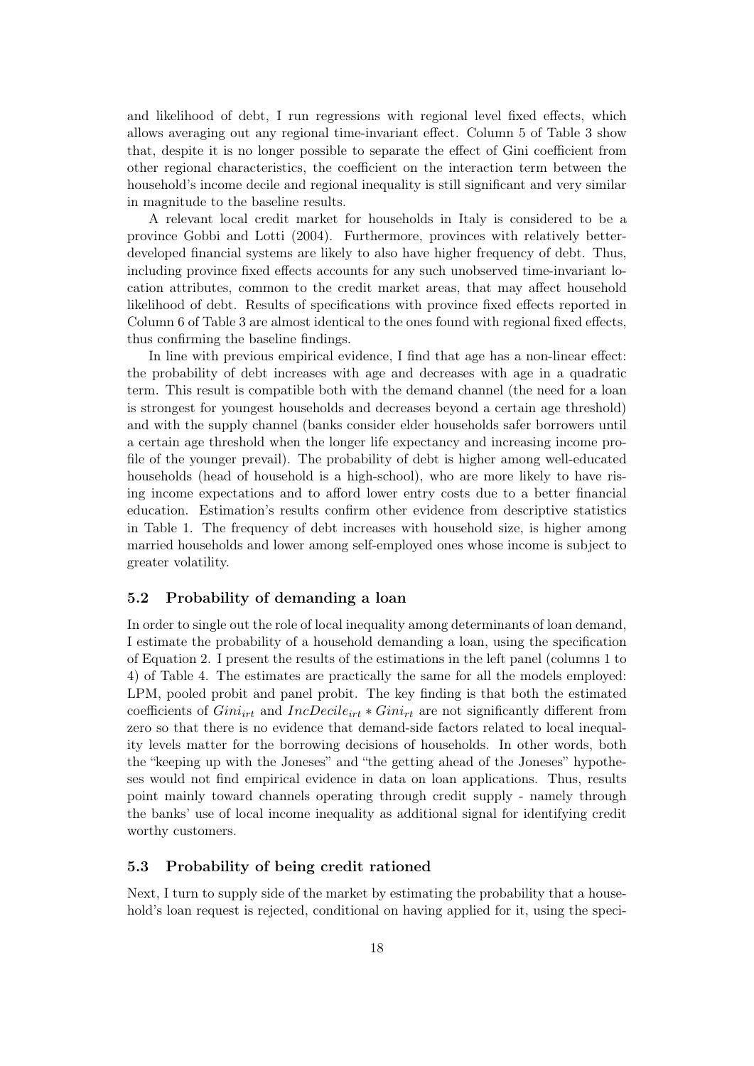and likelihood of debt, I run regressions with regional level fixed effects, which allows averaging out any regional time-invariant effect. Column 5 of Table 3 show that, despite it is no longer possible to separate the effect of Gini coefficient from other regional characteristics, the coefficient on the interaction term between the household's income decile and regional inequality is still significant and very similar in magnitude to the baseline results.

A relevant local credit market for households in Italy is considered to be a province Gobbi and Lotti (2004). Furthermore, provinces with relatively better-developed financial systems are likely to also have higher frequency of debt. Thus, including province fixed effects accounts for any such unobserved time-invariant location attributes, common to the credit market areas, that may affect household likelihood of debt. Results of specifications with province fixed effects reported in Column 6 of Table 3 are almost identical to the ones found with regional fixed effects, thus confirming the baseline findings.

In line with previous empirical evidence, I find that age has a non-linear effect: the probability of debt increases with age and decreases with age in a quadratic term. This result is compatible both with the demand channel (the need for a loan is strongest for youngest households and decreases beyond a certain age threshold) and with the supply channel (banks consider elder households safer borrowers until a certain age threshold when the longer life expectancy and increasing income profile of the younger prevail). The probability of debt is higher among well-educated households (head of household is a high-school), who are more likely to have rising income expectations and to afford lower entry costs due to a better financial education. Estimation's results confirm other evidence from descriptive statistics in Table 1. The frequency of debt increases with household size, is higher among married households and lower among self-employed ones whose income is subject to greater volatility.

### 5.2 Probability of demanding a loan

In order to single out the role of local inequality among determinants of loan demand, I estimate the probability of a household demanding a loan, using the specification of Equation 2. I present the results of the estimations in the left panel (columns 1 to 4) of Table 4. The estimates are practically the same for all the models employed: LPM, pooled probit and panel probit. The key finding is that both the estimated coefficients of $Gini_{irt}$ and $IncDecile_{irt} * Gini_{rt}$ are not significantly different from zero so that there is no evidence that demand-side factors related to local inequality levels matter for the borrowing decisions of households. In other words, both the "keeping up with the Joneses" and "the getting ahead of the Joneses" hypotheses would not find empirical evidence in data on loan applications. Thus, results point mainly toward channels operating through credit supply - namely through the banks' use of local income inequality as additional signal for identifying credit worthy customers.

### 5.3 Probability of being credit rationed

Next, I turn to supply side of the market by estimating the probability that a household's loan request is rejected, conditional on having applied for it, using the speci-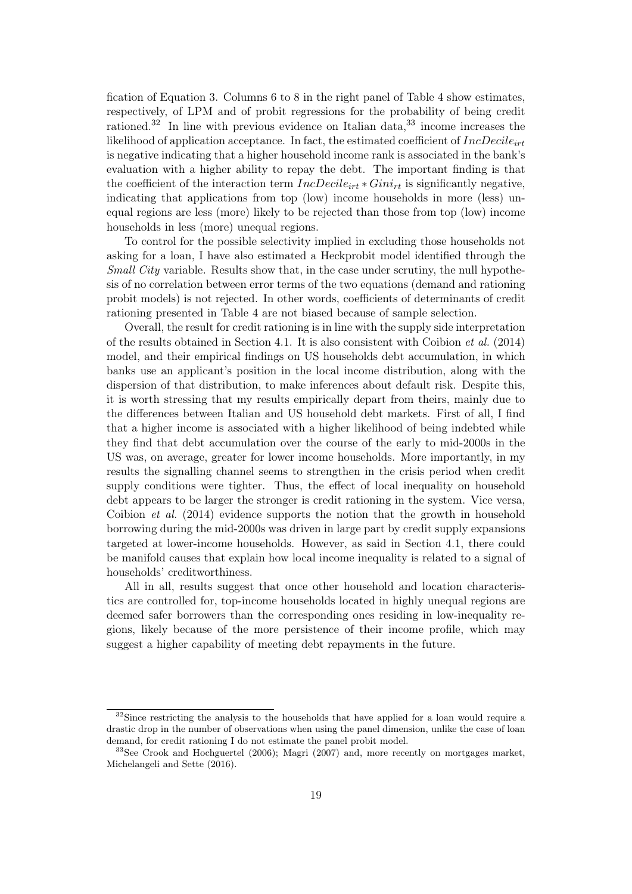fication of Equation 3. Columns 6 to 8 in the right panel of Table 4 show estimates, respectively, of LPM and of probit regressions for the probability of being credit rationed.[32] In line with previous evidence on Italian data,[33] income increases the likelihood of application acceptance. In fact, the estimated coefficient of $IncDecile_{irt}$ is negative indicating that a higher household income rank is associated in the bank's evaluation with a higher ability to repay the debt. The important finding is that the coefficient of the interaction term $IncDecile_{irt} * Gini_{rt}$ is significantly negative, indicating that applications from top (low) income households in more (less) unequal regions are less (more) likely to be rejected than those from top (low) income households in less (more) unequal regions.

To control for the possible selectivity implied in excluding those households not asking for a loan, I have also estimated a Heckprobit model identified through the *Small City* variable. Results show that, in the case under scrutiny, the null hypothesis of no correlation between error terms of the two equations (demand and rationing probit models) is not rejected. In other words, coefficients of determinants of credit rationing presented in Table 4 are not biased because of sample selection.

Overall, the result for credit rationing is in line with the supply side interpretation of the results obtained in Section 4.1. It is also consistent with Coibion *et al.* (2014) model, and their empirical findings on US households debt accumulation, in which banks use an applicant's position in the local income distribution, along with the dispersion of that distribution, to make inferences about default risk. Despite this, it is worth stressing that my results empirically depart from theirs, mainly due to the differences between Italian and US household debt markets. First of all, I find that a higher income is associated with a higher likelihood of being indebted while they find that debt accumulation over the course of the early to mid-2000s in the US was, on average, greater for lower income households. More importantly, in my results the signalling channel seems to strengthen in the crisis period when credit supply conditions were tighter. Thus, the effect of local inequality on household debt appears to be larger the stronger is credit rationing in the system. Vice versa, Coibion *et al.* (2014) evidence supports the notion that the growth in household borrowing during the mid-2000s was driven in large part by credit supply expansions targeted at lower-income households. However, as said in Section 4.1, there could be manifold causes that explain how local income inequality is related to a signal of households' creditworthiness.

All in all, results suggest that once other household and location characteristics are controlled for, top-income households located in highly unequal regions are deemed safer borrowers than the corresponding ones residing in low-inequality regions, likely because of the more persistence of their income profile, which may suggest a higher capability of meeting debt repayments in the future.

---

[32] Since restricting the analysis to the households that have applied for a loan would require a drastic drop in the number of observations when using the panel dimension, unlike the case of loan demand, for credit rationing I do not estimate the panel probit model.

[33] See Crook and Hochguertel (2006); Magri (2007) and, more recently on mortgages market, Michelangeli and Sette (2016).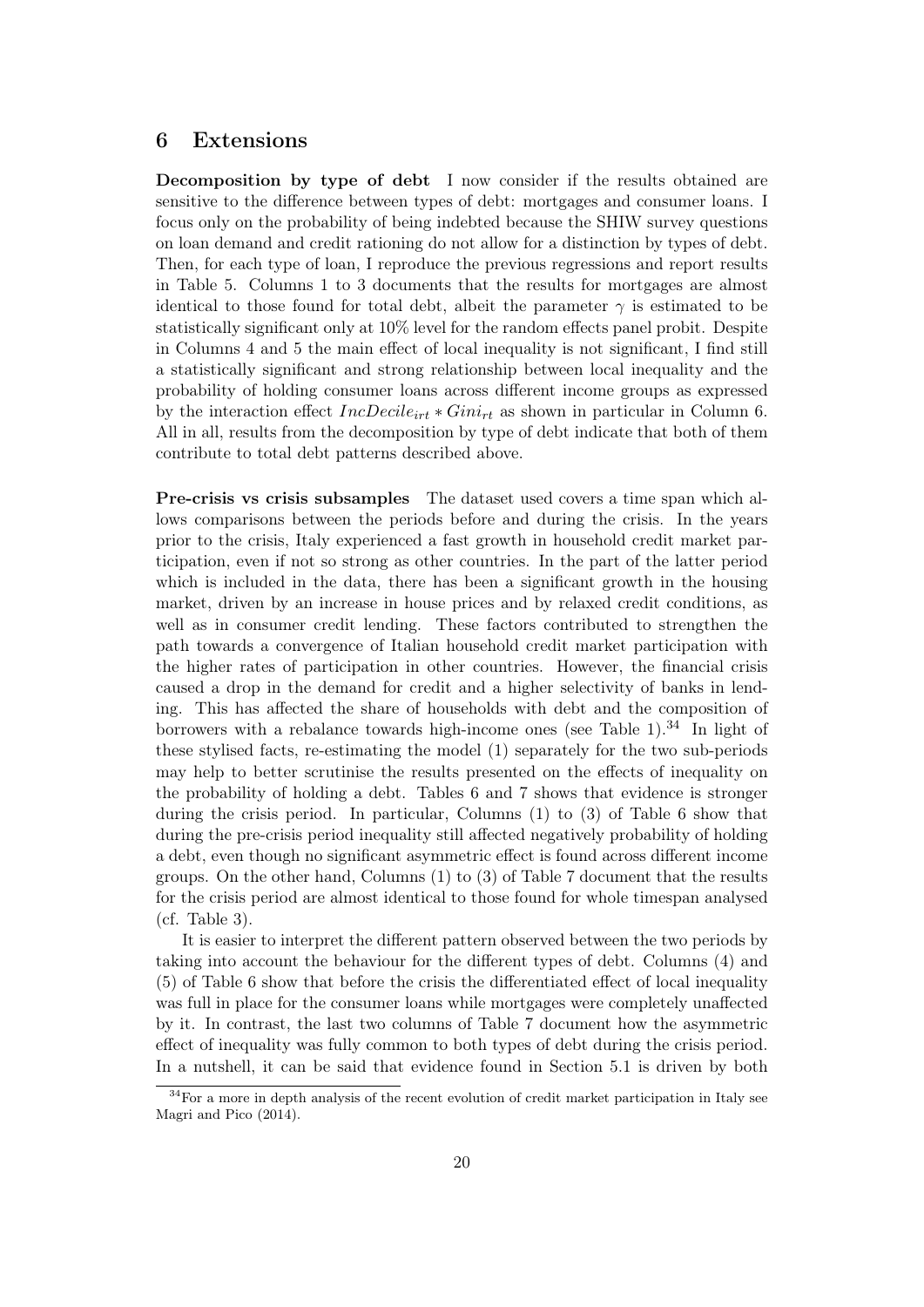## 6 Extensions

**Decomposition by type of debt** I now consider if the results obtained are sensitive to the difference between types of debt: mortgages and consumer loans. I focus only on the probability of being indebted because the SHIW survey questions on loan demand and credit rationing do not allow for a distinction by types of debt. Then, for each type of loan, I reproduce the previous regressions and report results in Table 5. Columns 1 to 3 documents that the results for mortgages are almost identical to those found for total debt, albeit the parameter $\gamma$ is estimated to be statistically significant only at 10% level for the random effects panel probit. Despite in Columns 4 and 5 the main effect of local inequality is not significant, I find still a statistically significant and strong relationship between local inequality and the probability of holding consumer loans across different income groups as expressed by the interaction effect $IncDecile_{irt} * Gini_{rt}$ as shown in particular in Column 6. All in all, results from the decomposition by type of debt indicate that both of them contribute to total debt patterns described above.

**Pre-crisis vs crisis subsamples** The dataset used covers a time span which allows comparisons between the periods before and during the crisis. In the years prior to the crisis, Italy experienced a fast growth in household credit market participation, even if not so strong as other countries. In the part of the latter period which is included in the data, there has been a significant growth in the housing market, driven by an increase in house prices and by relaxed credit conditions, as well as in consumer credit lending. These factors contributed to strengthen the path towards a convergence of Italian household credit market participation with the higher rates of participation in other countries. However, the financial crisis caused a drop in the demand for credit and a higher selectivity of banks in lending. This has affected the share of households with debt and the composition of borrowers with a rebalance towards high-income ones (see Table 1).[34] In light of these stylised facts, re-estimating the model (1) separately for the two sub-periods may help to better scrutinise the results presented on the effects of inequality on the probability of holding a debt. Tables 6 and 7 shows that evidence is stronger during the crisis period. In particular, Columns (1) to (3) of Table 6 show that during the pre-crisis period inequality still affected negatively probability of holding a debt, even though no significant asymmetric effect is found across different income groups. On the other hand, Columns (1) to (3) of Table 7 document that the results for the crisis period are almost identical to those found for whole timespan analysed (cf. Table 3).

It is easier to interpret the different pattern observed between the two periods by taking into account the behaviour for the different types of debt. Columns (4) and (5) of Table 6 show that before the crisis the differentiated effect of local inequality was full in place for the consumer loans while mortgages were completely unaffected by it. In contrast, the last two columns of Table 7 document how the asymmetric effect of inequality was fully common to both types of debt during the crisis period. In a nutshell, it can be said that evidence found in Section 5.1 is driven by both

[34] For a more in depth analysis of the recent evolution of credit market participation in Italy see Magri and Pico (2014).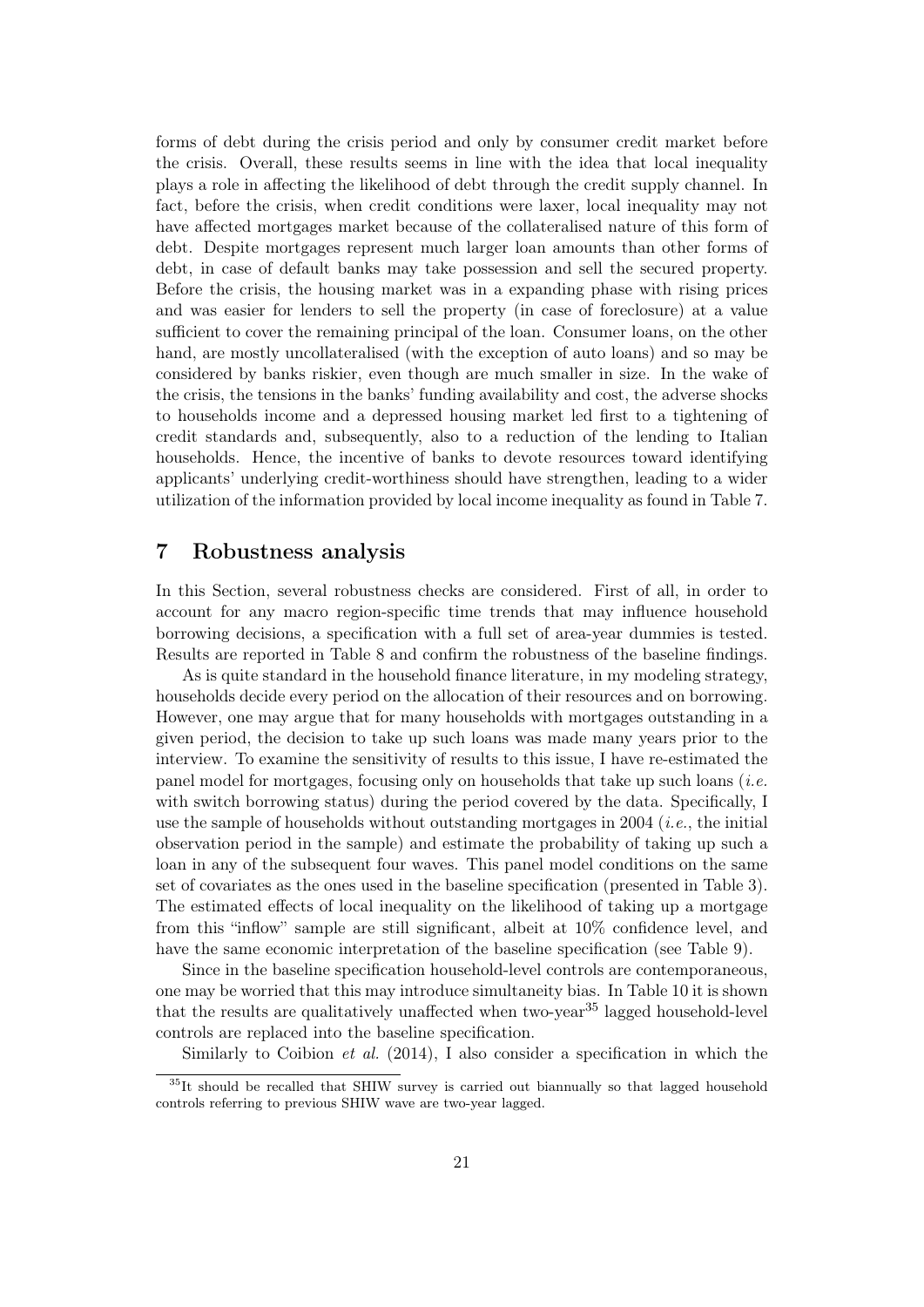forms of debt during the crisis period and only by consumer credit market before the crisis. Overall, these results seems in line with the idea that local inequality plays a role in affecting the likelihood of debt through the credit supply channel. In fact, before the crisis, when credit conditions were laxer, local inequality may not have affected mortgages market because of the collateralised nature of this form of debt. Despite mortgages represent much larger loan amounts than other forms of debt, in case of default banks may take possession and sell the secured property. Before the crisis, the housing market was in a expanding phase with rising prices and was easier for lenders to sell the property (in case of foreclosure) at a value sufficient to cover the remaining principal of the loan. Consumer loans, on the other hand, are mostly uncollateralised (with the exception of auto loans) and so may be considered by banks riskier, even though are much smaller in size. In the wake of the crisis, the tensions in the banks' funding availability and cost, the adverse shocks to households income and a depressed housing market led first to a tightening of credit standards and, subsequently, also to a reduction of the lending to Italian households. Hence, the incentive of banks to devote resources toward identifying applicants' underlying credit-worthiness should have strengthen, leading to a wider utilization of the information provided by local income inequality as found in Table 7.

# 7 Robustness analysis

In this Section, several robustness checks are considered. First of all, in order to account for any macro region-specific time trends that may influence household borrowing decisions, a specification with a full set of area-year dummies is tested. Results are reported in Table 8 and confirm the robustness of the baseline findings.

As is quite standard in the household finance literature, in my modeling strategy, households decide every period on the allocation of their resources and on borrowing. However, one may argue that for many households with mortgages outstanding in a given period, the decision to take up such loans was made many years prior to the interview. To examine the sensitivity of results to this issue, I have re-estimated the panel model for mortgages, focusing only on households that take up such loans (*i.e.* with switch borrowing status) during the period covered by the data. Specifically, I use the sample of households without outstanding mortgages in 2004 (*i.e.*, the initial observation period in the sample) and estimate the probability of taking up such a loan in any of the subsequent four waves. This panel model conditions on the same set of covariates as the ones used in the baseline specification (presented in Table 3). The estimated effects of local inequality on the likelihood of taking up a mortgage from this "inflow" sample are still significant, albeit at 10% confidence level, and have the same economic interpretation of the baseline specification (see Table 9).

Since in the baseline specification household-level controls are contemporaneous, one may be worried that this may introduce simultaneity bias. In Table 10 it is shown that the results are qualitatively unaffected when two-year[35] lagged household-level controls are replaced into the baseline specification.

Similarly to Coibion *et al.* (2014), I also consider a specification in which the

[35] It should be recalled that SHIW survey is carried out biannually so that lagged household controls referring to previous SHIW wave are two-year lagged.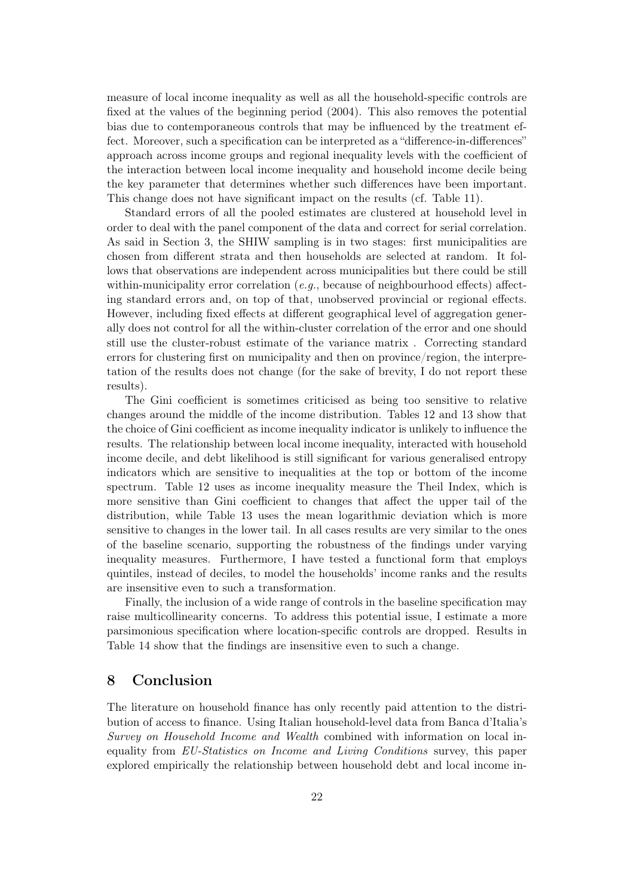measure of local income inequality as well as all the household-specific controls are fixed at the values of the beginning period (2004). This also removes the potential bias due to contemporaneous controls that may be influenced by the treatment effect. Moreover, such a specification can be interpreted as a "difference-in-differences" approach across income groups and regional inequality levels with the coefficient of the interaction between local income inequality and household income decile being the key parameter that determines whether such differences have been important. This change does not have significant impact on the results (cf. Table 11).

Standard errors of all the pooled estimates are clustered at household level in order to deal with the panel component of the data and correct for serial correlation. As said in Section 3, the SHIW sampling is in two stages: first municipalities are chosen from different strata and then households are selected at random. It follows that observations are independent across municipalities but there could be still within-municipality error correlation (*e.g.*, because of neighbourhood effects) affecting standard errors and, on top of that, unobserved provincial or regional effects. However, including fixed effects at different geographical level of aggregation generally does not control for all the within-cluster correlation of the error and one should still use the cluster-robust estimate of the variance matrix . Correcting standard errors for clustering first on municipality and then on province/region, the interpretation of the results does not change (for the sake of brevity, I do not report these results).

The Gini coefficient is sometimes criticised as being too sensitive to relative changes around the middle of the income distribution. Tables 12 and 13 show that the choice of Gini coefficient as income inequality indicator is unlikely to influence the results. The relationship between local income inequality, interacted with household income decile, and debt likelihood is still significant for various generalised entropy indicators which are sensitive to inequalities at the top or bottom of the income spectrum. Table 12 uses as income inequality measure the Theil Index, which is more sensitive than Gini coefficient to changes that affect the upper tail of the distribution, while Table 13 uses the mean logarithmic deviation which is more sensitive to changes in the lower tail. In all cases results are very similar to the ones of the baseline scenario, supporting the robustness of the findings under varying inequality measures. Furthermore, I have tested a functional form that employs quintiles, instead of deciles, to model the households' income ranks and the results are insensitive even to such a transformation.

Finally, the inclusion of a wide range of controls in the baseline specification may raise multicollinearity concerns. To address this potential issue, I estimate a more parsimonious specification where location-specific controls are dropped. Results in Table 14 show that the findings are insensitive even to such a change.

## 8 Conclusion

The literature on household finance has only recently paid attention to the distribution of access to finance. Using Italian household-level data from Banca d'Italia's *Survey on Household Income and Wealth* combined with information on local inequality from *EU-Statistics on Income and Living Conditions* survey, this paper explored empirically the relationship between household debt and local income in-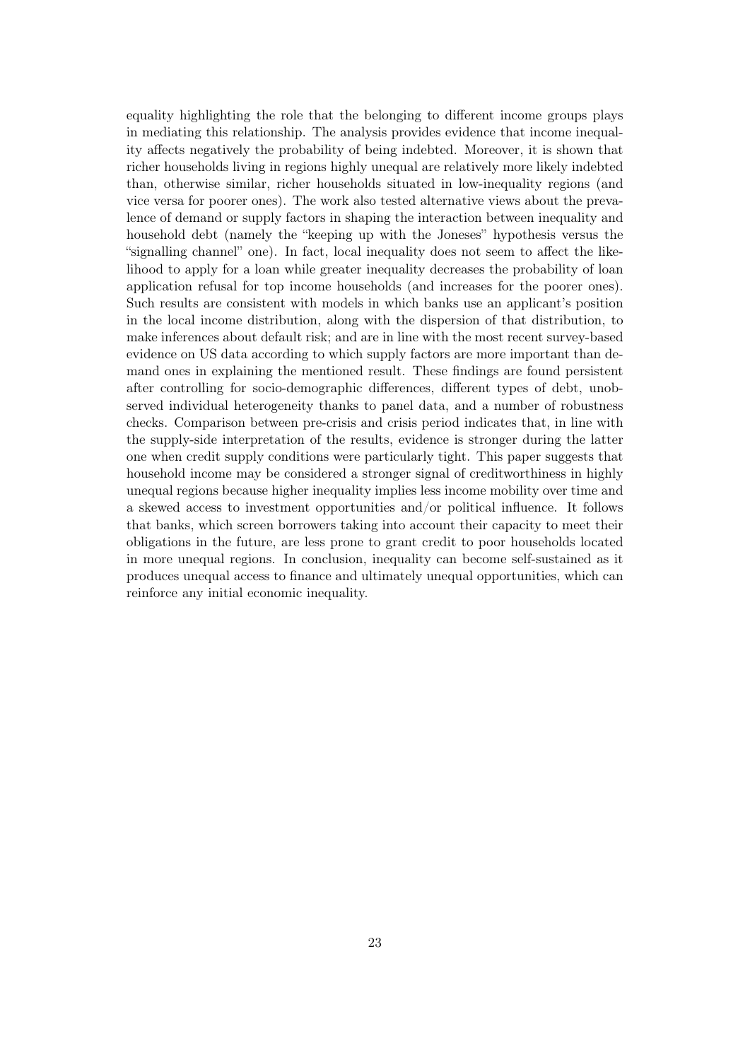equality highlighting the role that the belonging to different income groups plays in mediating this relationship. The analysis provides evidence that income inequality affects negatively the probability of being indebted. Moreover, it is shown that richer households living in regions highly unequal are relatively more likely indebted than, otherwise similar, richer households situated in low-inequality regions (and vice versa for poorer ones). The work also tested alternative views about the prevalence of demand or supply factors in shaping the interaction between inequality and household debt (namely the "keeping up with the Joneses" hypothesis versus the "signalling channel" one). In fact, local inequality does not seem to affect the likelihood to apply for a loan while greater inequality decreases the probability of loan application refusal for top income households (and increases for the poorer ones). Such results are consistent with models in which banks use an applicant's position in the local income distribution, along with the dispersion of that distribution, to make inferences about default risk; and are in line with the most recent survey-based evidence on US data according to which supply factors are more important than demand ones in explaining the mentioned result. These findings are found persistent after controlling for socio-demographic differences, different types of debt, unobserved individual heterogeneity thanks to panel data, and a number of robustness checks. Comparison between pre-crisis and crisis period indicates that, in line with the supply-side interpretation of the results, evidence is stronger during the latter one when credit supply conditions were particularly tight. This paper suggests that household income may be considered a stronger signal of creditworthiness in highly unequal regions because higher inequality implies less income mobility over time and a skewed access to investment opportunities and/or political influence. It follows that banks, which screen borrowers taking into account their capacity to meet their obligations in the future, are less prone to grant credit to poor households located in more unequal regions. In conclusion, inequality can become self-sustained as it produces unequal access to finance and ultimately unequal opportunities, which can reinforce any initial economic inequality.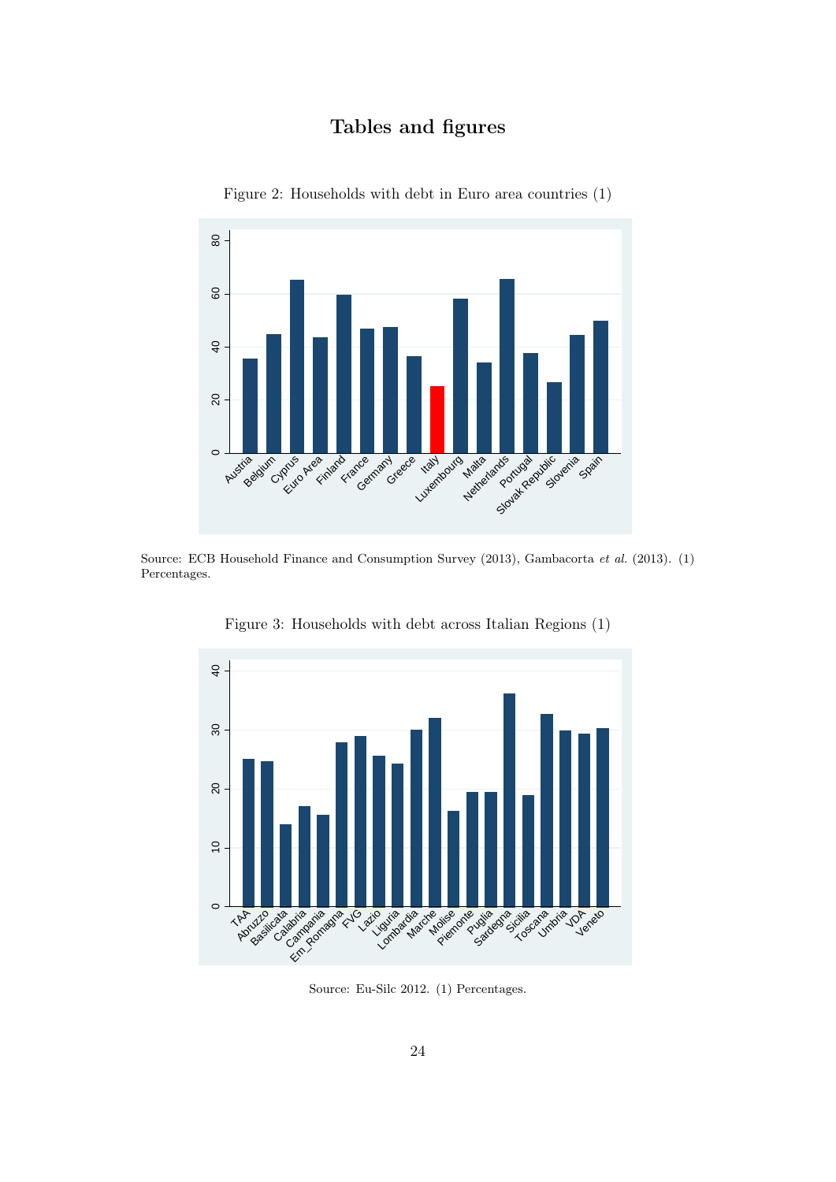# Tables and figures

Figure 2: Households with debt in Euro area countries (1)

Source: ECB Household Finance and Consumption Survey (2013), Gambacorta *et al.* (2013). (1) Percentages.

Figure 3: Households with debt across Italian Regions (1)

Source: Eu-Silc 2012. (1) Percentages.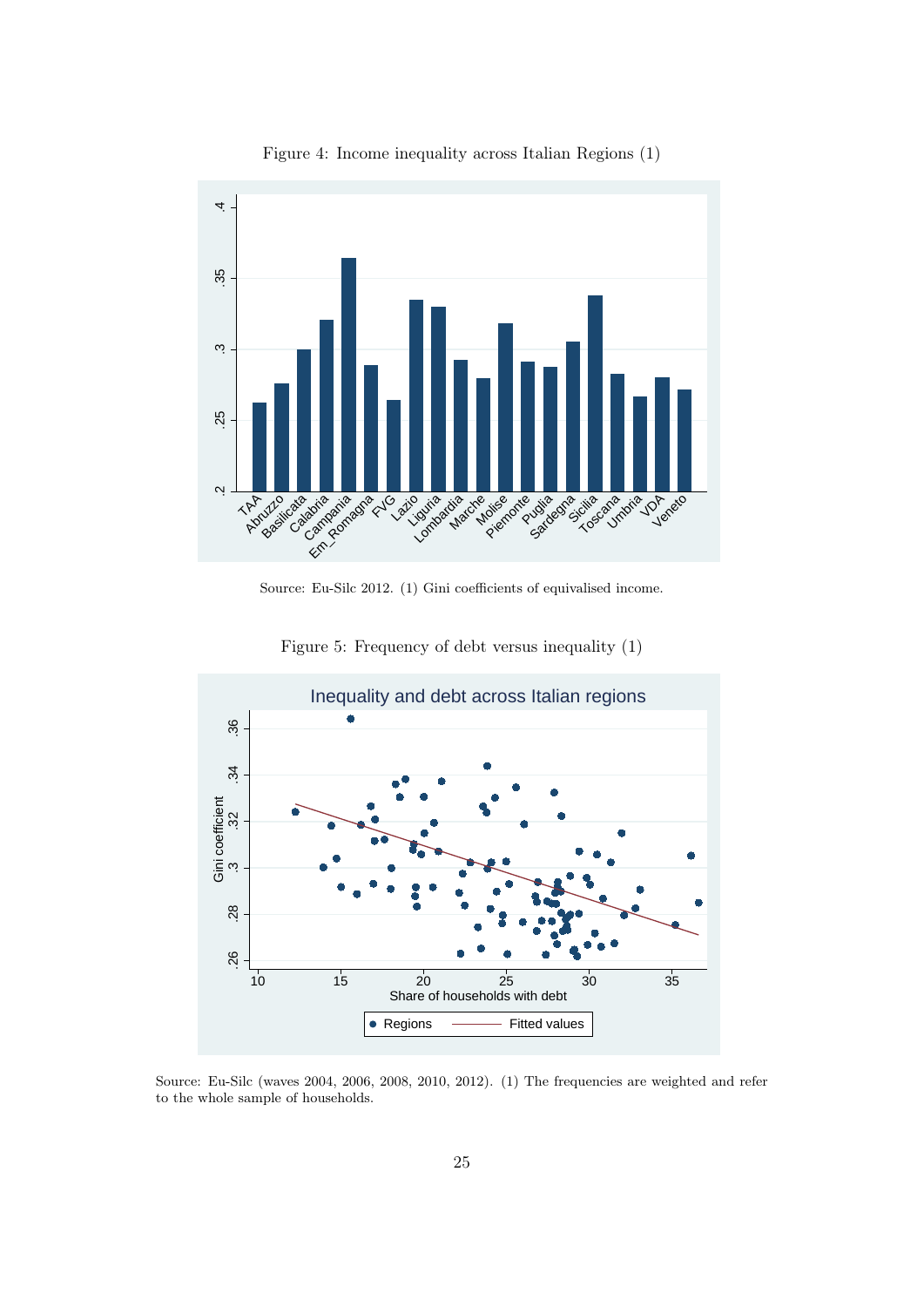Figure 4: Income inequality across Italian Regions (1)

Source: Eu-Silc 2012. (1) Gini coefficients of equivalised income.

Figure 5: Frequency of debt versus inequality (1)

Source: Eu-Silc (waves 2004, 2006, 2008, 2010, 2012). (1) The frequencies are weighted and refer to the whole sample of households.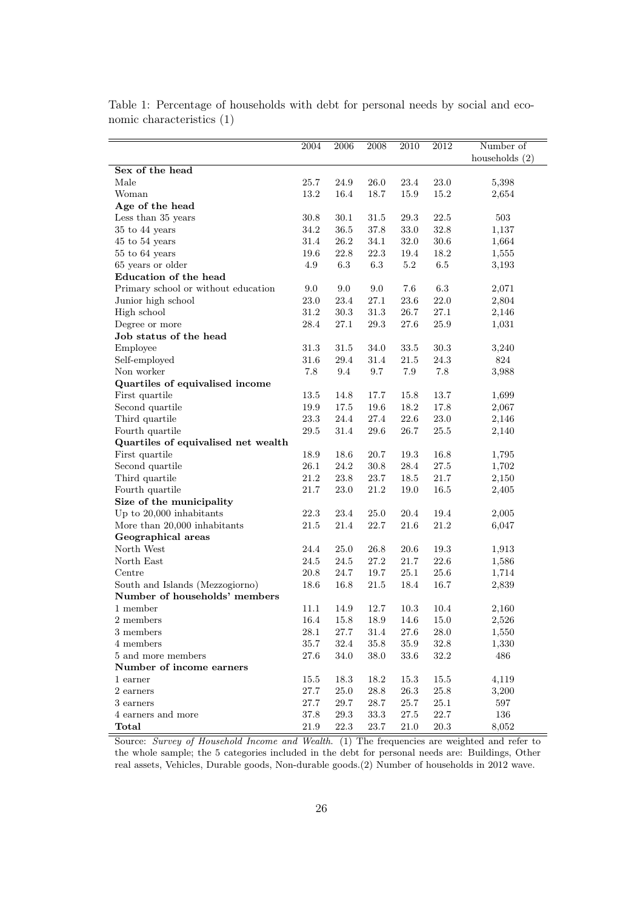Table 1: Percentage of households with debt for personal needs by social and economic characteristics (1)

| | 2004 | 2006 | 2008 | 2010 | 2012 | Number of households (2) |
|---|---|---|---|---|---|---|
| **Sex of the head** | | | | | | |
| Male | 25.7 | 24.9 | 26.0 | 23.4 | 23.0 | 5,398 |
| Woman | 13.2 | 16.4 | 18.7 | 15.9 | 15.2 | 2,654 |
| **Age of the head** | | | | | | |
| Less than 35 years | 30.8 | 30.1 | 31.5 | 29.3 | 22.5 | 503 |
| 35 to 44 years | 34.2 | 36.5 | 37.8 | 33.0 | 32.8 | 1,137 |
| 45 to 54 years | 31.4 | 26.2 | 34.1 | 32.0 | 30.6 | 1,664 |
| 55 to 64 years | 19.6 | 22.8 | 22.3 | 19.4 | 18.2 | 1,555 |
| 65 years or older | 4.9 | 6.3 | 6.3 | 5.2 | 6.5 | 3,193 |
| **Education of the head** | | | | | | |
| Primary school or without education | 9.0 | 9.0 | 9.0 | 7.6 | 6.3 | 2,071 |
| Junior high school | 23.0 | 23.4 | 27.1 | 23.6 | 22.0 | 2,804 |
| High school | 31.2 | 30.3 | 31.3 | 26.7 | 27.1 | 2,146 |
| Degree or more | 28.4 | 27.1 | 29.3 | 27.6 | 25.9 | 1,031 |
| **Job status of the head** | | | | | | |
| Employee | 31.3 | 31.5 | 34.0 | 33.5 | 30.3 | 3,240 |
| Self-employed | 31.6 | 29.4 | 31.4 | 21.5 | 24.3 | 824 |
| Non worker | 7.8 | 9.4 | 9.7 | 7.9 | 7.8 | 3,988 |
| **Quartiles of equivalised income** | | | | | | |
| First quartile | 13.5 | 14.8 | 17.7 | 15.8 | 13.7 | 1,699 |
| Second quartile | 19.9 | 17.5 | 19.6 | 18.2 | 17.8 | 2,067 |
| Third quartile | 23.3 | 24.4 | 27.4 | 22.6 | 23.0 | 2,146 |
| Fourth quartile | 29.5 | 31.4 | 29.6 | 26.7 | 25.5 | 2,140 |
| **Quartiles of equivalised net wealth** | | | | | | |
| First quartile | 18.9 | 18.6 | 20.7 | 19.3 | 16.8 | 1,795 |
| Second quartile | 26.1 | 24.2 | 30.8 | 28.4 | 27.5 | 1,702 |
| Third quartile | 21.2 | 23.8 | 23.7 | 18.5 | 21.7 | 2,150 |
| Fourth quartile | 21.7 | 23.0 | 21.2 | 19.0 | 16.5 | 2,405 |
| **Size of the municipality** | | | | | | |
| Up to 20,000 inhabitants | 22.3 | 23.4 | 25.0 | 20.4 | 19.4 | 2,005 |
| More than 20,000 inhabitants | 21.5 | 21.4 | 22.7 | 21.6 | 21.2 | 6,047 |
| **Geographical areas** | | | | | | |
| North West | 24.4 | 25.0 | 26.8 | 20.6 | 19.3 | 1,913 |
| North East | 24.5 | 24.5 | 27.2 | 21.7 | 22.6 | 1,586 |
| Centre | 20.8 | 24.7 | 19.7 | 25.1 | 25.6 | 1,714 |
| South and Islands (Mezzogiorno) | 18.6 | 16.8 | 21.5 | 18.4 | 16.7 | 2,839 |
| **Number of households' members** | | | | | | |
| 1 member | 11.1 | 14.9 | 12.7 | 10.3 | 10.4 | 2,160 |
| 2 members | 16.4 | 15.8 | 18.9 | 14.6 | 15.0 | 2,526 |
| 3 members | 28.1 | 27.7 | 31.4 | 27.6 | 28.0 | 1,550 |
| 4 members | 35.7 | 32.4 | 35.8 | 35.9 | 32.8 | 1,330 |
| 5 and more members | 27.6 | 34.0 | 38.0 | 33.6 | 32.2 | 486 |
| **Number of income earners** | | | | | | |
| 1 earner | 15.5 | 18.3 | 18.2 | 15.3 | 15.5 | 4,119 |
| 2 earners | 27.7 | 25.0 | 28.8 | 26.3 | 25.8 | 3,200 |
| 3 earners | 27.7 | 29.7 | 28.7 | 25.7 | 25.1 | 597 |
| 4 earners and more | 37.8 | 29.3 | 33.3 | 27.5 | 22.7 | 136 |
| **Total** | 21.9 | 22.3 | 23.7 | 21.0 | 20.3 | 8,052 |

Source: *Survey of Household Income and Wealth.* (1) The frequencies are weighted and refer to the whole sample; the 5 categories included in the debt for personal needs are: Buildings, Other real assets, Vehicles, Durable goods, Non-durable goods.(2) Number of households in 2012 wave.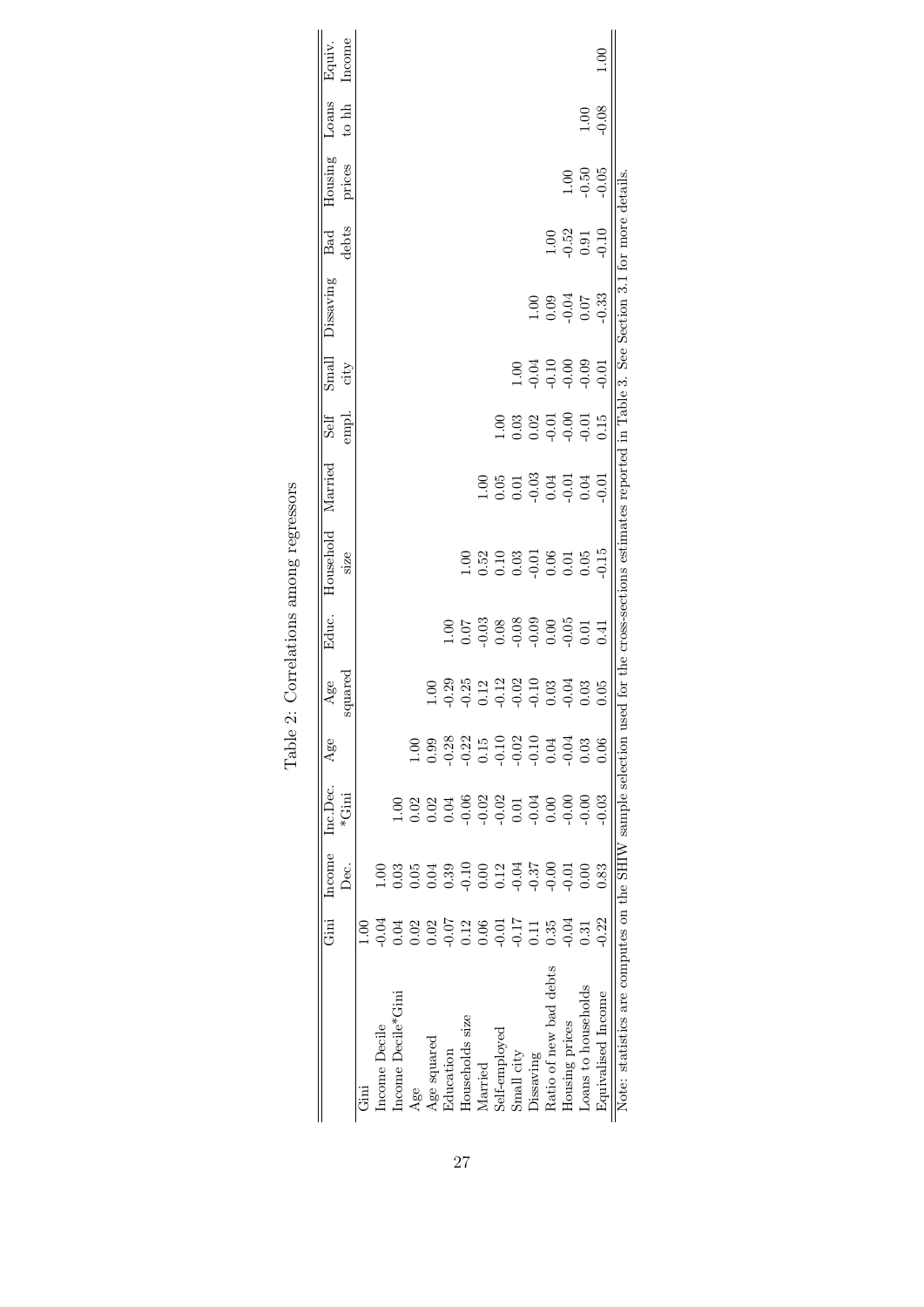Table 2: Correlations among regressors

| | Gini | Income Dec. | Inc.Dec. *Gini | Age | Age squared | Educ. | Household size | Married | Self empl. | Small city | Dissaving | Bad debts | Housing prices | Loans to hh | Equiv. Income |
|---|---|---|---|---|---|---|---|---|---|---|---|---|---|---|---|
| Gini | 1.00 | | | | | | | | | | | | | | |
| Income Decile | -0.04 | 1.00 | | | | | | | | | | | | | |
| Income Decile*Gini | 0.04 | 0.03 | 1.00 | | | | | | | | | | | | |
| Age | 0.02 | 0.05 | 0.02 | 1.00 | | | | | | | | | | | |
| Age squared | 0.02 | 0.04 | 0.02 | 0.99 | 1.00 | | | | | | | | | | |
| Education | -0.07 | 0.39 | 0.04 | -0.28 | -0.29 | 1.00 | | | | | | | | | |
| Households size | 0.12 | -0.10 | -0.06 | -0.22 | -0.25 | 0.07 | 1.00 | | | | | | | | |
| Married | 0.06 | 0.00 | -0.02 | 0.15 | 0.12 | -0.03 | 0.52 | 1.00 | | | | | | | |
| Self-employed | -0.01 | 0.12 | -0.02 | -0.10 | -0.12 | 0.08 | 0.10 | 0.05 | 1.00 | | | | | | |
| Small city | -0.17 | -0.04 | 0.01 | -0.02 | -0.02 | -0.08 | 0.03 | 0.01 | 0.03 | 1.00 | | | | | |
| Dissaving | 0.11 | -0.37 | -0.04 | -0.10 | -0.10 | -0.09 | -0.01 | -0.03 | 0.02 | -0.04 | 1.00 | | | | |
| Ratio of new bad debts | 0.35 | -0.00 | 0.00 | 0.04 | 0.03 | 0.00 | 0.06 | 0.04 | -0.01 | -0.10 | 0.09 | 1.00 | | | |
| Housing prices | -0.04 | -0.01 | -0.00 | -0.04 | -0.04 | -0.05 | 0.01 | -0.01 | -0.00 | -0.00 | -0.04 | -0.52 | 1.00 | | |
| Loans to households | 0.31 | 0.00 | -0.00 | 0.03 | 0.03 | 0.01 | 0.05 | 0.04 | -0.01 | -0.09 | 0.07 | 0.91 | -0.50 | 1.00 | |
| Equivalised Income | -0.22 | 0.83 | -0.03 | 0.06 | 0.05 | 0.41 | -0.15 | -0.01 | 0.15 | -0.01 | -0.33 | -0.10 | -0.05 | -0.08 | 1.00 |

Note: statistics are computes on the SHIW sample selection used for the cross-sections estimates reported in Table 3. See Section 3.1 for more details.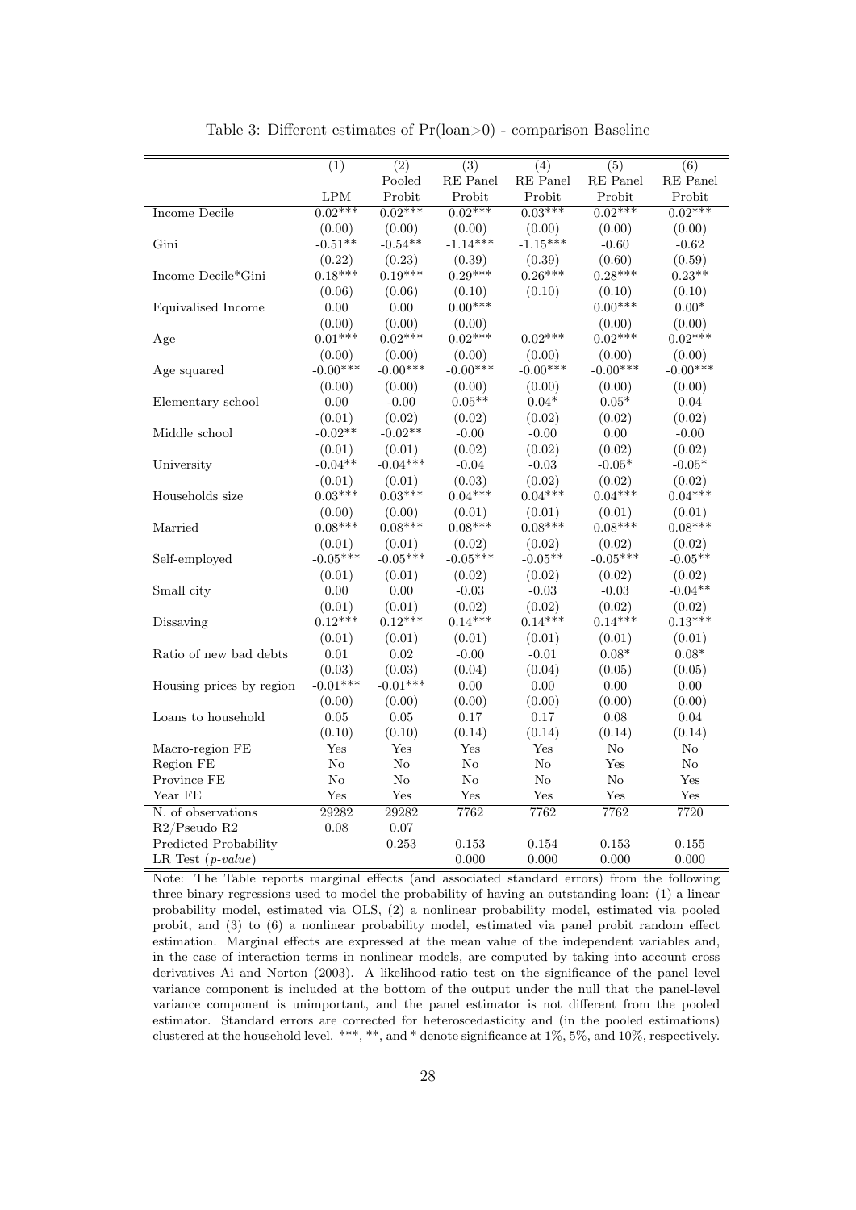Table 3: Different estimates of Pr(loan>0) - comparison Baseline

| | (1) | (2) | (3) | (4) | (5) | (6) |
|---|---|---|---|---|---|---|
| | | Pooled | RE Panel | RE Panel | RE Panel | RE Panel |
| | LPM | Probit | Probit | Probit | Probit | Probit |
| Income Decile | 0.02*** | 0.02*** | 0.02*** | 0.03*** | 0.02*** | 0.02*** |
| | (0.00) | (0.00) | (0.00) | (0.00) | (0.00) | (0.00) |
| Gini | -0.51** | -0.54** | -1.14*** | -1.15*** | -0.60 | -0.62 |
| | (0.22) | (0.23) | (0.39) | (0.39) | (0.60) | (0.59) |
| Income Decile*Gini | 0.18*** | 0.19*** | 0.29*** | 0.26*** | 0.28*** | 0.23** |
| | (0.06) | (0.06) | (0.10) | (0.10) | (0.10) | (0.10) |
| Equivalised Income | 0.00 | 0.00 | 0.00*** | | 0.00*** | 0.00* |
| | (0.00) | (0.00) | (0.00) | | (0.00) | (0.00) |
| Age | 0.01*** | 0.02*** | 0.02*** | 0.02*** | 0.02*** | 0.02*** |
| | (0.00) | (0.00) | (0.00) | (0.00) | (0.00) | (0.00) |
| Age squared | -0.00*** | -0.00*** | -0.00*** | -0.00*** | -0.00*** | -0.00*** |
| | (0.00) | (0.00) | (0.00) | (0.00) | (0.00) | (0.00) |
| Elementary school | 0.00 | -0.00 | 0.05** | 0.04* | 0.05* | 0.04 |
| | (0.01) | (0.02) | (0.02) | (0.02) | (0.02) | (0.02) |
| Middle school | -0.02** | -0.02** | -0.00 | -0.00 | 0.00 | -0.00 |
| | (0.01) | (0.01) | (0.02) | (0.02) | (0.02) | (0.02) |
| University | -0.04** | -0.04*** | -0.04 | -0.03 | -0.05* | -0.05* |
| | (0.01) | (0.01) | (0.03) | (0.02) | (0.02) | (0.02) |
| Households size | 0.03*** | 0.03*** | 0.04*** | 0.04*** | 0.04*** | 0.04*** |
| | (0.00) | (0.00) | (0.01) | (0.01) | (0.01) | (0.01) |
| Married | 0.08*** | 0.08*** | 0.08*** | 0.08*** | 0.08*** | 0.08*** |
| | (0.01) | (0.01) | (0.02) | (0.02) | (0.02) | (0.02) |
| Self-employed | -0.05*** | -0.05*** | -0.05*** | -0.05** | -0.05*** | -0.05** |
| | (0.01) | (0.01) | (0.02) | (0.02) | (0.02) | (0.02) |
| Small city | 0.00 | 0.00 | -0.03 | -0.03 | -0.03 | -0.04** |
| | (0.01) | (0.01) | (0.02) | (0.02) | (0.02) | (0.02) |
| Dissaving | 0.12*** | 0.12*** | 0.14*** | 0.14*** | 0.14*** | 0.13*** |
| | (0.01) | (0.01) | (0.01) | (0.01) | (0.01) | (0.01) |
| Ratio of new bad debts | 0.01 | 0.02 | -0.00 | -0.01 | 0.08* | 0.08* |
| | (0.03) | (0.03) | (0.04) | (0.04) | (0.05) | (0.05) |
| Housing prices by region | -0.01*** | -0.01*** | 0.00 | 0.00 | 0.00 | 0.00 |
| | (0.00) | (0.00) | (0.00) | (0.00) | (0.00) | (0.00) |
| Loans to household | 0.05 | 0.05 | 0.17 | 0.17 | 0.08 | 0.04 |
| | (0.10) | (0.10) | (0.14) | (0.14) | (0.14) | (0.14) |
| Macro-region FE | Yes | Yes | Yes | Yes | No | No |
| Region FE | No | No | No | No | Yes | No |
| Province FE | No | No | No | No | No | Yes |
| Year FE | Yes | Yes | Yes | Yes | Yes | Yes |
| N. of observations | 29282 | 29282 | 7762 | 7762 | 7762 | 7720 |
| R2/Pseudo R2 | 0.08 | 0.07 | | | | |
| Predicted Probability | | 0.253 | 0.153 | 0.154 | 0.153 | 0.155 |
| LR Test (*p-value*) | | | 0.000 | 0.000 | 0.000 | 0.000 |

Note: The Table reports marginal effects (and associated standard errors) from the following three binary regressions used to model the probability of having an outstanding loan: (1) a linear probability model, estimated via OLS, (2) a nonlinear probability model, estimated via pooled probit, and (3) to (6) a nonlinear probability model, estimated via panel probit random effect estimation. Marginal effects are expressed at the mean value of the independent variables and, in the case of interaction terms in nonlinear models, are computed by taking into account cross derivatives Ai and Norton (2003). A likelihood-ratio test on the significance of the panel level variance component is included at the bottom of the output under the null that the panel-level variance component is unimportant, and the panel estimator is not different from the pooled estimator. Standard errors are corrected for heteroscedasticity and (in the pooled estimations) clustered at the household level. ***, **, and * denote significance at 1%, 5%, and 10%, respectively.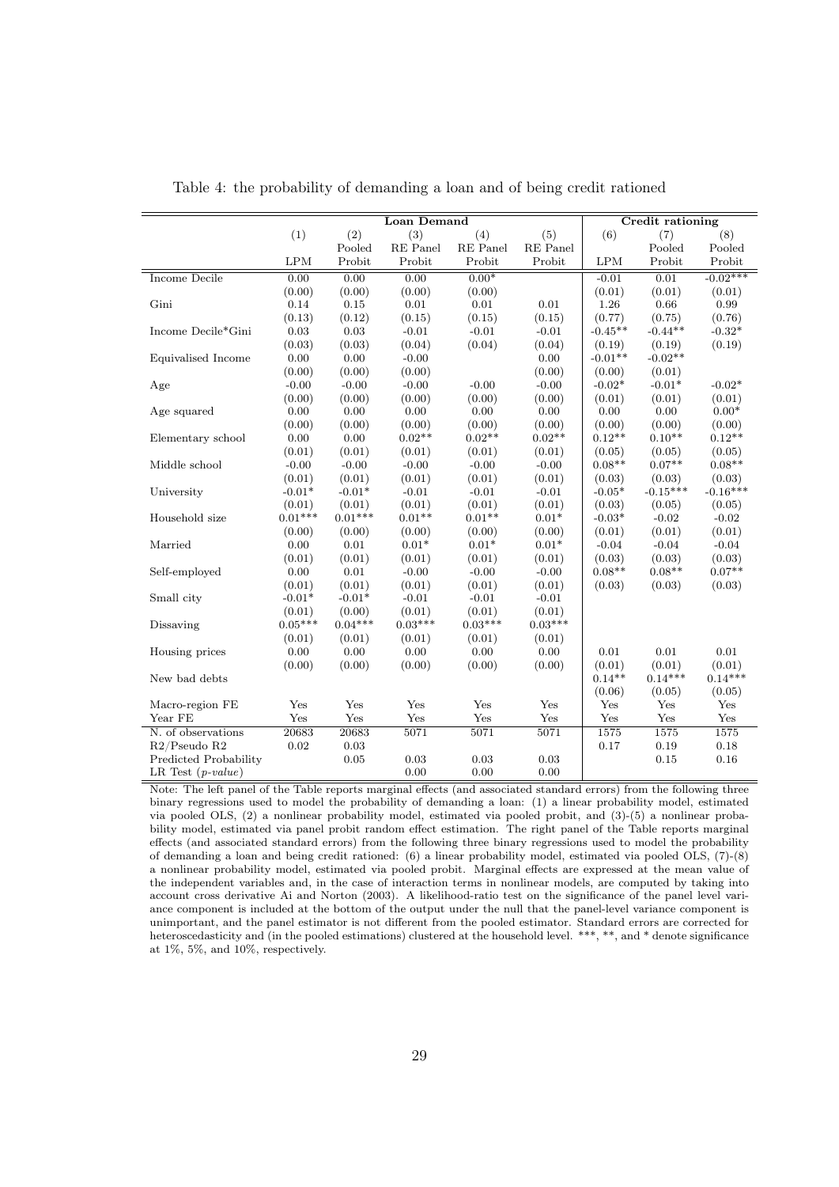Table 4: the probability of demanding a loan and of being credit rationed

| | Loan Demand | | | | | Credit rationing | | |
|---|---|---|---|---|---|---|---|---|
| | (1) | (2) | (3) | (4) | (5) | (6) | (7) | (8) |
| | | Pooled | RE Panel | RE Panel | RE Panel | | Pooled | Pooled |
| | LPM | Probit | Probit | Probit | Probit | LPM | Probit | Probit |
| Income Decile | 0.00 | 0.00 | 0.00 | 0.00* | | -0.01 | 0.01 | -0.02*** |
| | (0.00) | (0.00) | (0.00) | (0.00) | | (0.01) | (0.01) | (0.01) |
| Gini | 0.14 | 0.15 | 0.01 | 0.01 | 0.01 | 1.26 | 0.66 | 0.99 |
| | (0.13) | (0.12) | (0.15) | (0.15) | (0.15) | (0.77) | (0.75) | (0.76) |
| Income Decile*Gini | 0.03 | 0.03 | -0.01 | -0.01 | -0.01 | -0.45** | -0.44** | -0.32* |
| | (0.03) | (0.03) | (0.04) | (0.04) | (0.04) | (0.19) | (0.19) | (0.19) |
| Equivalised Income | 0.00 | 0.00 | -0.00 | | 0.00 | -0.01** | -0.02** | |
| | (0.00) | (0.00) | (0.00) | | (0.00) | (0.00) | (0.01) | |
| Age | -0.00 | -0.00 | -0.00 | -0.00 | -0.00 | -0.02* | -0.01* | -0.02* |
| | (0.00) | (0.00) | (0.00) | (0.00) | (0.00) | (0.01) | (0.01) | (0.01) |
| Age squared | 0.00 | 0.00 | 0.00 | 0.00 | 0.00 | 0.00 | 0.00 | 0.00* |
| | (0.00) | (0.00) | (0.00) | (0.00) | (0.00) | (0.00) | (0.00) | (0.00) |
| Elementary school | 0.00 | 0.00 | 0.02** | 0.02** | 0.02** | 0.12** | 0.10** | 0.12** |
| | (0.01) | (0.01) | (0.01) | (0.01) | (0.01) | (0.05) | (0.05) | (0.05) |
| Middle school | -0.00 | -0.00 | -0.00 | -0.00 | -0.00 | 0.08** | 0.07** | 0.08** |
| | (0.01) | (0.01) | (0.01) | (0.01) | (0.01) | (0.03) | (0.03) | (0.03) |
| University | -0.01* | -0.01* | -0.01 | -0.01 | -0.01 | -0.05* | -0.15*** | -0.16*** |
| | (0.01) | (0.01) | (0.01) | (0.01) | (0.01) | (0.03) | (0.05) | (0.05) |
| Household size | 0.01*** | 0.01*** | 0.01** | 0.01** | 0.01* | -0.03* | -0.02 | -0.02 |
| | (0.00) | (0.00) | (0.00) | (0.00) | (0.00) | (0.01) | (0.01) | (0.01) |
| Married | 0.00 | 0.01 | 0.01* | 0.01* | 0.01* | -0.04 | -0.04 | -0.04 |
| | (0.01) | (0.01) | (0.01) | (0.01) | (0.01) | (0.03) | (0.03) | (0.03) |
| Self-employed | 0.00 | 0.01 | -0.00 | -0.00 | -0.00 | 0.08** | 0.08** | 0.07** |
| | (0.01) | (0.01) | (0.01) | (0.01) | (0.01) | (0.03) | (0.03) | (0.03) |
| Small city | -0.01* | -0.01* | -0.01 | -0.01 | -0.01 | | | |
| | (0.01) | (0.00) | (0.01) | (0.01) | (0.01) | | | |
| Dissaving | 0.05*** | 0.04*** | 0.03*** | 0.03*** | 0.03*** | | | |
| | (0.01) | (0.01) | (0.01) | (0.01) | (0.01) | | | |
| Housing prices | 0.00 | 0.00 | 0.00 | 0.00 | 0.00 | 0.01 | 0.01 | 0.01 |
| | (0.00) | (0.00) | (0.00) | (0.00) | (0.00) | (0.01) | (0.01) | (0.01) |
| New bad debts | | | | | | 0.14** | 0.14*** | 0.14*** |
| | | | | | | (0.06) | (0.05) | (0.05) |
| Macro-region FE | Yes | Yes | Yes | Yes | Yes | Yes | Yes | Yes |
| Year FE | Yes | Yes | Yes | Yes | Yes | Yes | Yes | Yes |
| N. of observations | 20683 | 20683 | 5071 | 5071 | 5071 | 1575 | 1575 | 1575 |
| R2/Pseudo R2 | 0.02 | 0.03 | | | | 0.17 | 0.19 | 0.18 |
| Predicted Probability | | 0.05 | 0.03 | 0.03 | 0.03 | | 0.15 | 0.16 |
| LR Test (*p-value*) | | | 0.00 | 0.00 | 0.00 | | | |

Note: The left panel of the Table reports marginal effects (and associated standard errors) from the following three binary regressions used to model the probability of demanding a loan: (1) a linear probability model, estimated via pooled OLS, (2) a nonlinear probability model, estimated via pooled probit, and (3)-(5) a nonlinear probability model, estimated via panel probit random effect estimation. The right panel of the Table reports marginal effects (and associated standard errors) from the following three binary regressions used to model the probability of demanding a loan and being credit rationed: (6) a linear probability model, estimated via pooled OLS, (7)-(8) a nonlinear probability model, estimated via pooled probit. Marginal effects are expressed at the mean value of the independent variables and, in the case of interaction terms in nonlinear models, are computed by taking into account cross derivative Ai and Norton (2003). A likelihood-ratio test on the significance of the panel level variance component is included at the bottom of the output under the null that the panel-level variance component is unimportant, and the panel estimator is not different from the pooled estimator. Standard errors are corrected for heteroscedasticity and (in the pooled estimations) clustered at the household level. ***, **, and * denote significance at 1%, 5%, and 10%, respectively.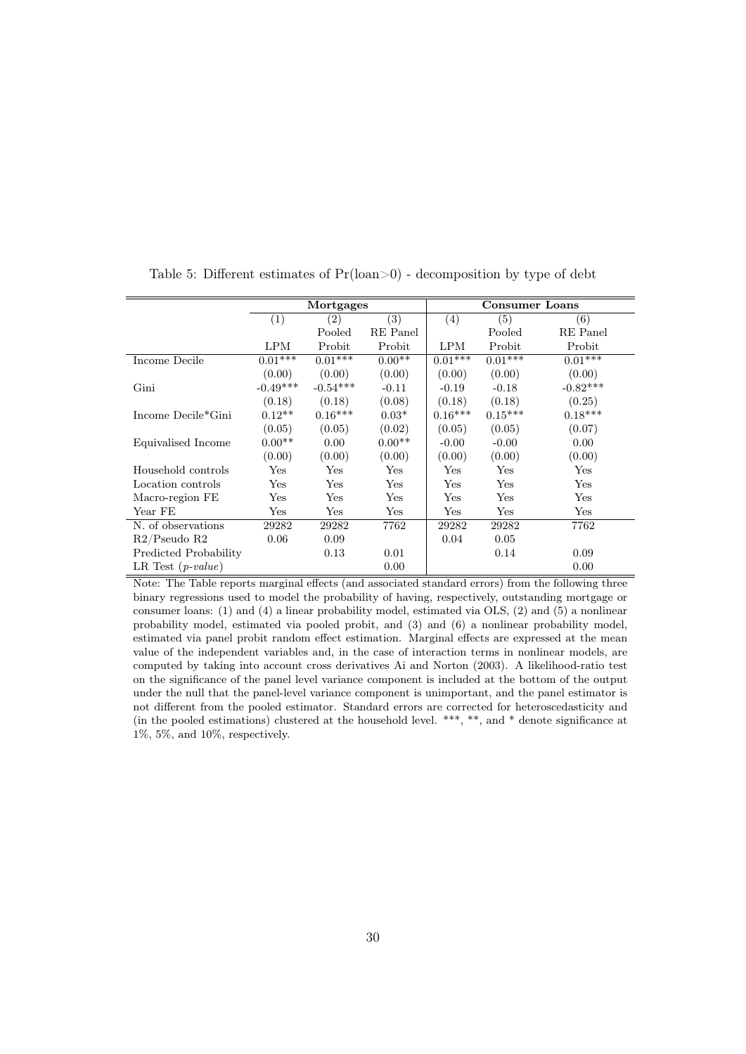Table 5: Different estimates of Pr(loan>0) - decomposition by type of debt

| | **Mortgages** | | | **Consumer Loans** | | |
|---|---|---|---|---|---|---|
| | (1) | (2) | (3) | (4) | (5) | (6) |
| | | Pooled | RE Panel | | Pooled | RE Panel |
| | LPM | Probit | Probit | LPM | Probit | Probit |
| Income Decile | 0.01*** | 0.01*** | 0.00** | 0.01*** | 0.01*** | 0.01*** |
| | (0.00) | (0.00) | (0.00) | (0.00) | (0.00) | (0.00) |
| Gini | -0.49*** | -0.54*** | -0.11 | -0.19 | -0.18 | -0.82*** |
| | (0.18) | (0.18) | (0.08) | (0.18) | (0.18) | (0.25) |
| Income Decile*Gini | 0.12** | 0.16*** | 0.03* | 0.16*** | 0.15*** | 0.18*** |
| | (0.05) | (0.05) | (0.02) | (0.05) | (0.05) | (0.07) |
| Equivalised Income | 0.00** | 0.00 | 0.00** | -0.00 | -0.00 | 0.00 |
| | (0.00) | (0.00) | (0.00) | (0.00) | (0.00) | (0.00) |
| Household controls | Yes | Yes | Yes | Yes | Yes | Yes |
| Location controls | Yes | Yes | Yes | Yes | Yes | Yes |
| Macro-region FE | Yes | Yes | Yes | Yes | Yes | Yes |
| Year FE | Yes | Yes | Yes | Yes | Yes | Yes |
| N. of observations | 29282 | 29282 | 7762 | 29282 | 29282 | 7762 |
| R2/Pseudo R2 | 0.06 | 0.09 | | 0.04 | 0.05 | |
| Predicted Probability | | 0.13 | 0.01 | | 0.14 | 0.09 |
| LR Test (*p-value*) | | | 0.00 | | | 0.00 |

Note: The Table reports marginal effects (and associated standard errors) from the following three binary regressions used to model the probability of having, respectively, outstanding mortgage or consumer loans: (1) and (4) a linear probability model, estimated via OLS, (2) and (5) a nonlinear probability model, estimated via pooled probit, and (3) and (6) a nonlinear probability model, estimated via panel probit random effect estimation. Marginal effects are expressed at the mean value of the independent variables and, in the case of interaction terms in nonlinear models, are computed by taking into account cross derivatives Ai and Norton (2003). A likelihood-ratio test on the significance of the panel level variance component is included at the bottom of the output under the null that the panel-level variance component is unimportant, and the panel estimator is not different from the pooled estimator. Standard errors are corrected for heteroscedasticity and (in the pooled estimations) clustered at the household level. ***, **, and * denote significance at 1%, 5%, and 10%, respectively.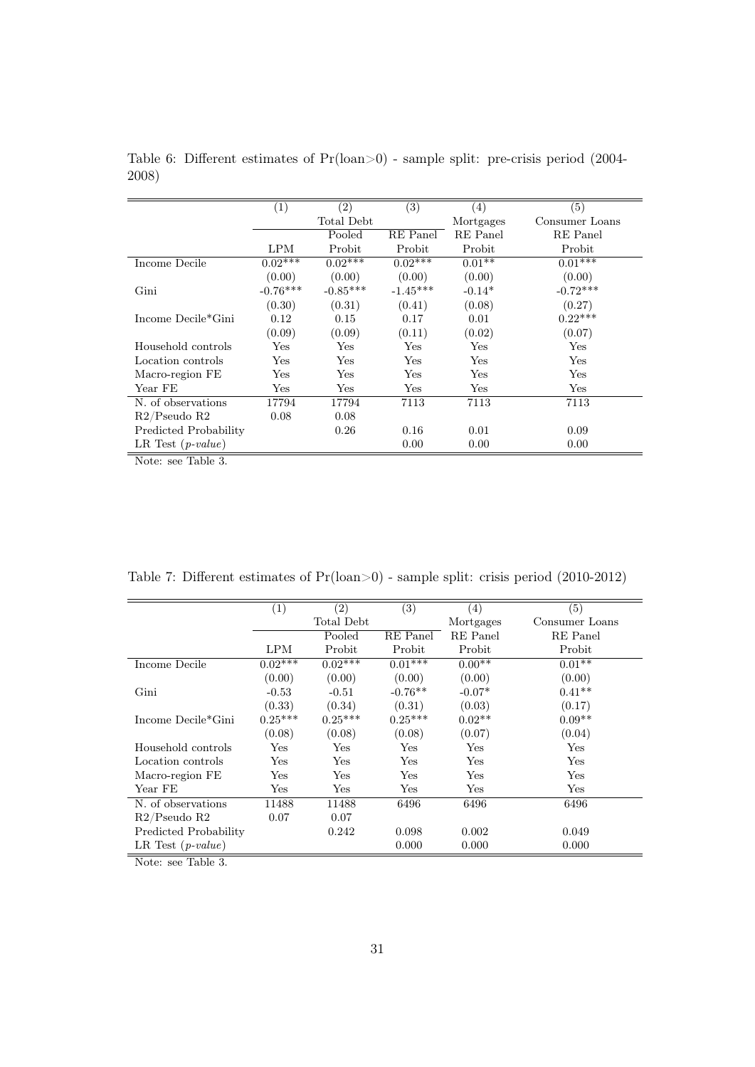Table 6: Different estimates of Pr(loan>0) - sample split: pre-crisis period (2004-2008)

| | (1) | (2) | (3) | (4) | (5) |
|---|---|---|---|---|---|
| | | Total Debt | | Mortgages | Consumer Loans |
| | | Pooled | RE Panel | RE Panel | RE Panel |
| | LPM | Probit | Probit | Probit | Probit |
| Income Decile | 0.02*** | 0.02*** | 0.02*** | 0.01** | 0.01*** |
| | (0.00) | (0.00) | (0.00) | (0.00) | (0.00) |
| Gini | -0.76*** | -0.85*** | -1.45*** | -0.14* | -0.72*** |
| | (0.30) | (0.31) | (0.41) | (0.08) | (0.27) |
| Income Decile*Gini | 0.12 | 0.15 | 0.17 | 0.01 | 0.22*** |
| | (0.09) | (0.09) | (0.11) | (0.02) | (0.07) |
| Household controls | Yes | Yes | Yes | Yes | Yes |
| Location controls | Yes | Yes | Yes | Yes | Yes |
| Macro-region FE | Yes | Yes | Yes | Yes | Yes |
| Year FE | Yes | Yes | Yes | Yes | Yes |
| N. of observations | 17794 | 17794 | 7113 | 7113 | 7113 |
| R2/Pseudo R2 | 0.08 | 0.08 | | | |
| Predicted Probability | | 0.26 | 0.16 | 0.01 | 0.09 |
| LR Test (*p-value*) | | | 0.00 | 0.00 | 0.00 |

Note: see Table 3.

Table 7: Different estimates of Pr(loan>0) - sample split: crisis period (2010-2012)

| | (1) | (2) | (3) | (4) | (5) |
|---|---|---|---|---|---|
| | | Total Debt | | Mortgages | Consumer Loans |
| | | Pooled | RE Panel | RE Panel | RE Panel |
| | LPM | Probit | Probit | Probit | Probit |
| Income Decile | 0.02*** | 0.02*** | 0.01*** | 0.00** | 0.01** |
| | (0.00) | (0.00) | (0.00) | (0.00) | (0.00) |
| Gini | -0.53 | -0.51 | -0.76** | -0.07* | 0.41** |
| | (0.33) | (0.34) | (0.31) | (0.03) | (0.17) |
| Income Decile*Gini | 0.25*** | 0.25*** | 0.25*** | 0.02** | 0.09** |
| | (0.08) | (0.08) | (0.08) | (0.07) | (0.04) |
| Household controls | Yes | Yes | Yes | Yes | Yes |
| Location controls | Yes | Yes | Yes | Yes | Yes |
| Macro-region FE | Yes | Yes | Yes | Yes | Yes |
| Year FE | Yes | Yes | Yes | Yes | Yes |
| N. of observations | 11488 | 11488 | 6496 | 6496 | 6496 |
| R2/Pseudo R2 | 0.07 | 0.07 | | | |
| Predicted Probability | | 0.242 | 0.098 | 0.002 | 0.049 |
| LR Test (*p-value*) | | | 0.000 | 0.000 | 0.000 |

Note: see Table 3.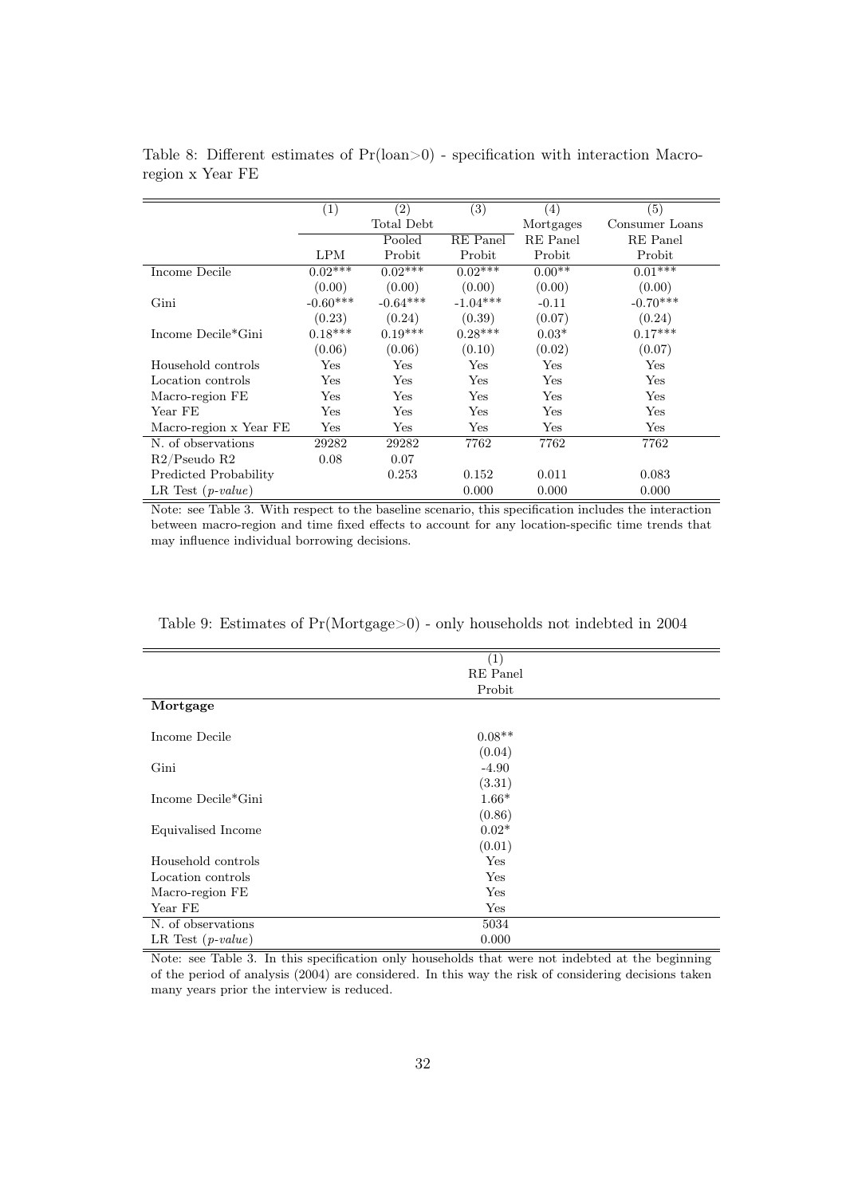Table 8: Different estimates of Pr(loan>0) - specification with interaction Macro-region x Year FE

| | (1) | (2) | (3) | (4) | (5) |
|---|---|---|---|---|---|
| | | Total Debt | | Mortgages | Consumer Loans |
| | | Pooled | RE Panel | RE Panel | RE Panel |
| | LPM | Probit | Probit | Probit | Probit |
| Income Decile | 0.02*** | 0.02*** | 0.02*** | 0.00** | 0.01*** |
| | (0.00) | (0.00) | (0.00) | (0.00) | (0.00) |
| Gini | -0.60*** | -0.64*** | -1.04*** | -0.11 | -0.70*** |
| | (0.23) | (0.24) | (0.39) | (0.07) | (0.24) |
| Income Decile*Gini | 0.18*** | 0.19*** | 0.28*** | 0.03* | 0.17*** |
| | (0.06) | (0.06) | (0.10) | (0.02) | (0.07) |
| Household controls | Yes | Yes | Yes | Yes | Yes |
| Location controls | Yes | Yes | Yes | Yes | Yes |
| Macro-region FE | Yes | Yes | Yes | Yes | Yes |
| Year FE | Yes | Yes | Yes | Yes | Yes |
| Macro-region x Year FE | Yes | Yes | Yes | Yes | Yes |
| N. of observations | 29282 | 29282 | 7762 | 7762 | 7762 |
| R2/Pseudo R2 | 0.08 | 0.07 | | | |
| Predicted Probability | | 0.253 | 0.152 | 0.011 | 0.083 |
| LR Test (*p-value*) | | | 0.000 | 0.000 | 0.000 |

Note: see Table 3. With respect to the baseline scenario, this specification includes the interaction between macro-region and time fixed effects to account for any location-specific time trends that may influence individual borrowing decisions.

Table 9: Estimates of Pr(Mortgage>0) - only households not indebted in 2004

| | (1) |
|---|---|
| | RE Panel |
| | Probit |
| **Mortgage** | |
| Income Decile | 0.08** |
| | (0.04) |
| Gini | -4.90 |
| | (3.31) |
| Income Decile*Gini | 1.66* |
| | (0.86) |
| Equivalised Income | 0.02* |
| | (0.01) |
| Household controls | Yes |
| Location controls | Yes |
| Macro-region FE | Yes |
| Year FE | Yes |
| N. of observations | 5034 |
| LR Test (*p-value*) | 0.000 |

Note: see Table 3. In this specification only households that were not indebted at the beginning of the period of analysis (2004) are considered. In this way the risk of considering decisions taken many years prior the interview is reduced.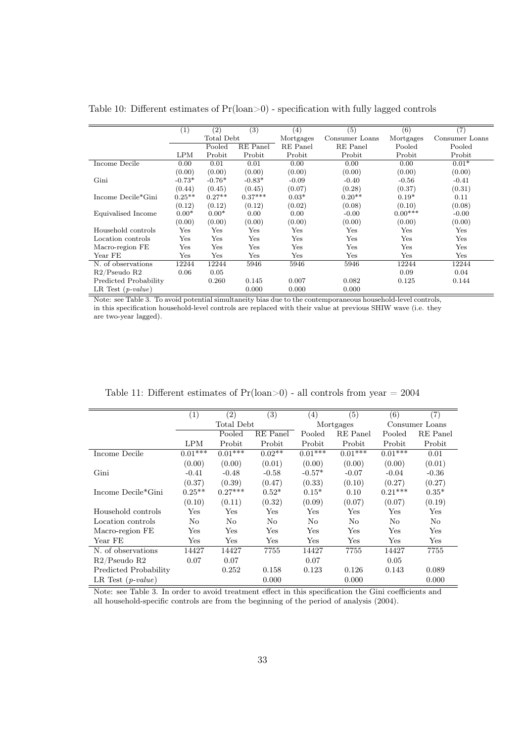Table 10: Different estimates of Pr(loan>0) - specification with fully lagged controls

| | (1) | (2) | (3) | (4) | (5) | (6) | (7) |
|---|---|---|---|---|---|---|---|
| | | Total Debt | | Mortgages | Consumer Loans | Mortgages | Consumer Loans |
| | | Pooled | RE Panel | RE Panel | RE Panel | Pooled | Pooled |
| | LPM | Probit | Probit | Probit | Probit | Probit | Probit |
| Income Decile | 0.00 | 0.01 | 0.01 | 0.00 | 0.00 | 0.00 | 0.01* |
| | (0.00) | (0.00) | (0.00) | (0.00) | (0.00) | (0.00) | (0.00) |
| Gini | -0.73* | -0.76* | -0.83* | -0.09 | -0.40 | -0.56 | -0.41 |
| | (0.44) | (0.45) | (0.45) | (0.07) | (0.28) | (0.37) | (0.31) |
| Income Decile*Gini | 0.25** | 0.27** | 0.37*** | 0.03* | 0.20** | 0.19* | 0.11 |
| | (0.12) | (0.12) | (0.12) | (0.02) | (0.08) | (0.10) | (0.08) |
| Equivalised Income | 0.00* | 0.00* | 0.00 | 0.00 | -0.00 | 0.00*** | -0.00 |
| | (0.00) | (0.00) | (0.00) | (0.00) | (0.00) | (0.00) | (0.00) |
| Household controls | Yes | Yes | Yes | Yes | Yes | Yes | Yes |
| Location controls | Yes | Yes | Yes | Yes | Yes | Yes | Yes |
| Macro-region FE | Yes | Yes | Yes | Yes | Yes | Yes | Yes |
| Year FE | Yes | Yes | Yes | Yes | Yes | Yes | Yes |
| N. of observations | 12244 | 12244 | 5946 | 5946 | 5946 | 12244 | 12244 |
| R2/Pseudo R2 | 0.06 | 0.05 | | | | 0.09 | 0.04 |
| Predicted Probability | | 0.260 | 0.145 | 0.007 | 0.082 | 0.125 | 0.144 |
| LR Test (*p-value*) | | | 0.000 | 0.000 | 0.000 | | |

Note: see Table 3. To avoid potential simultaneity bias due to the contemporaneous household-level controls, in this specification household-level controls are replaced with their value at previous SHIW wave (i.e. they are two-year lagged).

Table 11: Different estimates of Pr(loan>0) - all controls from year = 2004

| | (1) | (2) | (3) | (4) | (5) | (6) | (7) |
|---|---|---|---|---|---|---|---|
| | | Total Debt | | Mortgages | | Consumer Loans | |
| | | Pooled | RE Panel | Pooled | RE Panel | Pooled | RE Panel |
| | LPM | Probit | Probit | Probit | Probit | Probit | Probit |
| Income Decile | 0.01*** | 0.01*** | 0.02** | 0.01*** | 0.01*** | 0.01*** | 0.01 |
| | (0.00) | (0.00) | (0.01) | (0.00) | (0.00) | (0.00) | (0.01) |
| Gini | -0.41 | -0.48 | -0.58 | -0.57* | -0.07 | -0.04 | -0.36 |
| | (0.37) | (0.39) | (0.47) | (0.33) | (0.10) | (0.27) | (0.27) |
| Income Decile*Gini | 0.25** | 0.27*** | 0.52* | 0.15* | 0.10 | 0.21*** | 0.35* |
| | (0.10) | (0.11) | (0.32) | (0.09) | (0.07) | (0.07) | (0.19) |
| Household controls | Yes | Yes | Yes | Yes | Yes | Yes | Yes |
| Location controls | No | No | No | No | No | No | No |
| Macro-region FE | Yes | Yes | Yes | Yes | Yes | Yes | Yes |
| Year FE | Yes | Yes | Yes | Yes | Yes | Yes | Yes |
| N. of observations | 14427 | 14427 | 7755 | 14427 | 7755 | 14427 | 7755 |
| R2/Pseudo R2 | 0.07 | 0.07 | | 0.07 | | 0.05 | |
| Predicted Probability | | 0.252 | 0.158 | 0.123 | 0.126 | 0.143 | 0.089 |
| LR Test (*p-value*) | | | 0.000 | | 0.000 | | 0.000 |

Note: see Table 3. In order to avoid treatment effect in this specification the Gini coefficients and all household-specific controls are from the beginning of the period of analysis (2004).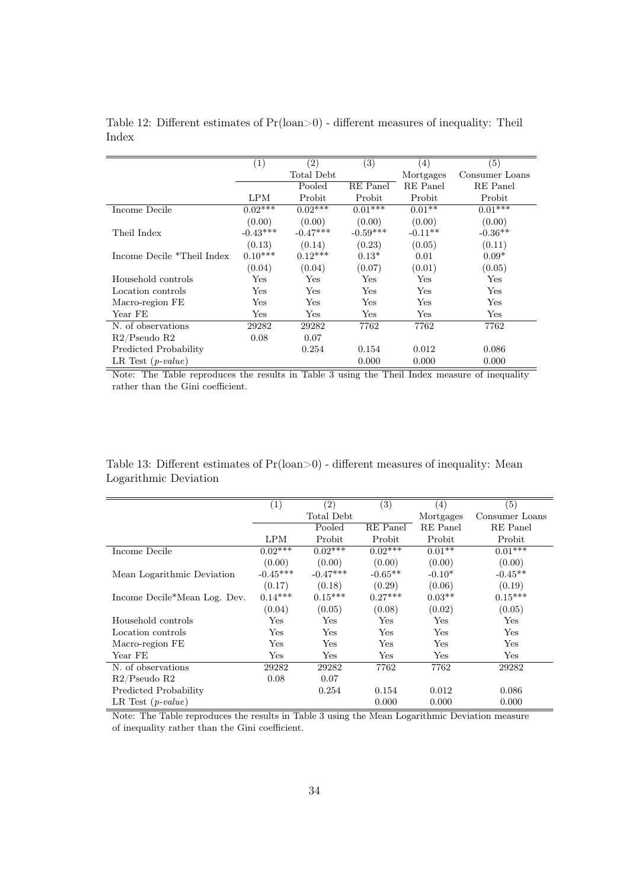Table 12: Different estimates of Pr(loan>0) - different measures of inequality: Theil Index

| | (1) | (2) | (3) | (4) | (5) |
|---|---|---|---|---|---|
| | | Total Debt | | Mortgages | Consumer Loans |
| | | Pooled | RE Panel | RE Panel | RE Panel |
| | LPM | Probit | Probit | Probit | Probit |
| Income Decile | 0.02*** | 0.02*** | 0.01*** | 0.01** | 0.01*** |
| | (0.00) | (0.00) | (0.00) | (0.00) | (0.00) |
| Theil Index | -0.43*** | -0.47*** | -0.59*** | -0.11** | -0.36** |
| | (0.13) | (0.14) | (0.23) | (0.05) | (0.11) |
| Income Decile *Theil Index | 0.10*** | 0.12*** | 0.13* | 0.01 | 0.09* |
| | (0.04) | (0.04) | (0.07) | (0.01) | (0.05) |
| Household controls | Yes | Yes | Yes | Yes | Yes |
| Location controls | Yes | Yes | Yes | Yes | Yes |
| Macro-region FE | Yes | Yes | Yes | Yes | Yes |
| Year FE | Yes | Yes | Yes | Yes | Yes |
| N. of observations | 29282 | 29282 | 7762 | 7762 | 7762 |
| R2/Pseudo R2 | 0.08 | 0.07 | | | |
| Predicted Probability | | 0.254 | 0.154 | 0.012 | 0.086 |
| LR Test (*p-value*) | | | 0.000 | 0.000 | 0.000 |

Note: The Table reproduces the results in Table 3 using the Theil Index measure of inequality rather than the Gini coefficient.

Table 13: Different estimates of Pr(loan>0) - different measures of inequality: Mean Logarithmic Deviation

| | (1) | (2) | (3) | (4) | (5) |
|---|---|---|---|---|---|
| | | Total Debt | | Mortgages | Consumer Loans |
| | | Pooled | RE Panel | RE Panel | RE Panel |
| | LPM | Probit | Probit | Probit | Probit |
| Income Decile | 0.02*** | 0.02*** | 0.02*** | 0.01** | 0.01*** |
| | (0.00) | (0.00) | (0.00) | (0.00) | (0.00) |
| Mean Logarithmic Deviation | -0.45*** | -0.47*** | -0.65** | -0.10* | -0.45** |
| | (0.17) | (0.18) | (0.29) | (0.06) | (0.19) |
| Income Decile*Mean Log. Dev. | 0.14*** | 0.15*** | 0.27*** | 0.03** | 0.15*** |
| | (0.04) | (0.05) | (0.08) | (0.02) | (0.05) |
| Household controls | Yes | Yes | Yes | Yes | Yes |
| Location controls | Yes | Yes | Yes | Yes | Yes |
| Macro-region FE | Yes | Yes | Yes | Yes | Yes |
| Year FE | Yes | Yes | Yes | Yes | Yes |
| N. of observations | 29282 | 29282 | 7762 | 7762 | 29282 |
| R2/Pseudo R2 | 0.08 | 0.07 | | | |
| Predicted Probability | | 0.254 | 0.154 | 0.012 | 0.086 |
| LR Test (*p-value*) | | | 0.000 | 0.000 | 0.000 |

Note: The Table reproduces the results in Table 3 using the Mean Logarithmic Deviation measure of inequality rather than the Gini coefficient.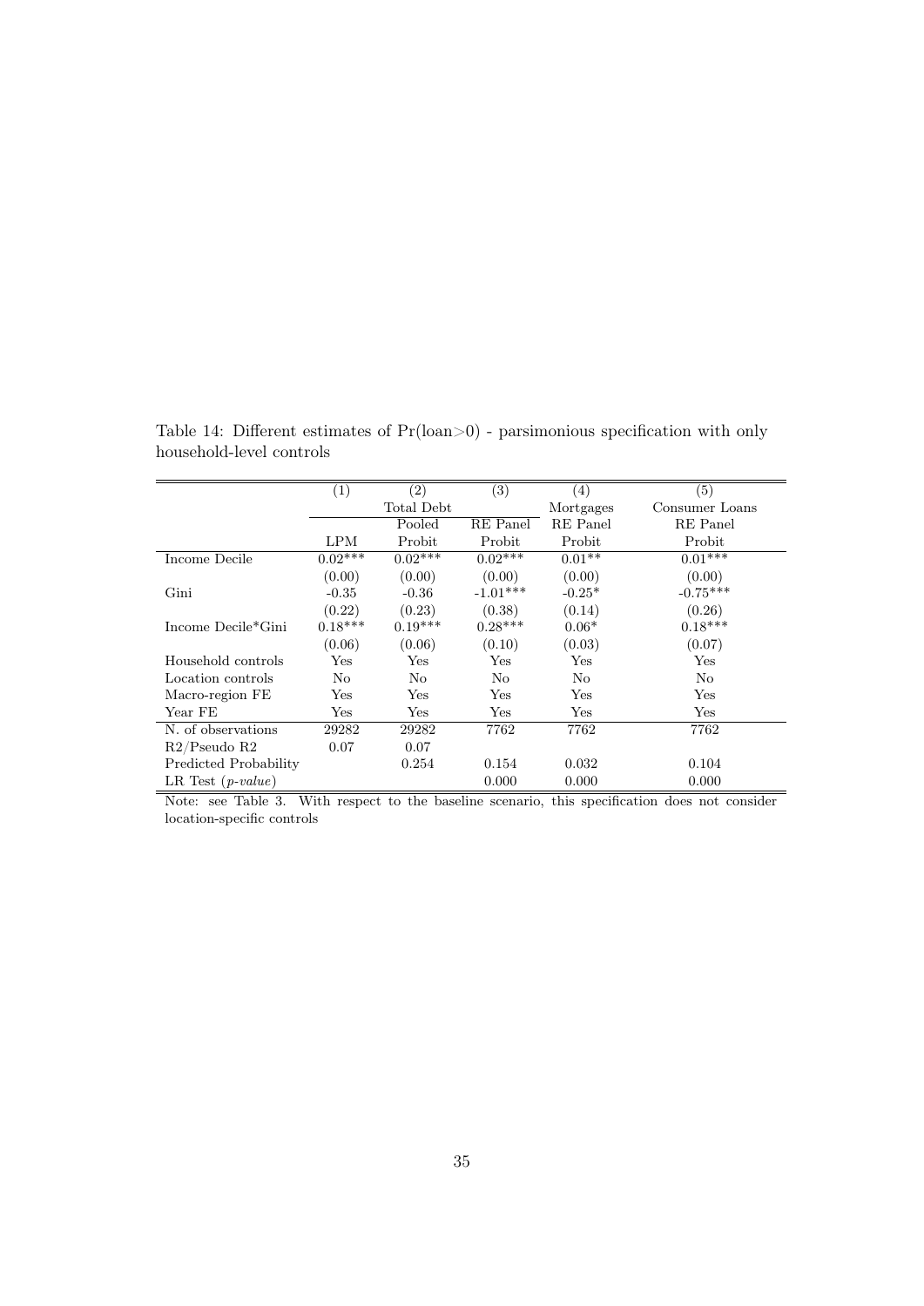Table 14: Different estimates of Pr(loan>0) - parsimonious specification with only household-level controls

| | (1) | (2) | (3) | (4) | (5) |
|---|---|---|---|---|---|
| | Total Debt | | | Mortgages | Consumer Loans |
| | | Pooled | RE Panel | RE Panel | RE Panel |
| | LPM | Probit | Probit | Probit | Probit |
| Income Decile | 0.02*** | 0.02*** | 0.02*** | 0.01** | 0.01*** |
| | (0.00) | (0.00) | (0.00) | (0.00) | (0.00) |
| Gini | -0.35 | -0.36 | -1.01*** | -0.25* | -0.75*** |
| | (0.22) | (0.23) | (0.38) | (0.14) | (0.26) |
| Income Decile*Gini | 0.18*** | 0.19*** | 0.28*** | 0.06* | 0.18*** |
| | (0.06) | (0.06) | (0.10) | (0.03) | (0.07) |
| Household controls | Yes | Yes | Yes | Yes | Yes |
| Location controls | No | No | No | No | No |
| Macro-region FE | Yes | Yes | Yes | Yes | Yes |
| Year FE | Yes | Yes | Yes | Yes | Yes |
| N. of observations | 29282 | 29282 | 7762 | 7762 | 7762 |
| R2/Pseudo R2 | 0.07 | 0.07 | | | |
| Predicted Probability | | 0.254 | 0.154 | 0.032 | 0.104 |
| LR Test (*p-value*) | | | 0.000 | 0.000 | 0.000 |

Note: see Table 3. With respect to the baseline scenario, this specification does not consider location-specific controls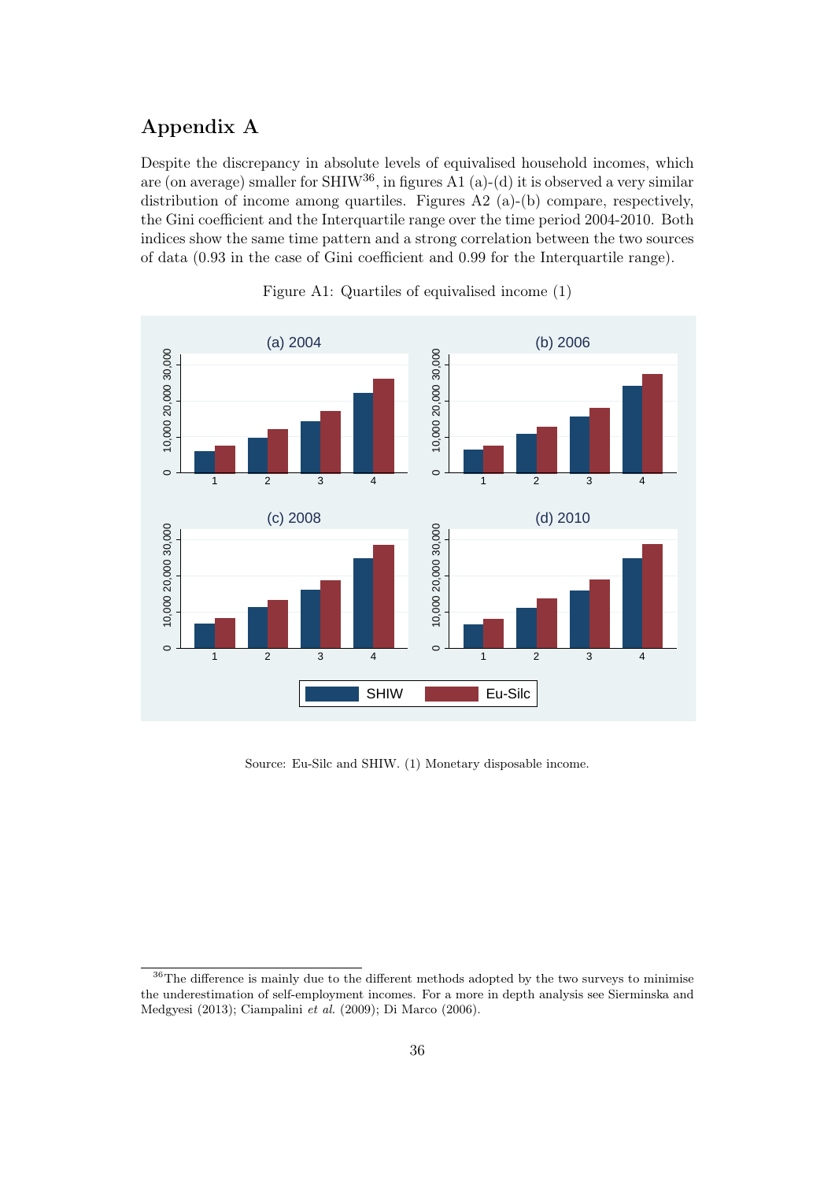# Appendix A

Despite the discrepancy in absolute levels of equivalised household incomes, which are (on average) smaller for SHIW[36], in figures A1 (a)-(d) it is observed a very similar distribution of income among quartiles. Figures A2 (a)-(b) compare, respectively, the Gini coefficient and the Interquartile range over the time period 2004-2010. Both indices show the same time pattern and a strong correlation between the two sources of data (0.93 in the case of Gini coefficient and 0.99 for the Interquartile range).

Figure A1: Quartiles of equivalised income (1)

Source: Eu-Silc and SHIW. (1) Monetary disposable income.

[36] The difference is mainly due to the different methods adopted by the two surveys to minimise the underestimation of self-employment incomes. For a more in depth analysis see Sierminska and Medgyesi (2013); Ciampalini *et al.* (2009); Di Marco (2006).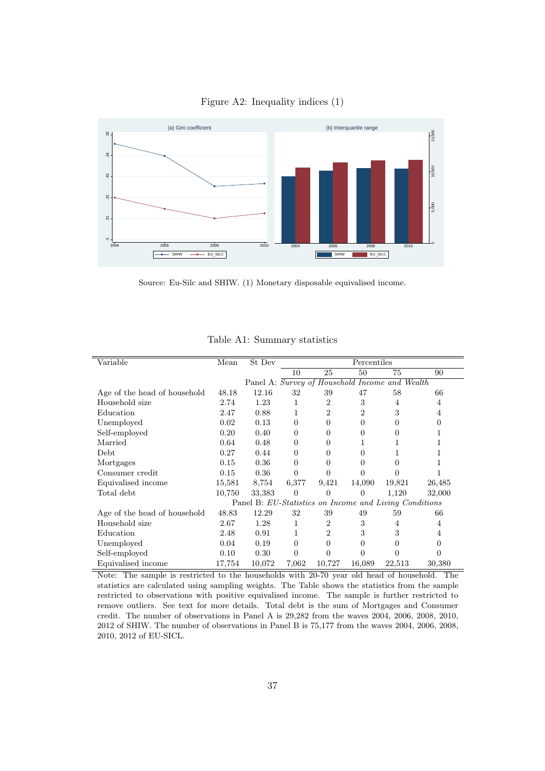Figure A2: Inequality indices (1)

Source: Eu-Silc and SHIW. (1) Monetary disposable equivalised income.

Table A1: Summary statistics

| Variable | Mean | St Dev | Percentiles | | | | |
|---|---|---|---|---|---|---|---|
| | | | 10 | 25 | 50 | 75 | 90 |
| | | | Panel A: *Survey of Household Income and Wealth* | | | | |
| Age of the head of household | 48.18 | 12.16 | 32 | 39 | 47 | 58 | 66 |
| Household size | 2.74 | 1.23 | 1 | 2 | 3 | 4 | 4 |
| Education | 2.47 | 0.88 | 1 | 2 | 2 | 3 | 4 |
| Unemployed | 0.02 | 0.13 | 0 | 0 | 0 | 0 | 0 |
| Self-employed | 0.20 | 0.40 | 0 | 0 | 0 | 0 | 1 |
| Married | 0.64 | 0.48 | 0 | 0 | 1 | 1 | 1 |
| Debt | 0.27 | 0.44 | 0 | 0 | 0 | 1 | 1 |
| Mortgages | 0.15 | 0.36 | 0 | 0 | 0 | 0 | 1 |
| Consumer credit | 0.15 | 0.36 | 0 | 0 | 0 | 0 | 1 |
| Equivalised income | 15,581 | 8,754 | 6,377 | 9,421 | 14,090 | 19,821 | 26,485 |
| Total debt | 10,750 | 33,383 | 0 | 0 | 0 | 1,120 | 32,000 |
| | | | Panel B: *EU-Statistics on Income and Living Conditions* | | | | |
| Age of the head of household | 48.83 | 12.29 | 32 | 39 | 49 | 59 | 66 |
| Household size | 2.67 | 1.28 | 1 | 2 | 3 | 4 | 4 |
| Education | 2.48 | 0.91 | 1 | 2 | 3 | 3 | 4 |
| Unemployed | 0.04 | 0.19 | 0 | 0 | 0 | 0 | 0 |
| Self-employed | 0.10 | 0.30 | 0 | 0 | 0 | 0 | 0 |
| Equivalised income | 17,754 | 10,072 | 7,062 | 10,727 | 16,089 | 22,513 | 30,380 |

Note: The sample is restricted to the households with 20-70 year old head of household. The statistics are calculated using sampling weights. The Table shows the statistics from the sample restricted to observations with positive equivalised income. The sample is further restricted to remove outliers. See text for more details. Total debt is the sum of Mortgages and Consumer credit. The number of observations in Panel A is 29,282 from the waves 2004, 2006, 2008, 2010, 2012 of SHIW. The number of observations in Panel B is 75,177 from the waves 2004, 2006, 2008, 2010, 2012 of EU-SICL.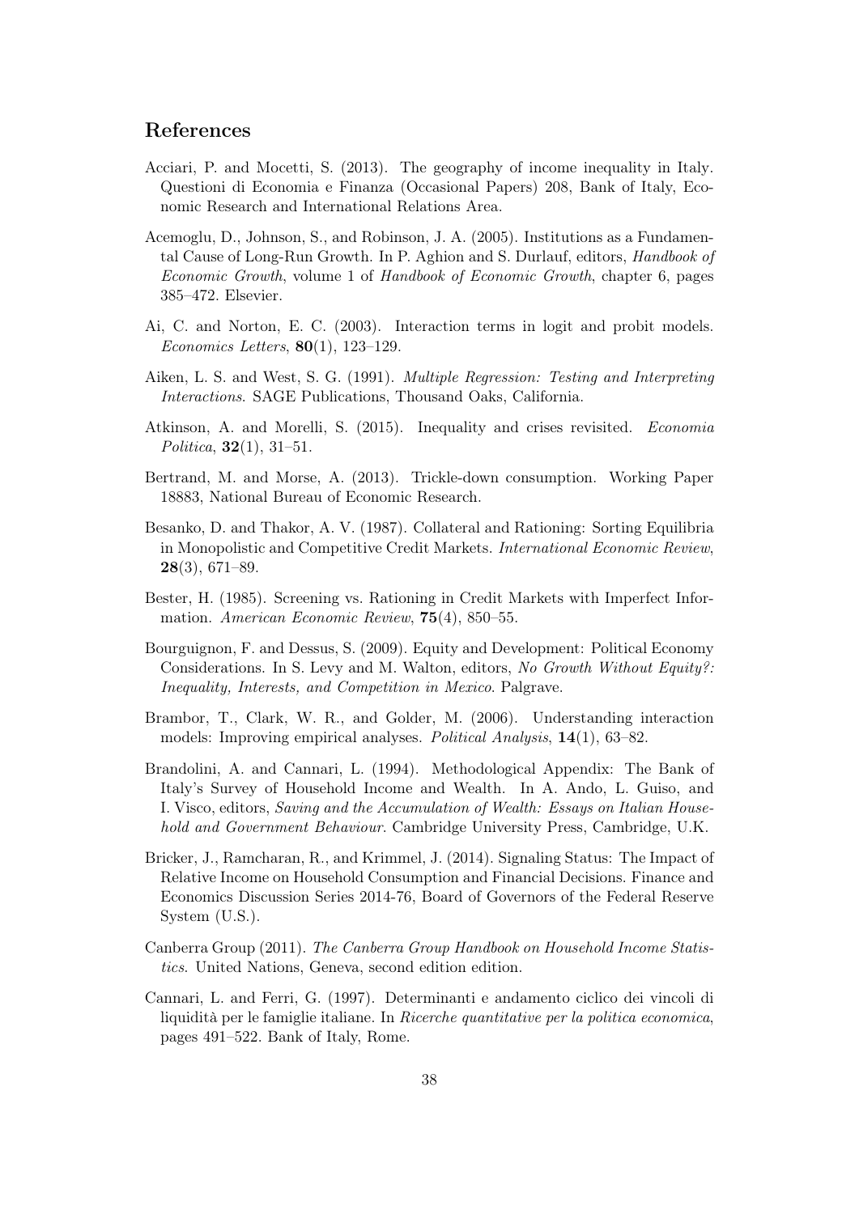## References

Acciari, P. and Mocetti, S. (2013). The geography of income inequality in Italy. Questioni di Economia e Finanza (Occasional Papers) 208, Bank of Italy, Economic Research and International Relations Area.

Acemoglu, D., Johnson, S., and Robinson, J. A. (2005). Institutions as a Fundamental Cause of Long-Run Growth. In P. Aghion and S. Durlauf, editors, *Handbook of Economic Growth*, volume 1 of *Handbook of Economic Growth*, chapter 6, pages 385–472. Elsevier.

Ai, C. and Norton, E. C. (2003). Interaction terms in logit and probit models. *Economics Letters*, **80**(1), 123–129.

Aiken, L. S. and West, S. G. (1991). *Multiple Regression: Testing and Interpreting Interactions*. SAGE Publications, Thousand Oaks, California.

Atkinson, A. and Morelli, S. (2015). Inequality and crises revisited. *Economia Politica*, **32**(1), 31–51.

Bertrand, M. and Morse, A. (2013). Trickle-down consumption. Working Paper 18883, National Bureau of Economic Research.

Besanko, D. and Thakor, A. V. (1987). Collateral and Rationing: Sorting Equilibria in Monopolistic and Competitive Credit Markets. *International Economic Review*, **28**(3), 671–89.

Bester, H. (1985). Screening vs. Rationing in Credit Markets with Imperfect Information. *American Economic Review*, **75**(4), 850–55.

Bourguignon, F. and Dessus, S. (2009). Equity and Development: Political Economy Considerations. In S. Levy and M. Walton, editors, *No Growth Without Equity?: Inequality, Interests, and Competition in Mexico*. Palgrave.

Brambor, T., Clark, W. R., and Golder, M. (2006). Understanding interaction models: Improving empirical analyses. *Political Analysis*, **14**(1), 63–82.

Brandolini, A. and Cannari, L. (1994). Methodological Appendix: The Bank of Italy's Survey of Household Income and Wealth. In A. Ando, L. Guiso, and I. Visco, editors, *Saving and the Accumulation of Wealth: Essays on Italian Household and Government Behaviour*. Cambridge University Press, Cambridge, U.K.

Bricker, J., Ramcharan, R., and Krimmel, J. (2014). Signaling Status: The Impact of Relative Income on Household Consumption and Financial Decisions. Finance and Economics Discussion Series 2014-76, Board of Governors of the Federal Reserve System (U.S.).

Canberra Group (2011). *The Canberra Group Handbook on Household Income Statistics*. United Nations, Geneva, second edition edition.

Cannari, L. and Ferri, G. (1997). Determinanti e andamento ciclico dei vincoli di liquidità per le famiglie italiane. In *Ricerche quantitative per la politica economica*, pages 491–522. Bank of Italy, Rome.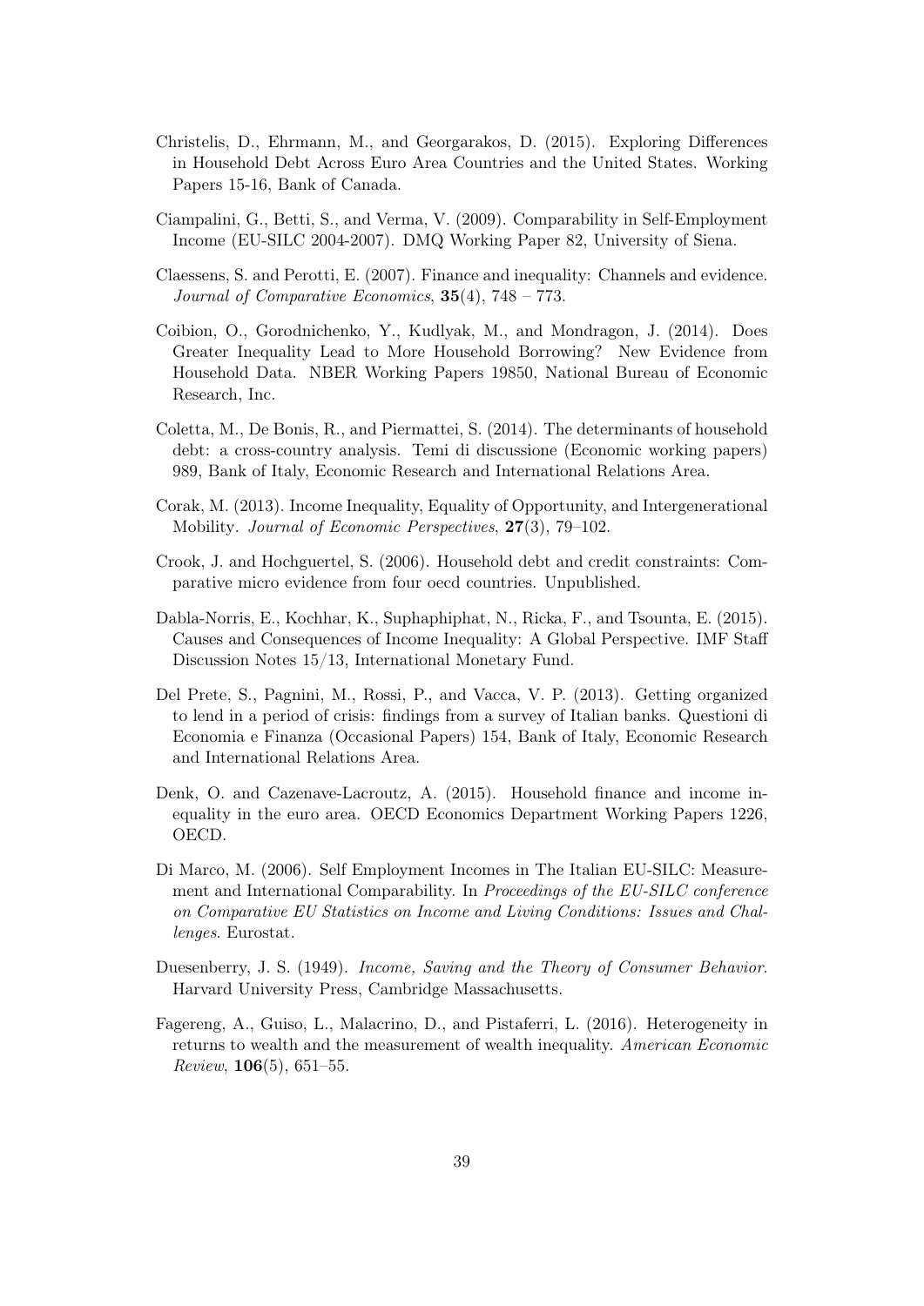Christelis, D., Ehrmann, M., and Georgarakos, D. (2015). Exploring Differences in Household Debt Across Euro Area Countries and the United States. Working Papers 15-16, Bank of Canada.

Ciampalini, G., Betti, S., and Verma, V. (2009). Comparability in Self-Employment Income (EU-SILC 2004-2007). DMQ Working Paper 82, University of Siena.

Claessens, S. and Perotti, E. (2007). Finance and inequality: Channels and evidence. *Journal of Comparative Economics*, **35**(4), 748 – 773.

Coibion, O., Gorodnichenko, Y., Kudlyak, M., and Mondragon, J. (2014). Does Greater Inequality Lead to More Household Borrowing? New Evidence from Household Data. NBER Working Papers 19850, National Bureau of Economic Research, Inc.

Coletta, M., De Bonis, R., and Piermattei, S. (2014). The determinants of household debt: a cross-country analysis. Temi di discussione (Economic working papers) 989, Bank of Italy, Economic Research and International Relations Area.

Corak, M. (2013). Income Inequality, Equality of Opportunity, and Intergenerational Mobility. *Journal of Economic Perspectives*, **27**(3), 79–102.

Crook, J. and Hochguertel, S. (2006). Household debt and credit constraints: Comparative micro evidence from four oecd countries. Unpublished.

Dabla-Norris, E., Kochhar, K., Suphaphiphat, N., Ricka, F., and Tsounta, E. (2015). Causes and Consequences of Income Inequality: A Global Perspective. IMF Staff Discussion Notes 15/13, International Monetary Fund.

Del Prete, S., Pagnini, M., Rossi, P., and Vacca, V. P. (2013). Getting organized to lend in a period of crisis: findings from a survey of Italian banks. Questioni di Economia e Finanza (Occasional Papers) 154, Bank of Italy, Economic Research and International Relations Area.

Denk, O. and Cazenave-Lacroutz, A. (2015). Household finance and income inequality in the euro area. OECD Economics Department Working Papers 1226, OECD.

Di Marco, M. (2006). Self Employment Incomes in The Italian EU-SILC: Measurement and International Comparability. In *Proceedings of the EU-SILC conference on Comparative EU Statistics on Income and Living Conditions: Issues and Challenges*. Eurostat.

Duesenberry, J. S. (1949). *Income, Saving and the Theory of Consumer Behavior*. Harvard University Press, Cambridge Massachusetts.

Fagereng, A., Guiso, L., Malacrino, D., and Pistaferri, L. (2016). Heterogeneity in returns to wealth and the measurement of wealth inequality. *American Economic Review*, **106**(5), 651–55.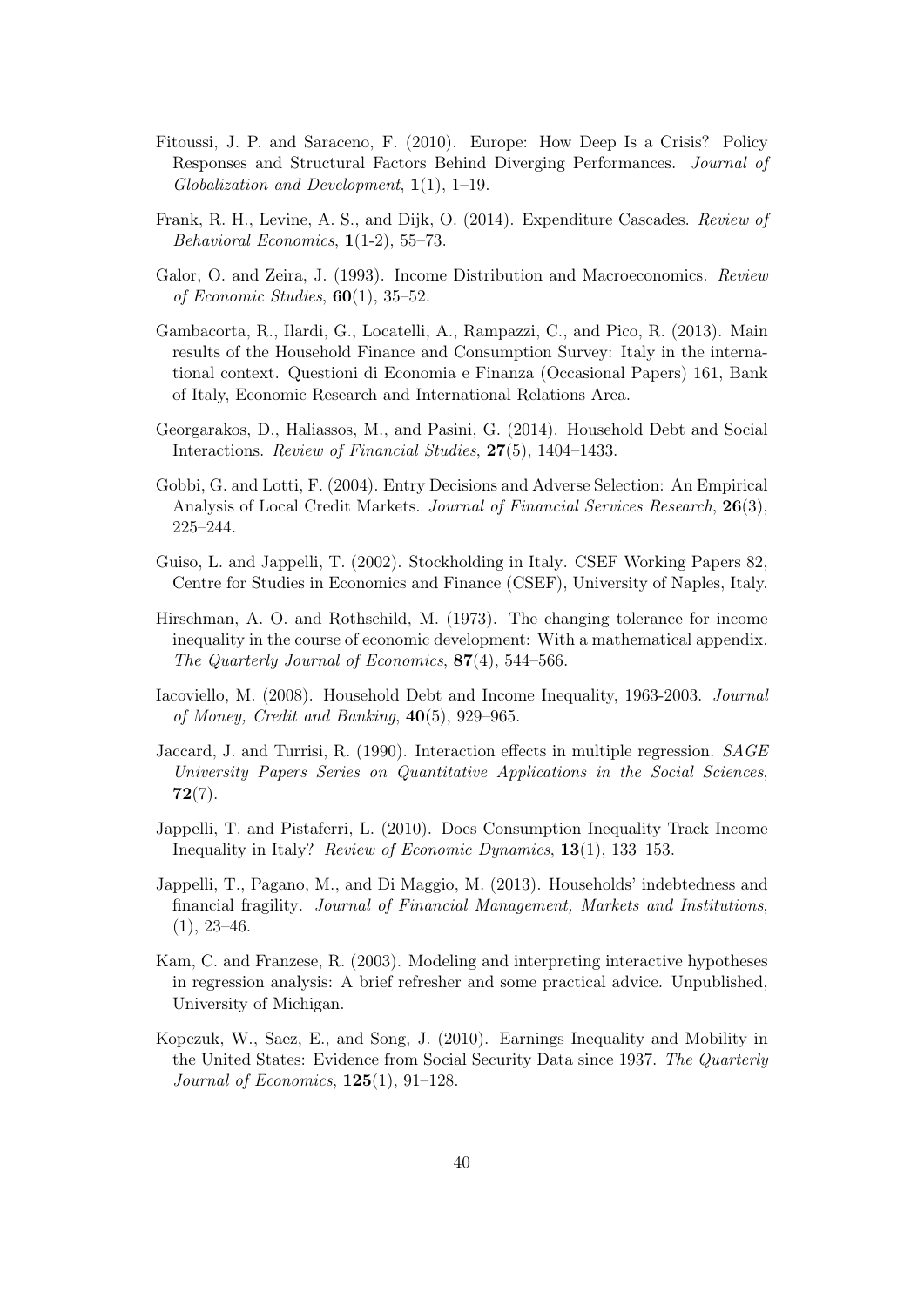Fitoussi, J. P. and Saraceno, F. (2010). Europe: How Deep Is a Crisis? Policy Responses and Structural Factors Behind Diverging Performances. *Journal of Globalization and Development*, **1**(1), 1–19.

Frank, R. H., Levine, A. S., and Dijk, O. (2014). Expenditure Cascades. *Review of Behavioral Economics*, **1**(1-2), 55–73.

Galor, O. and Zeira, J. (1993). Income Distribution and Macroeconomics. *Review of Economic Studies*, **60**(1), 35–52.

Gambacorta, R., Ilardi, G., Locatelli, A., Rampazzi, C., and Pico, R. (2013). Main results of the Household Finance and Consumption Survey: Italy in the international context. Questioni di Economia e Finanza (Occasional Papers) 161, Bank of Italy, Economic Research and International Relations Area.

Georgarakos, D., Haliassos, M., and Pasini, G. (2014). Household Debt and Social Interactions. *Review of Financial Studies*, **27**(5), 1404–1433.

Gobbi, G. and Lotti, F. (2004). Entry Decisions and Adverse Selection: An Empirical Analysis of Local Credit Markets. *Journal of Financial Services Research*, **26**(3), 225–244.

Guiso, L. and Jappelli, T. (2002). Stockholding in Italy. CSEF Working Papers 82, Centre for Studies in Economics and Finance (CSEF), University of Naples, Italy.

Hirschman, A. O. and Rothschild, M. (1973). The changing tolerance for income inequality in the course of economic development: With a mathematical appendix. *The Quarterly Journal of Economics*, **87**(4), 544–566.

Iacoviello, M. (2008). Household Debt and Income Inequality, 1963-2003. *Journal of Money, Credit and Banking*, **40**(5), 929–965.

Jaccard, J. and Turrisi, R. (1990). Interaction effects in multiple regression. *SAGE University Papers Series on Quantitative Applications in the Social Sciences*, **72**(7).

Jappelli, T. and Pistaferri, L. (2010). Does Consumption Inequality Track Income Inequality in Italy? *Review of Economic Dynamics*, **13**(1), 133–153.

Jappelli, T., Pagano, M., and Di Maggio, M. (2013). Households' indebtedness and financial fragility. *Journal of Financial Management, Markets and Institutions*, (1), 23–46.

Kam, C. and Franzese, R. (2003). Modeling and interpreting interactive hypotheses in regression analysis: A brief refresher and some practical advice. Unpublished, University of Michigan.

Kopczuk, W., Saez, E., and Song, J. (2010). Earnings Inequality and Mobility in the United States: Evidence from Social Security Data since 1937. *The Quarterly Journal of Economics*, **125**(1), 91–128.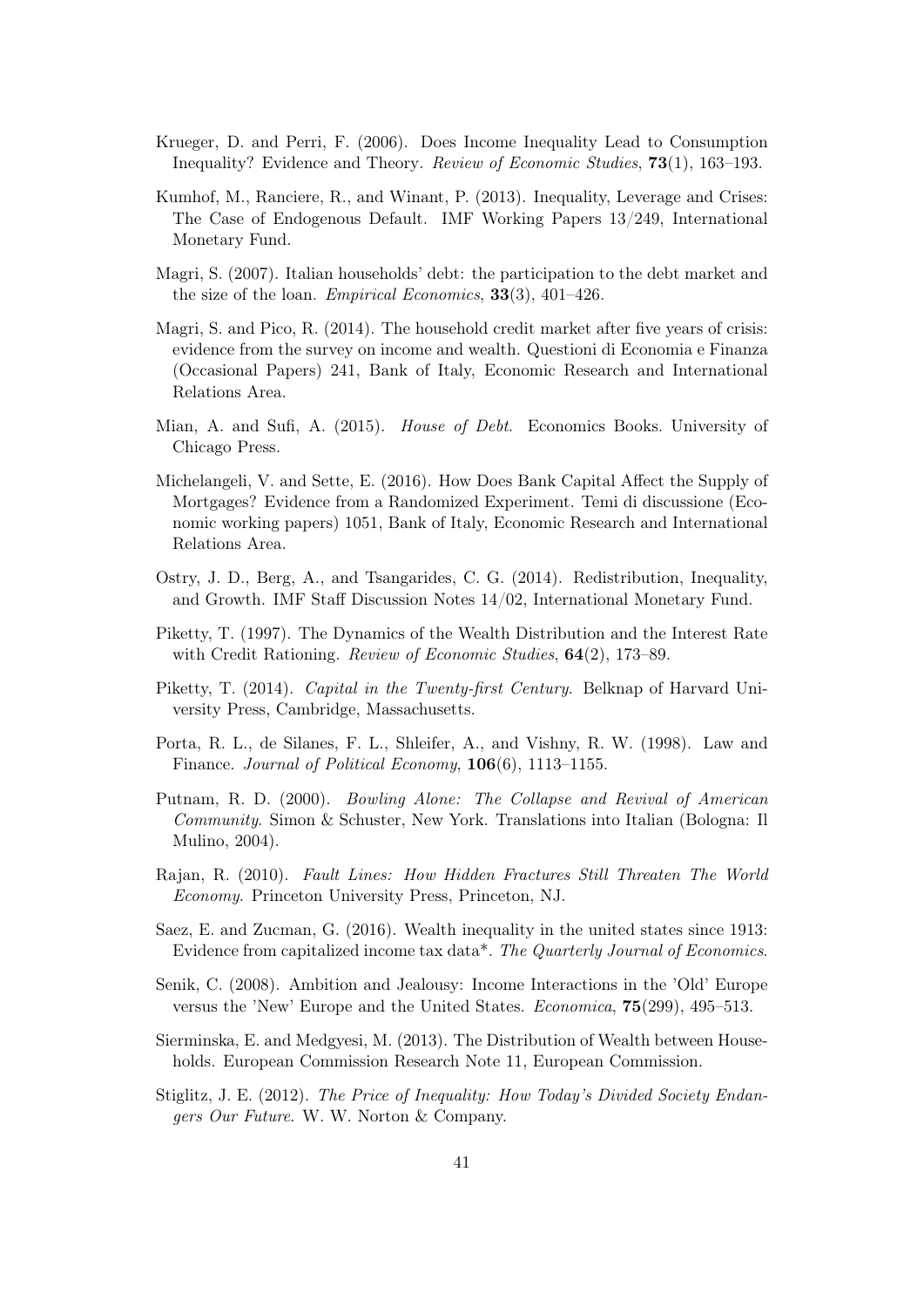Krueger, D. and Perri, F. (2006). Does Income Inequality Lead to Consumption Inequality? Evidence and Theory. *Review of Economic Studies*, **73**(1), 163–193.

Kumhof, M., Ranciere, R., and Winant, P. (2013). Inequality, Leverage and Crises: The Case of Endogenous Default. IMF Working Papers 13/249, International Monetary Fund.

Magri, S. (2007). Italian households' debt: the participation to the debt market and the size of the loan. *Empirical Economics*, **33**(3), 401–426.

Magri, S. and Pico, R. (2014). The household credit market after five years of crisis: evidence from the survey on income and wealth. Questioni di Economia e Finanza (Occasional Papers) 241, Bank of Italy, Economic Research and International Relations Area.

Mian, A. and Sufi, A. (2015). *House of Debt*. Economics Books. University of Chicago Press.

Michelangeli, V. and Sette, E. (2016). How Does Bank Capital Affect the Supply of Mortgages? Evidence from a Randomized Experiment. Temi di discussione (Economic working papers) 1051, Bank of Italy, Economic Research and International Relations Area.

Ostry, J. D., Berg, A., and Tsangarides, C. G. (2014). Redistribution, Inequality, and Growth. IMF Staff Discussion Notes 14/02, International Monetary Fund.

Piketty, T. (1997). The Dynamics of the Wealth Distribution and the Interest Rate with Credit Rationing. *Review of Economic Studies*, **64**(2), 173–89.

Piketty, T. (2014). *Capital in the Twenty-first Century*. Belknap of Harvard University Press, Cambridge, Massachusetts.

Porta, R. L., de Silanes, F. L., Shleifer, A., and Vishny, R. W. (1998). Law and Finance. *Journal of Political Economy*, **106**(6), 1113–1155.

Putnam, R. D. (2000). *Bowling Alone: The Collapse and Revival of American Community*. Simon & Schuster, New York. Translations into Italian (Bologna: Il Mulino, 2004).

Rajan, R. (2010). *Fault Lines: How Hidden Fractures Still Threaten The World Economy*. Princeton University Press, Princeton, NJ.

Saez, E. and Zucman, G. (2016). Wealth inequality in the united states since 1913: Evidence from capitalized income tax data*. *The Quarterly Journal of Economics*.

Senik, C. (2008). Ambition and Jealousy: Income Interactions in the 'Old' Europe versus the 'New' Europe and the United States. *Economica*, **75**(299), 495–513.

Sierminska, E. and Medgyesi, M. (2013). The Distribution of Wealth between Households. European Commission Research Note 11, European Commission.

Stiglitz, J. E. (2012). *The Price of Inequality: How Today's Divided Society Endangers Our Future*. W. W. Norton & Company.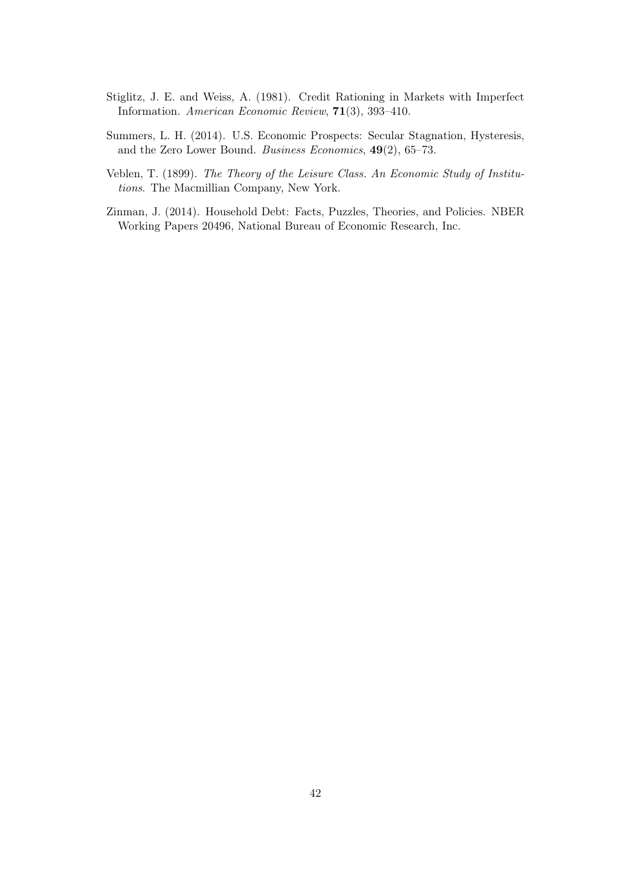Stiglitz, J. E. and Weiss, A. (1981). Credit Rationing in Markets with Imperfect Information. *American Economic Review*, **71**(3), 393–410.

Summers, L. H. (2014). U.S. Economic Prospects: Secular Stagnation, Hysteresis, and the Zero Lower Bound. *Business Economics*, **49**(2), 65–73.

Veblen, T. (1899). *The Theory of the Leisure Class. An Economic Study of Institutions*. The Macmillian Company, New York.

Zinman, J. (2014). Household Debt: Facts, Puzzles, Theories, and Policies. NBER Working Papers 20496, National Bureau of Economic Research, Inc.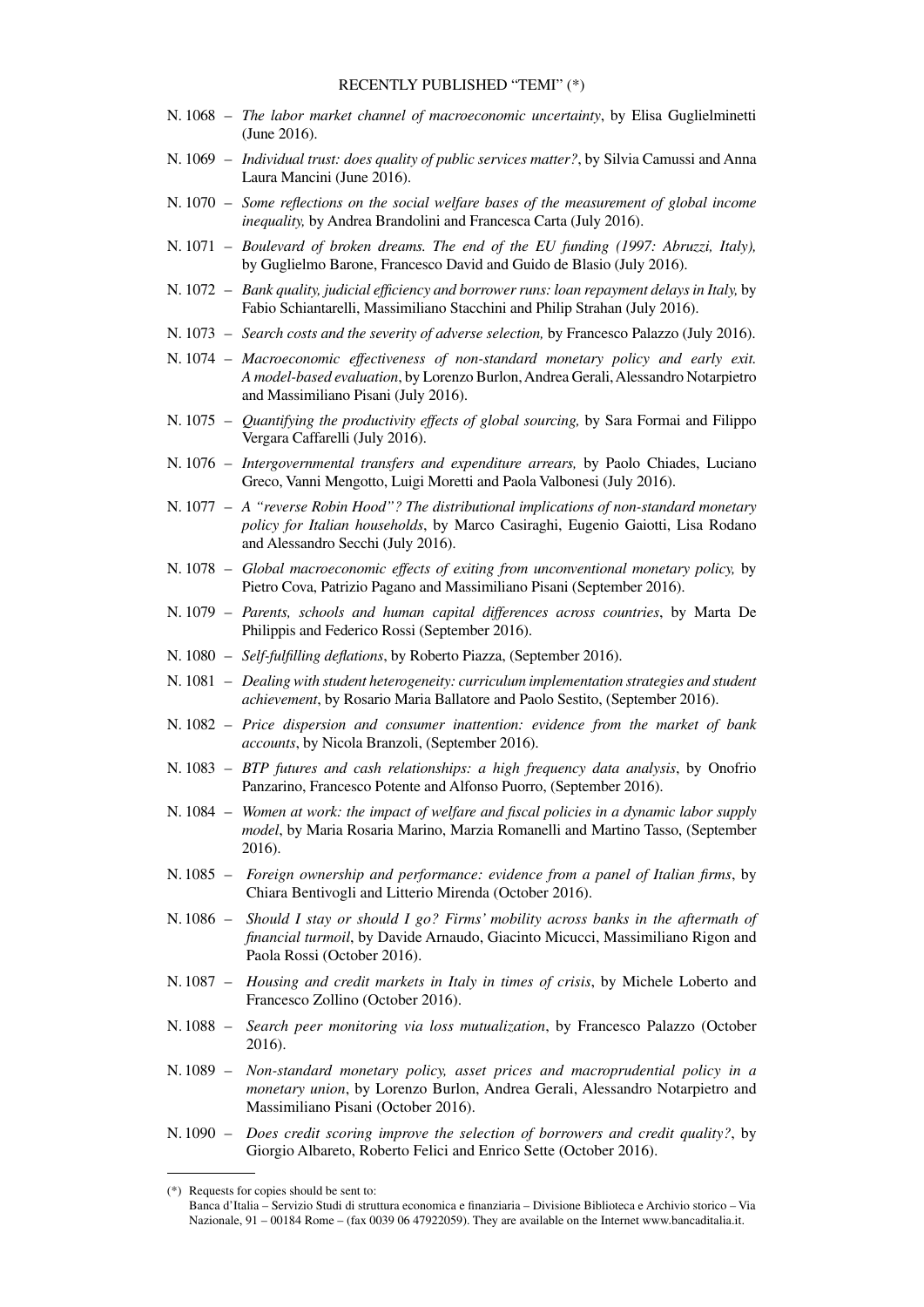# RECENTLY PUBLISHED "TEMI" (*)

N. 1068 – *The labor market channel of macroeconomic uncertainty*, by Elisa Guglielminetti (June 2016).

N. 1069 – *Individual trust: does quality of public services matter?*, by Silvia Camussi and Anna Laura Mancini (June 2016).

N. 1070 – *Some reflections on the social welfare bases of the measurement of global income inequality,* by Andrea Brandolini and Francesca Carta (July 2016).

N. 1071 – *Boulevard of broken dreams. The end of the EU funding (1997: Abruzzi, Italy),* by Guglielmo Barone, Francesco David and Guido de Blasio (July 2016).

N. 1072 – *Bank quality, judicial efficiency and borrower runs: loan repayment delays in Italy,* by Fabio Schiantarelli, Massimiliano Stacchini and Philip Strahan (July 2016).

N. 1073 – *Search costs and the severity of adverse selection,* by Francesco Palazzo (July 2016).

N. 1074 – *Macroeconomic effectiveness of non-standard monetary policy and early exit. A model-based evaluation*, by Lorenzo Burlon, Andrea Gerali, Alessandro Notarpietro and Massimiliano Pisani (July 2016).

N. 1075 – *Quantifying the productivity effects of global sourcing,* by Sara Formai and Filippo Vergara Caffarelli (July 2016).

N. 1076 – *Intergovernmental transfers and expenditure arrears,* by Paolo Chiades, Luciano Greco, Vanni Mengotto, Luigi Moretti and Paola Valbonesi (July 2016).

N. 1077 – *A "reverse Robin Hood"? The distributional implications of non-standard monetary policy for Italian households*, by Marco Casiraghi, Eugenio Gaiotti, Lisa Rodano and Alessandro Secchi (July 2016).

N. 1078 – *Global macroeconomic effects of exiting from unconventional monetary policy,* by Pietro Cova, Patrizio Pagano and Massimiliano Pisani (September 2016).

N. 1079 – *Parents, schools and human capital differences across countries*, by Marta De Philippis and Federico Rossi (September 2016).

N. 1080 – *Self-fulfilling deflations*, by Roberto Piazza, (September 2016).

N. 1081 – *Dealing with student heterogeneity: curriculum implementation strategies and student achievement*, by Rosario Maria Ballatore and Paolo Sestito, (September 2016).

N. 1082 – *Price dispersion and consumer inattention: evidence from the market of bank accounts*, by Nicola Branzoli, (September 2016).

N. 1083 – *BTP futures and cash relationships: a high frequency data analysis*, by Onofrio Panzarino, Francesco Potente and Alfonso Puorro, (September 2016).

N. 1084 – *Women at work: the impact of welfare and fiscal policies in a dynamic labor supply model*, by Maria Rosaria Marino, Marzia Romanelli and Martino Tasso, (September 2016).

N. 1085 – *Foreign ownership and performance: evidence from a panel of Italian firms*, by Chiara Bentivogli and Litterio Mirenda (October 2016).

N. 1086 – *Should I stay or should I go? Firms' mobility across banks in the aftermath of financial turmoil*, by Davide Arnaudo, Giacinto Micucci, Massimiliano Rigon and Paola Rossi (October 2016).

N. 1087 – *Housing and credit markets in Italy in times of crisis*, by Michele Loberto and Francesco Zollino (October 2016).

N. 1088 – *Search peer monitoring via loss mutualization*, by Francesco Palazzo (October 2016).

N. 1089 – *Non-standard monetary policy, asset prices and macroprudential policy in a monetary union*, by Lorenzo Burlon, Andrea Gerali, Alessandro Notarpietro and Massimiliano Pisani (October 2016).

N. 1090 – *Does credit scoring improve the selection of borrowers and credit quality?*, by Giorgio Albareto, Roberto Felici and Enrico Sette (October 2016).

---

(*) Requests for copies should be sent to:
Banca d'Italia – Servizio Studi di struttura economica e finanziaria – Divisione Biblioteca e Archivio storico – Via Nazionale, 91 – 00184 Rome – (fax 0039 06 47922059). They are available on the Internet www.bancaditalia.it.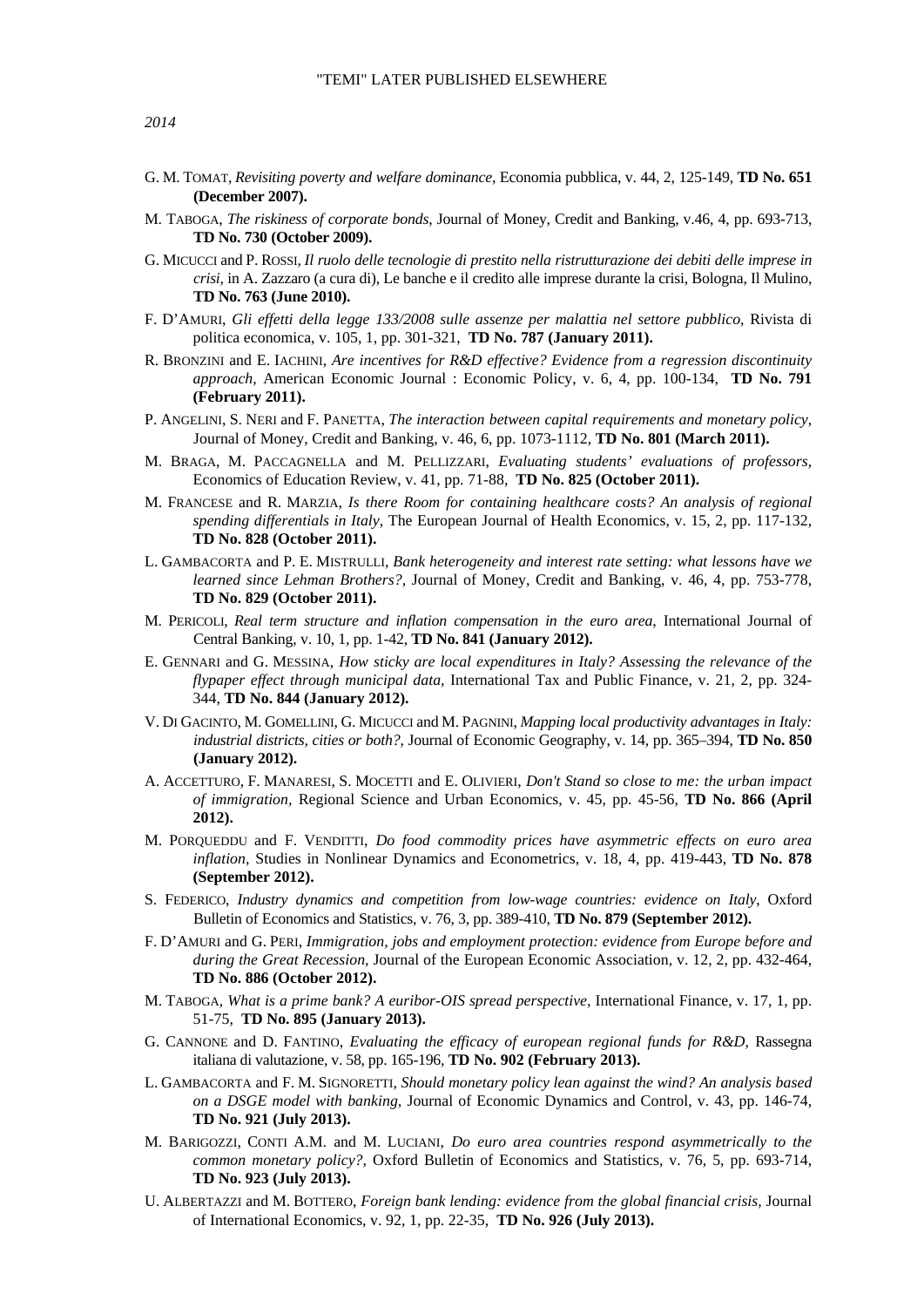*2014*

G. M. TOMAT, *Revisiting poverty and welfare dominance*, Economia pubblica, v. 44, 2, 125-149, **TD No. 651 (December 2007).**

M. TABOGA, *The riskiness of corporate bonds,* Journal of Money, Credit and Banking, v.46, 4, pp. 693-713, **TD No. 730 (October 2009).**

G. MICUCCI and P. ROSSI, *Il ruolo delle tecnologie di prestito nella ristrutturazione dei debiti delle imprese in crisi,* in A. Zazzaro (a cura di), Le banche e il credito alle imprese durante la crisi, Bologna, Il Mulino, **TD No. 763 (June 2010).**

F. D'AMURI, *Gli effetti della legge 133/2008 sulle assenze per malattia nel settore pubblico,* Rivista di politica economica, v. 105, 1, pp. 301-321, **TD No. 787 (January 2011).**

R. BRONZINI and E. IACHINI, *Are incentives for R&D effective? Evidence from a regression discontinuity approach,* American Economic Journal : Economic Policy, v. 6, 4, pp. 100-134, **TD No. 791 (February 2011).**

P. ANGELINI, S. NERI and F. PANETTA, *The interaction between capital requirements and monetary policy*, Journal of Money, Credit and Banking, v. 46, 6, pp. 1073-1112, **TD No. 801 (March 2011).**

M. BRAGA, M. PACCAGNELLA and M. PELLIZZARI, *Evaluating students' evaluations of professors,* Economics of Education Review, v. 41, pp. 71-88, **TD No. 825 (October 2011).**

M. FRANCESE and R. MARZIA, *Is there Room for containing healthcare costs? An analysis of regional spending differentials in Italy,* The European Journal of Health Economics, v. 15, 2, pp. 117-132, **TD No. 828 (October 2011).**

L. GAMBACORTA and P. E. MISTRULLI, *Bank heterogeneity and interest rate setting: what lessons have we learned since Lehman Brothers?,* Journal of Money, Credit and Banking, v. 46, 4, pp. 753-778, **TD No. 829 (October 2011).**

M. PERICOLI, *Real term structure and inflation compensation in the euro area*, International Journal of Central Banking, v. 10, 1, pp. 1-42, **TD No. 841 (January 2012).**

E. GENNARI and G. MESSINA, *How sticky are local expenditures in Italy? Assessing the relevance of the flypaper effect through municipal data,* International Tax and Public Finance, v. 21, 2, pp. 324-344, **TD No. 844 (January 2012).**

V. DI GACINTO, M. GOMELLINI, G. MICUCCI and M. PAGNINI, *Mapping local productivity advantages in Italy: industrial districts, cities or both?*, Journal of Economic Geography, v. 14, pp. 365–394, **TD No. 850 (January 2012).**

A. ACCETTURO, F. MANARESI, S. MOCETTI and E. OLIVIERI, *Don't Stand so close to me: the urban impact of immigration,* Regional Science and Urban Economics, v. 45, pp. 45-56, **TD No. 866 (April 2012).**

M. PORQUEDDU and F. VENDITTI, *Do food commodity prices have asymmetric effects on euro area inflation*, Studies in Nonlinear Dynamics and Econometrics, v. 18, 4, pp. 419-443, **TD No. 878 (September 2012).**

S. FEDERICO, *Industry dynamics and competition from low-wage countries: evidence on Italy*, Oxford Bulletin of Economics and Statistics, v. 76, 3, pp. 389-410, **TD No. 879 (September 2012).**

F. D'AMURI and G. PERI, *Immigration, jobs and employment protection: evidence from Europe before and during the Great Recession,* Journal of the European Economic Association, v. 12, 2, pp. 432-464, **TD No. 886 (October 2012).**

M. TABOGA, *What is a prime bank? A euribor-OIS spread perspective,* International Finance, v. 17, 1, pp. 51-75, **TD No. 895 (January 2013).**

G. CANNONE and D. FANTINO, *Evaluating the efficacy of european regional funds for R&D,* Rassegna italiana di valutazione, v. 58, pp. 165-196, **TD No. 902 (February 2013).**

L. GAMBACORTA and F. M. SIGNORETTI, *Should monetary policy lean against the wind? An analysis based on a DSGE model with banking,* Journal of Economic Dynamics and Control, v. 43, pp. 146-74, **TD No. 921 (July 2013).**

M. BARIGOZZI, CONTI A.M. and M. LUCIANI, *Do euro area countries respond asymmetrically to the common monetary policy?,* Oxford Bulletin of Economics and Statistics, v. 76, 5, pp. 693-714, **TD No. 923 (July 2013).**

U. ALBERTAZZI and M. BOTTERO, *Foreign bank lending: evidence from the global financial crisis,* Journal of International Economics, v. 92, 1, pp. 22-35, **TD No. 926 (July 2013).**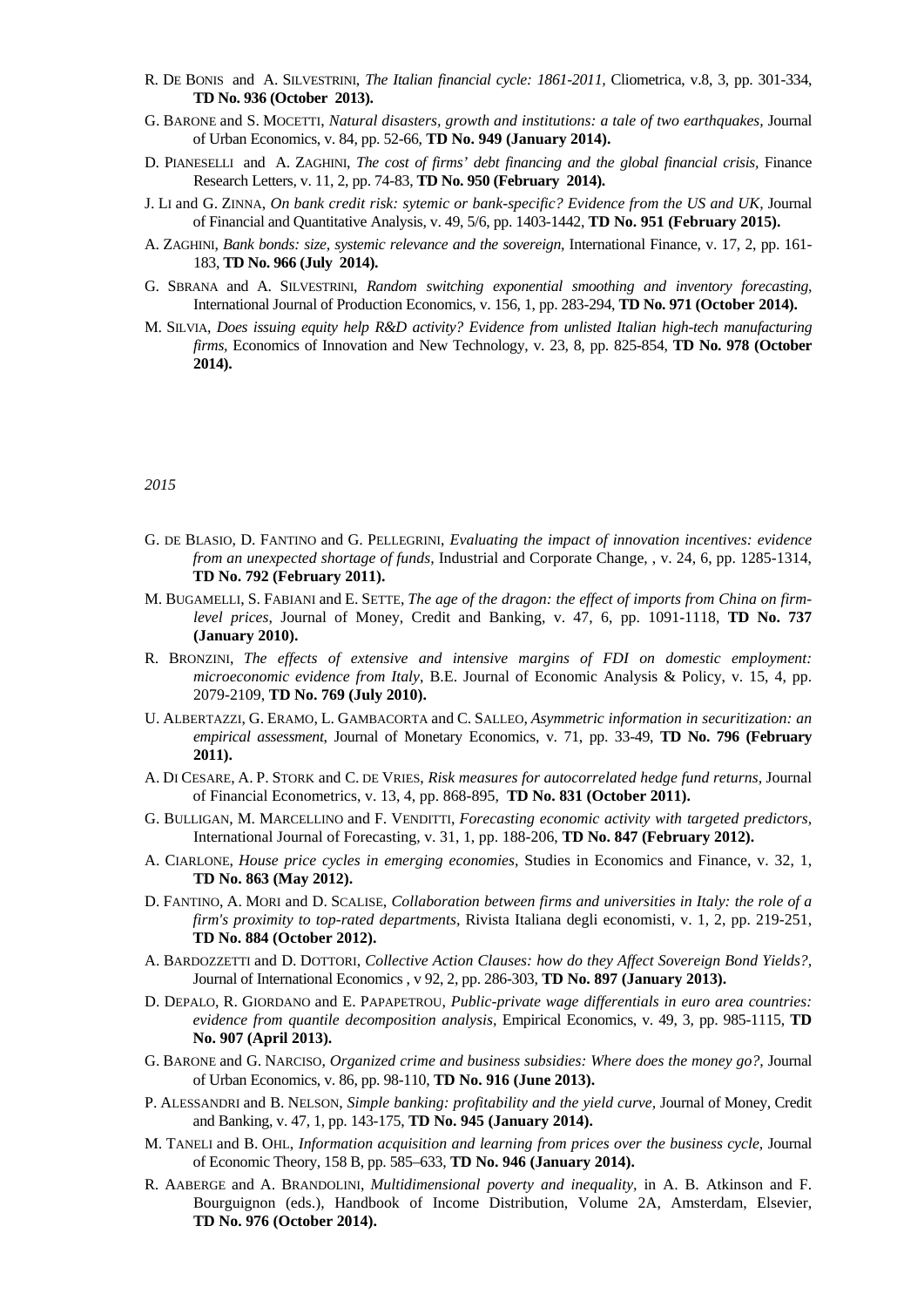R. DE BONIS and A. SILVESTRINI, *The Italian financial cycle: 1861-2011*, Cliometrica, v.8, 3, pp. 301-334, **TD No. 936 (October 2013).**

G. BARONE and S. MOCETTI, *Natural disasters, growth and institutions: a tale of two earthquakes*, Journal of Urban Economics, v. 84, pp. 52-66, **TD No. 949 (January 2014).**

D. PIANESELLI and A. ZAGHINI, *The cost of firms' debt financing and the global financial crisis*, Finance Research Letters, v. 11, 2, pp. 74-83, **TD No. 950 (February 2014).**

J. LI and G. ZINNA, *On bank credit risk: sytemic or bank-specific? Evidence from the US and UK*, Journal of Financial and Quantitative Analysis, v. 49, 5/6, pp. 1403-1442, **TD No. 951 (February 2015).**

A. ZAGHINI, *Bank bonds: size, systemic relevance and the sovereign*, International Finance, v. 17, 2, pp. 161-183, **TD No. 966 (July 2014).**

G. SBRANA and A. SILVESTRINI, *Random switching exponential smoothing and inventory forecasting*, International Journal of Production Economics, v. 156, 1, pp. 283-294, **TD No. 971 (October 2014).**

M. SILVIA, *Does issuing equity help R&D activity? Evidence from unlisted Italian high-tech manufacturing firms*, Economics of Innovation and New Technology, v. 23, 8, pp. 825-854, **TD No. 978 (October 2014).**

*2015*

G. DE BLASIO, D. FANTINO and G. PELLEGRINI, *Evaluating the impact of innovation incentives: evidence from an unexpected shortage of funds*, Industrial and Corporate Change, , v. 24, 6, pp. 1285-1314, **TD No. 792 (February 2011).**

M. BUGAMELLI, S. FABIANI and E. SETTE, *The age of the dragon: the effect of imports from China on firm-level prices*, Journal of Money, Credit and Banking, v. 47, 6, pp. 1091-1118, **TD No. 737 (January 2010).**

R. BRONZINI, *The effects of extensive and intensive margins of FDI on domestic employment: microeconomic evidence from Italy*, B.E. Journal of Economic Analysis & Policy, v. 15, 4, pp. 2079-2109, **TD No. 769 (July 2010).**

U. ALBERTAZZI, G. ERAMO, L. GAMBACORTA and C. SALLEO, *Asymmetric information in securitization: an empirical assessment*, Journal of Monetary Economics, v. 71, pp. 33-49, **TD No. 796 (February 2011).**

A. DI CESARE, A. P. STORK and C. DE VRIES, *Risk measures for autocorrelated hedge fund returns*, Journal of Financial Econometrics, v. 13, 4, pp. 868-895, **TD No. 831 (October 2011).**

G. BULLIGAN, M. MARCELLINO and F. VENDITTI, *Forecasting economic activity with targeted predictors*, International Journal of Forecasting, v. 31, 1, pp. 188-206, **TD No. 847 (February 2012).**

A. CIARLONE, *House price cycles in emerging economies*, Studies in Economics and Finance, v. 32, 1, **TD No. 863 (May 2012).**

D. FANTINO, A. MORI and D. SCALISE, *Collaboration between firms and universities in Italy: the role of a firm's proximity to top-rated departments*, Rivista Italiana degli economisti, v. 1, 2, pp. 219-251, **TD No. 884 (October 2012).**

A. BARDOZZETTI and D. DOTTORI, *Collective Action Clauses: how do they Affect Sovereign Bond Yields?*, Journal of International Economics , v 92, 2, pp. 286-303, **TD No. 897 (January 2013).**

D. DEPALO, R. GIORDANO and E. PAPAPETROU, *Public-private wage differentials in euro area countries: evidence from quantile decomposition analysis*, Empirical Economics, v. 49, 3, pp. 985-1115, **TD No. 907 (April 2013).**

G. BARONE and G. NARCISO, *Organized crime and business subsidies: Where does the money go?*, Journal of Urban Economics, v. 86, pp. 98-110, **TD No. 916 (June 2013).**

P. ALESSANDRI and B. NELSON, *Simple banking: profitability and the yield curve*, Journal of Money, Credit and Banking, v. 47, 1, pp. 143-175, **TD No. 945 (January 2014).**

M. TANELI and B. OHL, *Information acquisition and learning from prices over the business cycle*, Journal of Economic Theory, 158 B, pp. 585–633, **TD No. 946 (January 2014).**

R. AABERGE and A. BRANDOLINI, *Multidimensional poverty and inequality*, in A. B. Atkinson and F. Bourguignon (eds.), Handbook of Income Distribution, Volume 2A, Amsterdam, Elsevier, **TD No. 976 (October 2014).**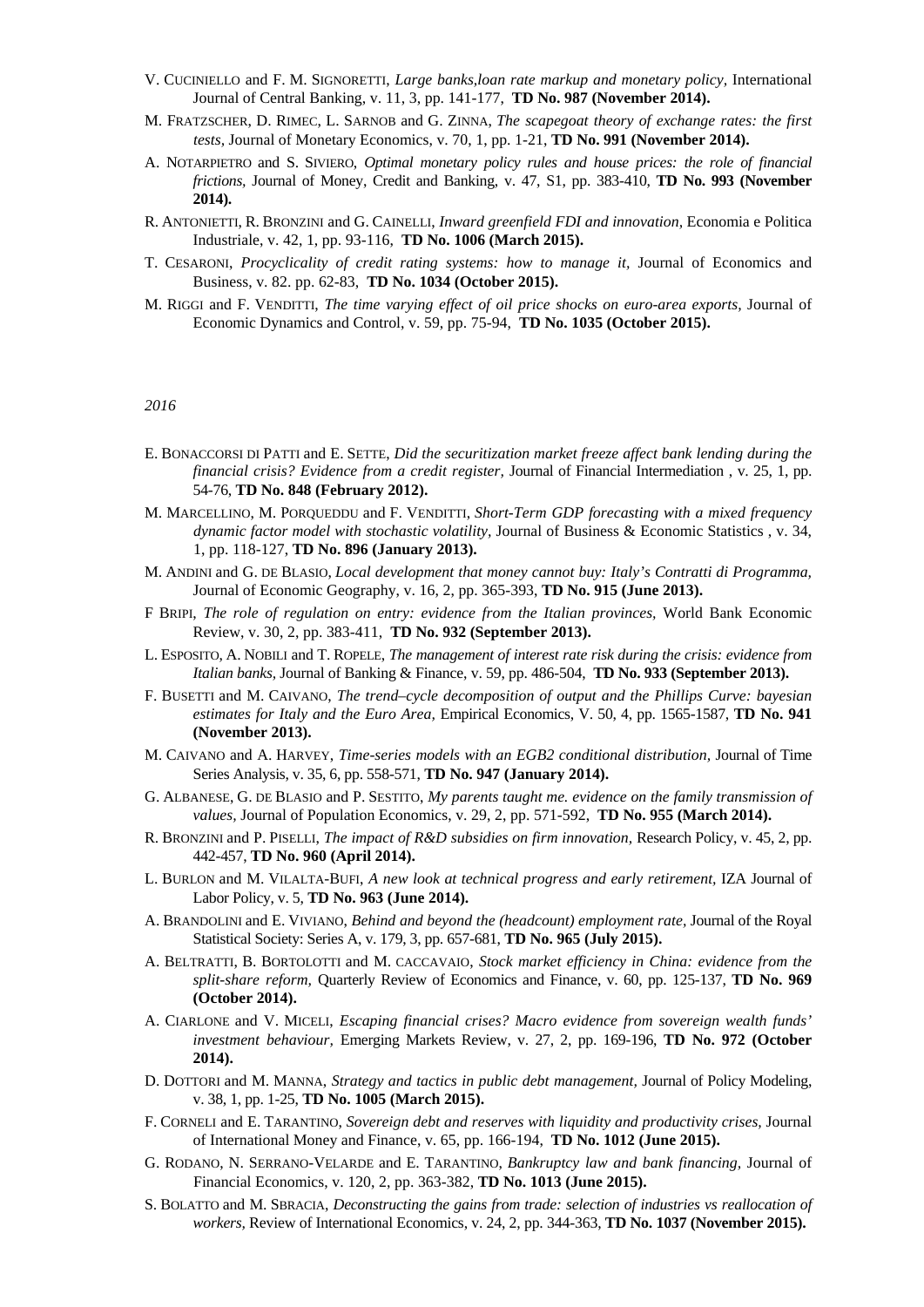V. Cuciniello and F. M. Signoretti, *Large banks,loan rate markup and monetary policy,* International Journal of Central Banking, v. 11, 3, pp. 141-177, **TD No. 987 (November 2014).**

M. Fratzscher, D. Rimec, L. Sarnob and G. Zinna, *The scapegoat theory of exchange rates: the first tests,* Journal of Monetary Economics, v. 70, 1, pp. 1-21, **TD No. 991 (November 2014).**

A. Notarpietro and S. Siviero, *Optimal monetary policy rules and house prices: the role of financial frictions,* Journal of Money, Credit and Banking, v. 47, S1, pp. 383-410, **TD No. 993 (November 2014).**

R. Antonietti, R. Bronzini and G. Cainelli, *Inward greenfield FDI and innovation,* Economia e Politica Industriale, v. 42, 1, pp. 93-116, **TD No. 1006 (March 2015).**

T. Cesaroni, *Procyclicality of credit rating systems: how to manage it,* Journal of Economics and Business, v. 82. pp. 62-83, **TD No. 1034 (October 2015).**

M. Riggi and F. Venditti, *The time varying effect of oil price shocks on euro-area exports,* Journal of Economic Dynamics and Control, v. 59, pp. 75-94, **TD No. 1035 (October 2015).**

*2016*

E. Bonaccorsi di Patti and E. Sette, *Did the securitization market freeze affect bank lending during the financial crisis? Evidence from a credit register,* Journal of Financial Intermediation , v. 25, 1, pp. 54-76, **TD No. 848 (February 2012).**

M. Marcellino, M. Porqueddu and F. Venditti, *Short-Term GDP forecasting with a mixed frequency dynamic factor model with stochastic volatility,* Journal of Business & Economic Statistics , v. 34, 1, pp. 118-127, **TD No. 896 (January 2013).**

M. Andini and G. de Blasio, *Local development that money cannot buy: Italy's Contratti di Programma,* Journal of Economic Geography, v. 16, 2, pp. 365-393, **TD No. 915 (June 2013).**

F Bripi, *The role of regulation on entry: evidence from the Italian provinces,* World Bank Economic Review, v. 30, 2, pp. 383-411, **TD No. 932 (September 2013).**

L. Esposito, A. Nobili and T. Ropele, *The management of interest rate risk during the crisis: evidence from Italian banks,* Journal of Banking & Finance, v. 59, pp. 486-504, **TD No. 933 (September 2013).**

F. Busetti and M. Caivano, *The trend–cycle decomposition of output and the Phillips Curve: bayesian estimates for Italy and the Euro Area,* Empirical Economics, V. 50, 4, pp. 1565-1587, **TD No. 941 (November 2013).**

M. Caivano and A. Harvey, *Time-series models with an EGB2 conditional distribution,* Journal of Time Series Analysis, v. 35, 6, pp. 558-571, **TD No. 947 (January 2014).**

G. Albanese, G. de Blasio and P. Sestito, *My parents taught me. evidence on the family transmission of values,* Journal of Population Economics, v. 29, 2, pp. 571-592, **TD No. 955 (March 2014).**

R. Bronzini and P. Piselli, *The impact of R&D subsidies on firm innovation,* Research Policy, v. 45, 2, pp. 442-457, **TD No. 960 (April 2014).**

L. Burlon and M. Vilalta-Bufi, *A new look at technical progress and early retirement,* IZA Journal of Labor Policy, v. 5, **TD No. 963 (June 2014).**

A. Brandolini and E. Viviano, *Behind and beyond the (headcount) employment rate,* Journal of the Royal Statistical Society: Series A, v. 179, 3, pp. 657-681, **TD No. 965 (July 2015).**

A. Beltratti, B. Bortolotti and M. caccavaio, *Stock market efficiency in China: evidence from the split-share reform,* Quarterly Review of Economics and Finance, v. 60, pp. 125-137, **TD No. 969 (October 2014).**

A. Ciarlone and V. Miceli, *Escaping financial crises? Macro evidence from sovereign wealth funds' investment behaviour,* Emerging Markets Review, v. 27, 2, pp. 169-196, **TD No. 972 (October 2014).**

D. Dottori and M. Manna, *Strategy and tactics in public debt management,* Journal of Policy Modeling, v. 38, 1, pp. 1-25, **TD No. 1005 (March 2015).**

F. Corneli and E. Tarantino, *Sovereign debt and reserves with liquidity and productivity crises,* Journal of International Money and Finance, v. 65, pp. 166-194, **TD No. 1012 (June 2015).**

G. Rodano, N. Serrano-Velarde and E. Tarantino, *Bankruptcy law and bank financing,* Journal of Financial Economics, v. 120, 2, pp. 363-382, **TD No. 1013 (June 2015).**

S. Bolatto and M. Sbracia, *Deconstructing the gains from trade: selection of industries vs reallocation of workers,* Review of International Economics, v. 24, 2, pp. 344-363, **TD No. 1037 (November 2015).**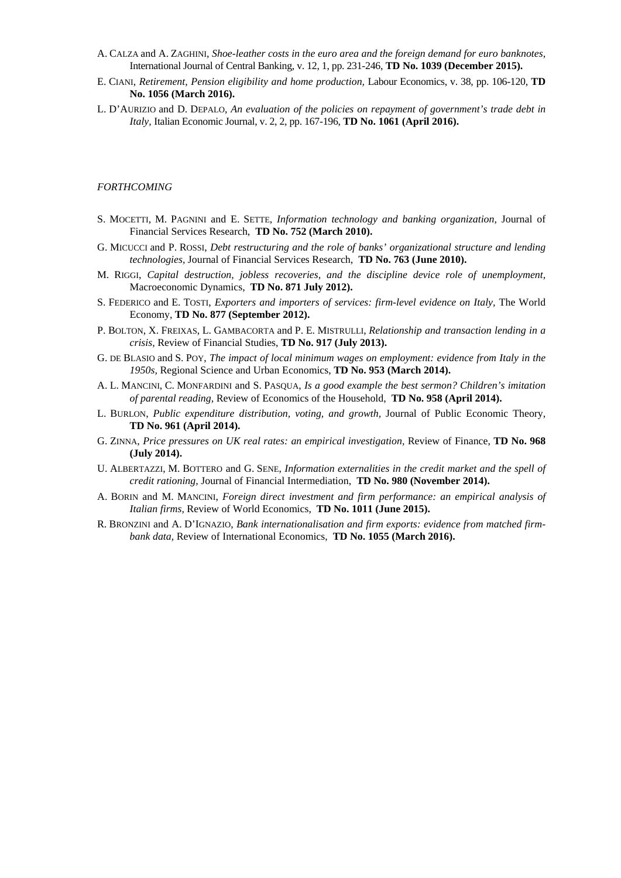A. CALZA and A. ZAGHINI, *Shoe-leather costs in the euro area and the foreign demand for euro banknotes,* International Journal of Central Banking, v. 12, 1, pp. 231-246, **TD No. 1039 (December 2015).**

E. CIANI, *Retirement, Pension eligibility and home production,* Labour Economics, v. 38, pp. 106-120, **TD No. 1056 (March 2016).**

L. D'AURIZIO and D. DEPALO, *An evaluation of the policies on repayment of government's trade debt in Italy,* Italian Economic Journal, v. 2, 2, pp. 167-196, **TD No. 1061 (April 2016).**

*FORTHCOMING*

S. MOCETTI, M. PAGNINI and E. SETTE, *Information technology and banking organization,* Journal of Financial Services Research, **TD No. 752 (March 2010).**

G. MICUCCI and P. ROSSI, *Debt restructuring and the role of banks' organizational structure and lending technologies,* Journal of Financial Services Research, **TD No. 763 (June 2010).**

M. RIGGI, *Capital destruction, jobless recoveries, and the discipline device role of unemployment,* Macroeconomic Dynamics, **TD No. 871 July 2012).**

S. FEDERICO and E. TOSTI, *Exporters and importers of services: firm-level evidence on Italy,* The World Economy, **TD No. 877 (September 2012).**

P. BOLTON, X. FREIXAS, L. GAMBACORTA and P. E. MISTRULLI, *Relationship and transaction lending in a crisis*, Review of Financial Studies, **TD No. 917 (July 2013).**

G. DE BLASIO and S. POY, *The impact of local minimum wages on employment: evidence from Italy in the 1950s,* Regional Science and Urban Economics, **TD No. 953 (March 2014).**

A. L. MANCINI, C. MONFARDINI and S. PASQUA, *Is a good example the best sermon? Children's imitation of parental reading,* Review of Economics of the Household, **TD No. 958 (April 2014).**

L. BURLON, *Public expenditure distribution, voting, and growth,* Journal of Public Economic Theory, **TD No. 961 (April 2014).**

G. ZINNA, *Price pressures on UK real rates: an empirical investigation,* Review of Finance, **TD No. 968 (July 2014).**

U. ALBERTAZZI, M. BOTTERO and G. SENE, *Information externalities in the credit market and the spell of credit rationing,* Journal of Financial Intermediation, **TD No. 980 (November 2014).**

A. BORIN and M. MANCINI, *Foreign direct investment and firm performance: an empirical analysis of Italian firms,* Review of World Economics, **TD No. 1011 (June 2015).**

R. BRONZINI and A. D'IGNAZIO, *Bank internationalisation and firm exports: evidence from matched firm-bank data,* Review of International Economics, **TD No. 1055 (March 2016).**